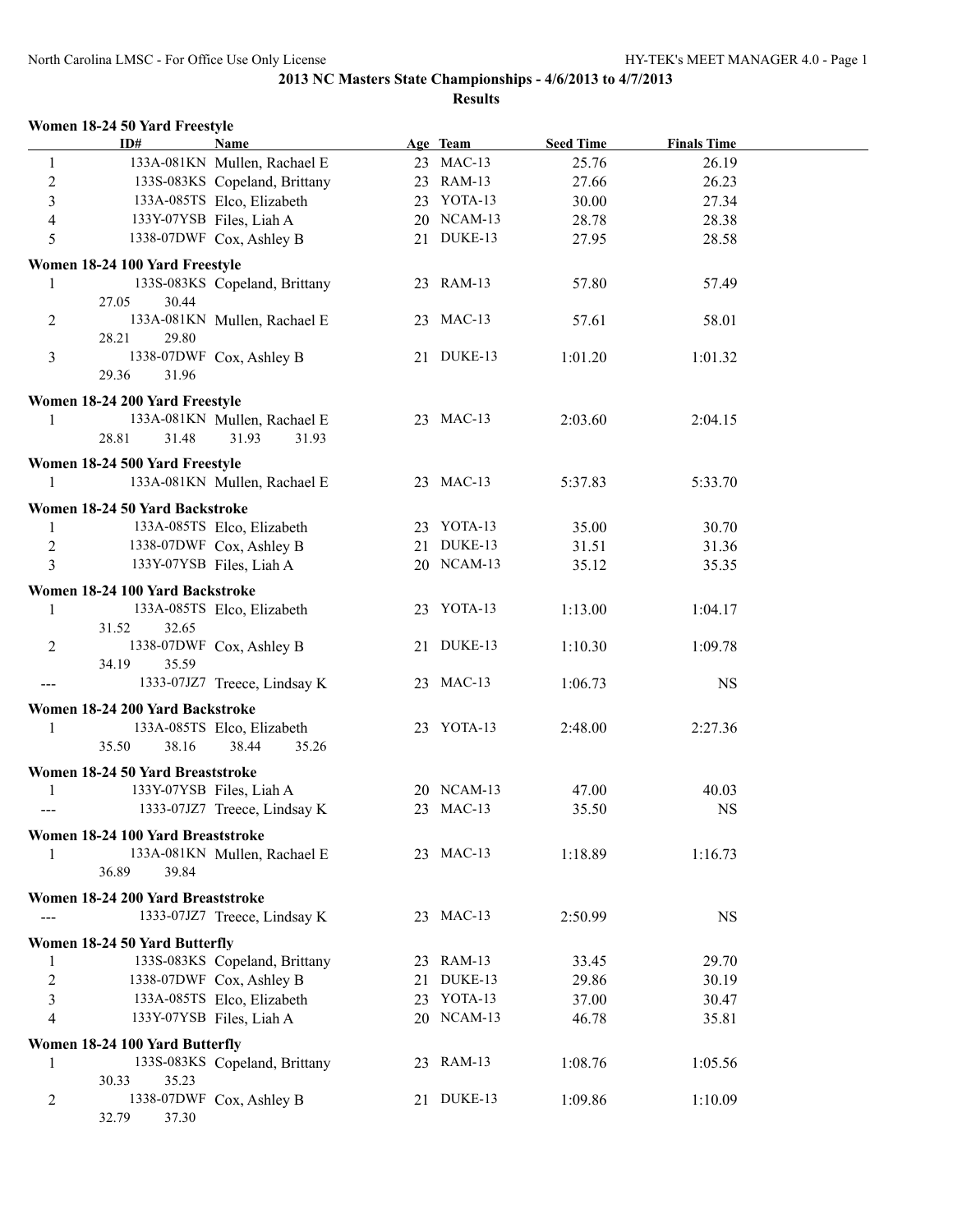## 2013 NC Masters State Championships - 4/6/2013 to 4/7/2013

### Results

**Women 18-24 50 Yard Freestyle**

| | ID# | Name | Age | Team | Seed Time | Finals Time |
|---|---|---|---|---|---|---|
| 1 | 133A-081KN | Mullen, Rachael E | 23 | MAC-13 | 25.76 | 26.19 |
| 2 | 133S-083KS | Copeland, Brittany | 23 | RAM-13 | 27.66 | 26.23 |
| 3 | 133A-085TS | Elco, Elizabeth | 23 | YOTA-13 | 30.00 | 27.34 |
| 4 | 133Y-07YSB | Files, Liah A | 20 | NCAM-13 | 28.78 | 28.38 |
| 5 | 1338-07DWF | Cox, Ashley B | 21 | DUKE-13 | 27.95 | 28.58 |

**Women 18-24 100 Yard Freestyle**

| | ID# | Name | Age | Team | Seed Time | Finals Time |
|---|---|---|---|---|---|---|
| 1 | 133S-083KS | Copeland, Brittany | 23 | RAM-13 | 57.80 | 57.49 |
| | 27.05 30.44 | | | | | |
| 2 | 133A-081KN | Mullen, Rachael E | 23 | MAC-13 | 57.61 | 58.01 |
| | 28.21 29.80 | | | | | |
| 3 | 1338-07DWF | Cox, Ashley B | 21 | DUKE-13 | 1:01.20 | 1:01.32 |
| | 29.36 31.96 | | | | | |

**Women 18-24 200 Yard Freestyle**

| | ID# | Name | Age | Team | Seed Time | Finals Time |
|---|---|---|---|---|---|---|
| 1 | 133A-081KN | Mullen, Rachael E | 23 | MAC-13 | 2:03.60 | 2:04.15 |
| | 28.81 31.48 31.93 31.93 | | | | | |

**Women 18-24 500 Yard Freestyle**

| | ID# | Name | Age | Team | Seed Time | Finals Time |
|---|---|---|---|---|---|---|
| 1 | 133A-081KN | Mullen, Rachael E | 23 | MAC-13 | 5:37.83 | 5:33.70 |

**Women 18-24 50 Yard Backstroke**

| | ID# | Name | Age | Team | Seed Time | Finals Time |
|---|---|---|---|---|---|---|
| 1 | 133A-085TS | Elco, Elizabeth | 23 | YOTA-13 | 35.00 | 30.70 |
| 2 | 1338-07DWF | Cox, Ashley B | 21 | DUKE-13 | 31.51 | 31.36 |
| 3 | 133Y-07YSB | Files, Liah A | 20 | NCAM-13 | 35.12 | 35.35 |

**Women 18-24 100 Yard Backstroke**

| | ID# | Name | Age | Team | Seed Time | Finals Time |
|---|---|---|---|---|---|---|
| 1 | 133A-085TS | Elco, Elizabeth | 23 | YOTA-13 | 1:13.00 | 1:04.17 |
| | 31.52 32.65 | | | | | |
| 2 | 1338-07DWF | Cox, Ashley B | 21 | DUKE-13 | 1:10.30 | 1:09.78 |
| | 34.19 35.59 | | | | | |
| --- | 1333-07JZ7 | Treece, Lindsay K | 23 | MAC-13 | 1:06.73 | NS |

**Women 18-24 200 Yard Backstroke**

| | ID# | Name | Age | Team | Seed Time | Finals Time |
|---|---|---|---|---|---|---|
| 1 | 133A-085TS | Elco, Elizabeth | 23 | YOTA-13 | 2:48.00 | 2:27.36 |
| | 35.50 38.16 38.44 35.26 | | | | | |

**Women 18-24 50 Yard Breaststroke**

| | ID# | Name | Age | Team | Seed Time | Finals Time |
|---|---|---|---|---|---|---|
| 1 | 133Y-07YSB | Files, Liah A | 20 | NCAM-13 | 47.00 | 40.03 |
| --- | 1333-07JZ7 | Treece, Lindsay K | 23 | MAC-13 | 35.50 | NS |

**Women 18-24 100 Yard Breaststroke**

| | ID# | Name | Age | Team | Seed Time | Finals Time |
|---|---|---|---|---|---|---|
| 1 | 133A-081KN | Mullen, Rachael E | 23 | MAC-13 | 1:18.89 | 1:16.73 |
| | 36.89 39.84 | | | | | |

**Women 18-24 200 Yard Breaststroke**

| | ID# | Name | Age | Team | Seed Time | Finals Time |
|---|---|---|---|---|---|---|
| --- | 1333-07JZ7 | Treece, Lindsay K | 23 | MAC-13 | 2:50.99 | NS |

**Women 18-24 50 Yard Butterfly**

| | ID# | Name | Age | Team | Seed Time | Finals Time |
|---|---|---|---|---|---|---|
| 1 | 133S-083KS | Copeland, Brittany | 23 | RAM-13 | 33.45 | 29.70 |
| 2 | 1338-07DWF | Cox, Ashley B | 21 | DUKE-13 | 29.86 | 30.19 |
| 3 | 133A-085TS | Elco, Elizabeth | 23 | YOTA-13 | 37.00 | 30.47 |
| 4 | 133Y-07YSB | Files, Liah A | 20 | NCAM-13 | 46.78 | 35.81 |

**Women 18-24 100 Yard Butterfly**

| | ID# | Name | Age | Team | Seed Time | Finals Time |
|---|---|---|---|---|---|---|
| 1 | 133S-083KS | Copeland, Brittany | 23 | RAM-13 | 1:08.76 | 1:05.56 |
| | 30.33 35.23 | | | | | |
| 2 | 1338-07DWF | Cox, Ashley B | 21 | DUKE-13 | 1:09.86 | 1:10.09 |
| | 32.79 37.30 | | | | | |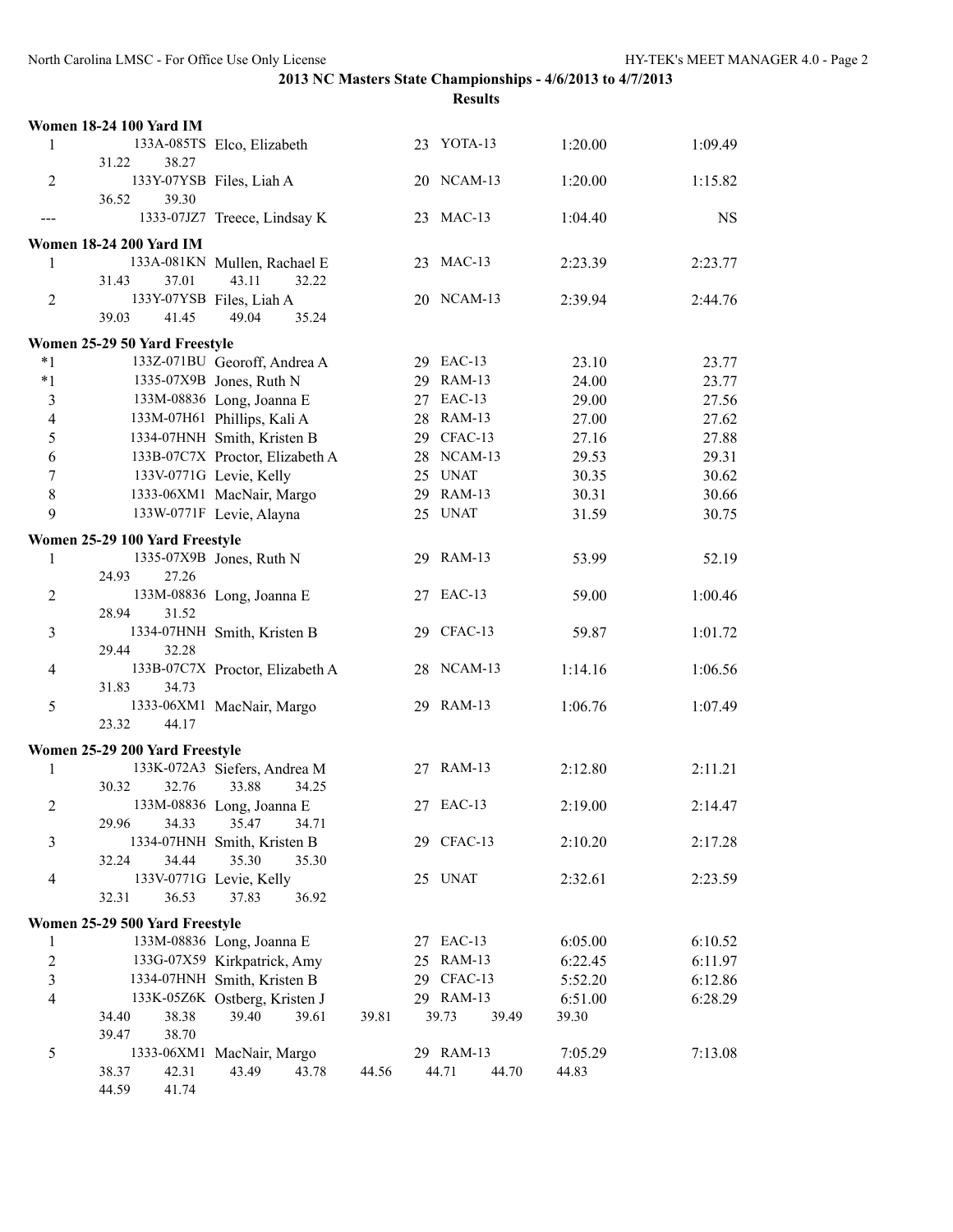**2013 NC Masters State Championships - 4/6/2013 to 4/7/2013**

**Results**

### Women 18-24 100 Yard IM

| Place | ID | Name | Age | Team | Seed Time | Finals Time |
|---|---|---|---|---|---|---|
| 1 | 133A-085TS | Elco, Elizabeth | 23 | YOTA-13 | 1:20.00 | 1:09.49 |
| | 31.22 | 38.27 | | | | |
| 2 | 133Y-07YSB | Files, Liah A | 20 | NCAM-13 | 1:20.00 | 1:15.82 |
| | 36.52 | 39.30 | | | | |
| --- | 1333-07JZ7 | Treece, Lindsay K | 23 | MAC-13 | 1:04.40 | NS |

### Women 18-24 200 Yard IM

| Place | ID | Name | Age | Team | Seed Time | Finals Time |
|---|---|---|---|---|---|---|
| 1 | 133A-081KN | Mullen, Rachael E | 23 | MAC-13 | 2:23.39 | 2:23.77 |
| | 31.43 | 37.01 43.11 32.22 | | | | |
| 2 | 133Y-07YSB | Files, Liah A | 20 | NCAM-13 | 2:39.94 | 2:44.76 |
| | 39.03 | 41.45 49.04 35.24 | | | | |

### Women 25-29 50 Yard Freestyle

| Place | ID | Name | Age | Team | Seed Time | Finals Time |
|---|---|---|---|---|---|---|
| *1 | 133Z-071BU | Georoff, Andrea A | 29 | EAC-13 | 23.10 | 23.77 |
| *1 | 1335-07X9B | Jones, Ruth N | 29 | RAM-13 | 24.00 | 23.77 |
| 3 | 133M-08836 | Long, Joanna E | 27 | EAC-13 | 29.00 | 27.56 |
| 4 | 133M-07H61 | Phillips, Kali A | 28 | RAM-13 | 27.00 | 27.62 |
| 5 | 1334-07HNH | Smith, Kristen B | 29 | CFAC-13 | 27.16 | 27.88 |
| 6 | 133B-07C7X | Proctor, Elizabeth A | 28 | NCAM-13 | 29.53 | 29.31 |
| 7 | 133V-0771G | Levie, Kelly | 25 | UNAT | 30.35 | 30.62 |
| 8 | 1333-06XM1 | MacNair, Margo | 29 | RAM-13 | 30.31 | 30.66 |
| 9 | 133W-0771F | Levie, Alayna | 25 | UNAT | 31.59 | 30.75 |

### Women 25-29 100 Yard Freestyle

| Place | ID | Name | Age | Team | Seed Time | Finals Time |
|---|---|---|---|---|---|---|
| 1 | 1335-07X9B | Jones, Ruth N | 29 | RAM-13 | 53.99 | 52.19 |
| | 24.93 | 27.26 | | | | |
| 2 | 133M-08836 | Long, Joanna E | 27 | EAC-13 | 59.00 | 1:00.46 |
| | 28.94 | 31.52 | | | | |
| 3 | 1334-07HNH | Smith, Kristen B | 29 | CFAC-13 | 59.87 | 1:01.72 |
| | 29.44 | 32.28 | | | | |
| 4 | 133B-07C7X | Proctor, Elizabeth A | 28 | NCAM-13 | 1:14.16 | 1:06.56 |
| | 31.83 | 34.73 | | | | |
| 5 | 1333-06XM1 | MacNair, Margo | 29 | RAM-13 | 1:06.76 | 1:07.49 |
| | 23.32 | 44.17 | | | | |

### Women 25-29 200 Yard Freestyle

| Place | ID | Name | Age | Team | Seed Time | Finals Time |
|---|---|---|---|---|---|---|
| 1 | 133K-072A3 | Siefers, Andrea M | 27 | RAM-13 | 2:12.80 | 2:11.21 |
| | 30.32 | 32.76 33.88 34.25 | | | | |
| 2 | 133M-08836 | Long, Joanna E | 27 | EAC-13 | 2:19.00 | 2:14.47 |
| | 29.96 | 34.33 35.47 34.71 | | | | |
| 3 | 1334-07HNH | Smith, Kristen B | 29 | CFAC-13 | 2:10.20 | 2:17.28 |
| | 32.24 | 34.44 35.30 35.30 | | | | |
| 4 | 133V-0771G | Levie, Kelly | 25 | UNAT | 2:32.61 | 2:23.59 |
| | 32.31 | 36.53 37.83 36.92 | | | | |

### Women 25-29 500 Yard Freestyle

| Place | ID | Name | Age | Team | Seed Time | Finals Time |
|---|---|---|---|---|---|---|
| 1 | 133M-08836 | Long, Joanna E | 27 | EAC-13 | 6:05.00 | 6:10.52 |
| 2 | 133G-07X59 | Kirkpatrick, Amy | 25 | RAM-13 | 6:22.45 | 6:11.97 |
| 3 | 1334-07HNH | Smith, Kristen B | 29 | CFAC-13 | 5:52.20 | 6:12.86 |
| 4 | 133K-05Z6K | Ostberg, Kristen J | 29 | RAM-13 | 6:51.00 | 6:28.29 |
| | 34.40 | 38.38 39.40 39.61 39.81 39.73 39.49 39.30 | | | | |
| | 39.47 | 38.70 | | | | |
| 5 | 1333-06XM1 | MacNair, Margo | 29 | RAM-13 | 7:05.29 | 7:13.08 |
| | 38.37 | 42.31 43.49 43.78 44.56 44.71 44.70 44.83 | | | | |
| | 44.59 | 41.74 | | | | |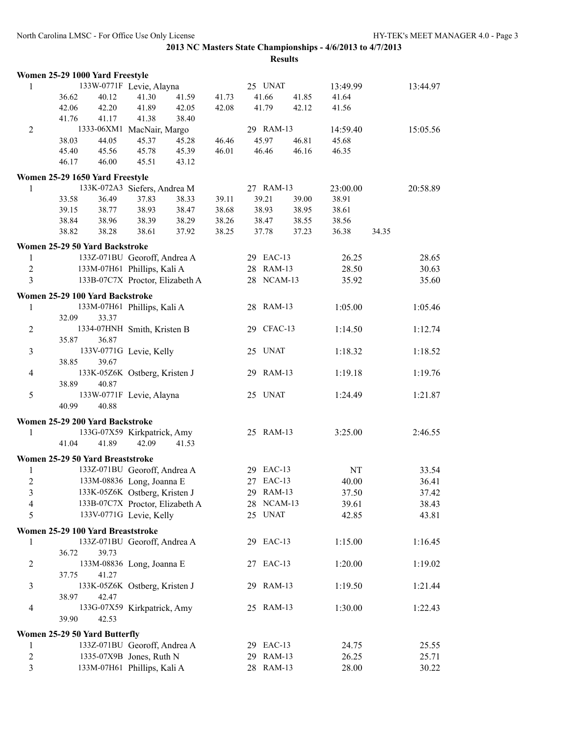## 2013 NC Masters State Championships - 4/6/2013 to 4/7/2013

### Results

**Women 25-29 1000 Yard Freestyle**

| Place | ID | Name | Age | Team | Seed Time | Finals Time |
|---|---|---|---|---|---|---|
| 1 | 133W-0771F | Levie, Alayna | 25 | UNAT | 13:49.99 | 13:44.97 |
| | 36.62 40.12 41.30 41.59 41.73 41.66 41.85 41.64 | | | | | |
| | 42.06 42.20 41.89 42.05 42.08 41.79 42.12 41.56 | | | | | |
| | 41.76 41.17 41.38 38.40 | | | | | |
| 2 | 1333-06XM1 | MacNair, Margo | 29 | RAM-13 | 14:59.40 | 15:05.56 |
| | 38.03 44.05 45.37 45.28 46.46 45.97 46.81 45.68 | | | | | |
| | 45.40 45.56 45.78 45.39 46.01 46.46 46.16 46.35 | | | | | |
| | 46.17 46.00 45.51 43.12 | | | | | |

**Women 25-29 1650 Yard Freestyle**

| Place | ID | Name | Age | Team | Seed Time | Finals Time |
|---|---|---|---|---|---|---|
| 1 | 133K-072A3 | Siefers, Andrea M | 27 | RAM-13 | 23:00.00 | 20:58.89 |
| | 33.58 36.49 37.83 38.33 39.11 39.21 39.00 38.91 | | | | | |
| | 39.15 38.77 38.93 38.47 38.68 38.93 38.95 38.61 | | | | | |
| | 38.84 38.96 38.39 38.29 38.26 38.47 38.55 38.56 | | | | | |
| | 38.82 38.28 38.61 37.92 38.25 37.78 37.23 36.38 34.35 | | | | | |

**Women 25-29 50 Yard Backstroke**

| Place | ID | Name | Age | Team | Seed Time | Finals Time |
|---|---|---|---|---|---|---|
| 1 | 133Z-071BU | Georoff, Andrea A | 29 | EAC-13 | 26.25 | 28.65 |
| 2 | 133M-07H61 | Phillips, Kali A | 28 | RAM-13 | 28.50 | 30.63 |
| 3 | 133B-07C7X | Proctor, Elizabeth A | 28 | NCAM-13 | 35.92 | 35.60 |

**Women 25-29 100 Yard Backstroke**

| Place | ID | Name | Age | Team | Seed Time | Finals Time |
|---|---|---|---|---|---|---|
| 1 | 133M-07H61 | Phillips, Kali A | 28 | RAM-13 | 1:05.00 | 1:05.46 |
| | 32.09 33.37 | | | | | |
| 2 | 1334-07HNH | Smith, Kristen B | 29 | CFAC-13 | 1:14.50 | 1:12.74 |
| | 35.87 36.87 | | | | | |
| 3 | 133V-0771G | Levie, Kelly | 25 | UNAT | 1:18.32 | 1:18.52 |
| | 38.85 39.67 | | | | | |
| 4 | 133K-05Z6K | Ostberg, Kristen J | 29 | RAM-13 | 1:19.18 | 1:19.76 |
| | 38.89 40.87 | | | | | |
| 5 | 133W-0771F | Levie, Alayna | 25 | UNAT | 1:24.49 | 1:21.87 |
| | 40.99 40.88 | | | | | |

**Women 25-29 200 Yard Backstroke**

| Place | ID | Name | Age | Team | Seed Time | Finals Time |
|---|---|---|---|---|---|---|
| 1 | 133G-07X59 | Kirkpatrick, Amy | 25 | RAM-13 | 3:25.00 | 2:46.55 |
| | 41.04 41.89 42.09 41.53 | | | | | |

**Women 25-29 50 Yard Breaststroke**

| Place | ID | Name | Age | Team | Seed Time | Finals Time |
|---|---|---|---|---|---|---|
| 1 | 133Z-071BU | Georoff, Andrea A | 29 | EAC-13 | NT | 33.54 |
| 2 | 133M-08836 | Long, Joanna E | 27 | EAC-13 | 40.00 | 36.41 |
| 3 | 133K-05Z6K | Ostberg, Kristen J | 29 | RAM-13 | 37.50 | 37.42 |
| 4 | 133B-07C7X | Proctor, Elizabeth A | 28 | NCAM-13 | 39.61 | 38.43 |
| 5 | 133V-0771G | Levie, Kelly | 25 | UNAT | 42.85 | 43.81 |

**Women 25-29 100 Yard Breaststroke**

| Place | ID | Name | Age | Team | Seed Time | Finals Time |
|---|---|---|---|---|---|---|
| 1 | 133Z-071BU | Georoff, Andrea A | 29 | EAC-13 | 1:15.00 | 1:16.45 |
| | 36.72 39.73 | | | | | |
| 2 | 133M-08836 | Long, Joanna E | 27 | EAC-13 | 1:20.00 | 1:19.02 |
| | 37.75 41.27 | | | | | |
| 3 | 133K-05Z6K | Ostberg, Kristen J | 29 | RAM-13 | 1:19.50 | 1:21.44 |
| | 38.97 42.47 | | | | | |
| 4 | 133G-07X59 | Kirkpatrick, Amy | 25 | RAM-13 | 1:30.00 | 1:22.43 |
| | 39.90 42.53 | | | | | |

**Women 25-29 50 Yard Butterfly**

| Place | ID | Name | Age | Team | Seed Time | Finals Time |
|---|---|---|---|---|---|---|
| 1 | 133Z-071BU | Georoff, Andrea A | 29 | EAC-13 | 24.75 | 25.55 |
| 2 | 1335-07X9B | Jones, Ruth N | 29 | RAM-13 | 26.25 | 25.71 |
| 3 | 133M-07H61 | Phillips, Kali A | 28 | RAM-13 | 28.00 | 30.22 |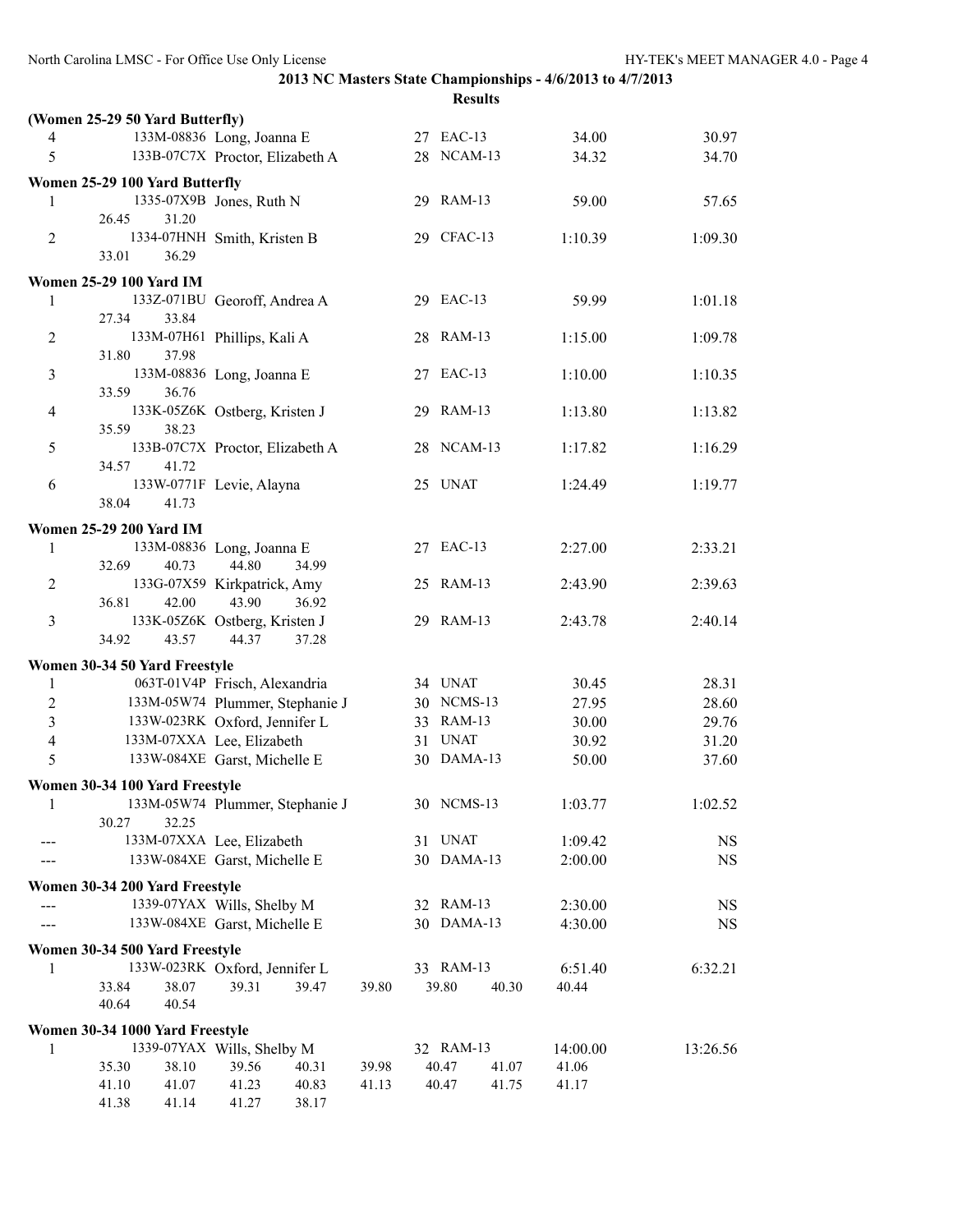## 2013 NC Masters State Championships - 4/6/2013 to 4/7/2013

### Results

**(Women 25-29 50 Yard Butterfly)**

| Place | ID | Name | Age | Team | Seed Time | Finals Time |
|---|---|---|---|---|---|---|
| 4 | 133M-08836 | Long, Joanna E | 27 | EAC-13 | 34.00 | 30.97 |
| 5 | 133B-07C7X | Proctor, Elizabeth A | 28 | NCAM-13 | 34.32 | 34.70 |

**Women 25-29 100 Yard Butterfly**

| Place | ID | Name | Age | Team | Seed Time | Finals Time |
|---|---|---|---|---|---|---|
| 1 | 1335-07X9B | Jones, Ruth N | 29 | RAM-13 | 59.00 | 57.65 |
| | 26.45 | 31.20 | | | | |
| 2 | 1334-07HNH | Smith, Kristen B | 29 | CFAC-13 | 1:10.39 | 1:09.30 |
| | 33.01 | 36.29 | | | | |

**Women 25-29 100 Yard IM**

| Place | ID | Name | Age | Team | Seed Time | Finals Time |
|---|---|---|---|---|---|---|
| 1 | 133Z-071BU | Georoff, Andrea A | 29 | EAC-13 | 59.99 | 1:01.18 |
| | 27.34 | 33.84 | | | | |
| 2 | 133M-07H61 | Phillips, Kali A | 28 | RAM-13 | 1:15.00 | 1:09.78 |
| | 31.80 | 37.98 | | | | |
| 3 | 133M-08836 | Long, Joanna E | 27 | EAC-13 | 1:10.00 | 1:10.35 |
| | 33.59 | 36.76 | | | | |
| 4 | 133K-05Z6K | Ostberg, Kristen J | 29 | RAM-13 | 1:13.80 | 1:13.82 |
| | 35.59 | 38.23 | | | | |
| 5 | 133B-07C7X | Proctor, Elizabeth A | 28 | NCAM-13 | 1:17.82 | 1:16.29 |
| | 34.57 | 41.72 | | | | |
| 6 | 133W-0771F | Levie, Alayna | 25 | UNAT | 1:24.49 | 1:19.77 |
| | 38.04 | 41.73 | | | | |

**Women 25-29 200 Yard IM**

| Place | ID | Name | Age | Team | Seed Time | Finals Time |
|---|---|---|---|---|---|---|
| 1 | 133M-08836 | Long, Joanna E | 27 | EAC-13 | 2:27.00 | 2:33.21 |
| | 32.69 | 40.73 44.80 34.99 | | | | |
| 2 | 133G-07X59 | Kirkpatrick, Amy | 25 | RAM-13 | 2:43.90 | 2:39.63 |
| | 36.81 | 42.00 43.90 36.92 | | | | |
| 3 | 133K-05Z6K | Ostberg, Kristen J | 29 | RAM-13 | 2:43.78 | 2:40.14 |
| | 34.92 | 43.57 44.37 37.28 | | | | |

**Women 30-34 50 Yard Freestyle**

| Place | ID | Name | Age | Team | Seed Time | Finals Time |
|---|---|---|---|---|---|---|
| 1 | 063T-01V4P | Frisch, Alexandria | 34 | UNAT | 30.45 | 28.31 |
| 2 | 133M-05W74 | Plummer, Stephanie J | 30 | NCMS-13 | 27.95 | 28.60 |
| 3 | 133W-023RK | Oxford, Jennifer L | 33 | RAM-13 | 30.00 | 29.76 |
| 4 | 133M-07XXA | Lee, Elizabeth | 31 | UNAT | 30.92 | 31.20 |
| 5 | 133W-084XE | Garst, Michelle E | 30 | DAMA-13 | 50.00 | 37.60 |

**Women 30-34 100 Yard Freestyle**

| Place | ID | Name | Age | Team | Seed Time | Finals Time |
|---|---|---|---|---|---|---|
| 1 | 133M-05W74 | Plummer, Stephanie J | 30 | NCMS-13 | 1:03.77 | 1:02.52 |
| | 30.27 | 32.25 | | | | |
| --- | 133M-07XXA | Lee, Elizabeth | 31 | UNAT | 1:09.42 | NS |
| --- | 133W-084XE | Garst, Michelle E | 30 | DAMA-13 | 2:00.00 | NS |

**Women 30-34 200 Yard Freestyle**

| Place | ID | Name | Age | Team | Seed Time | Finals Time |
|---|---|---|---|---|---|---|
| --- | 1339-07YAX | Wills, Shelby M | 32 | RAM-13 | 2:30.00 | NS |
| --- | 133W-084XE | Garst, Michelle E | 30 | DAMA-13 | 4:30.00 | NS |

**Women 30-34 500 Yard Freestyle**

| Place | ID | Name | Age | Team | Seed Time | Finals Time |
|---|---|---|---|---|---|---|
| 1 | 133W-023RK | Oxford, Jennifer L | 33 | RAM-13 | 6:51.40 | 6:32.21 |

Splits: 33.84 38.07 39.31 39.47 39.80 39.80 40.30 40.44 40.64 40.54

**Women 30-34 1000 Yard Freestyle**

| Place | ID | Name | Age | Team | Seed Time | Finals Time |
|---|---|---|---|---|---|---|
| 1 | 1339-07YAX | Wills, Shelby M | 32 | RAM-13 | 14:00.00 | 13:26.56 |

Splits: 35.30 38.10 39.56 40.31 39.98 40.47 41.07 41.06 41.10 41.07 41.23 40.83 41.13 40.47 41.75 41.17 41.38 41.14 41.27 38.17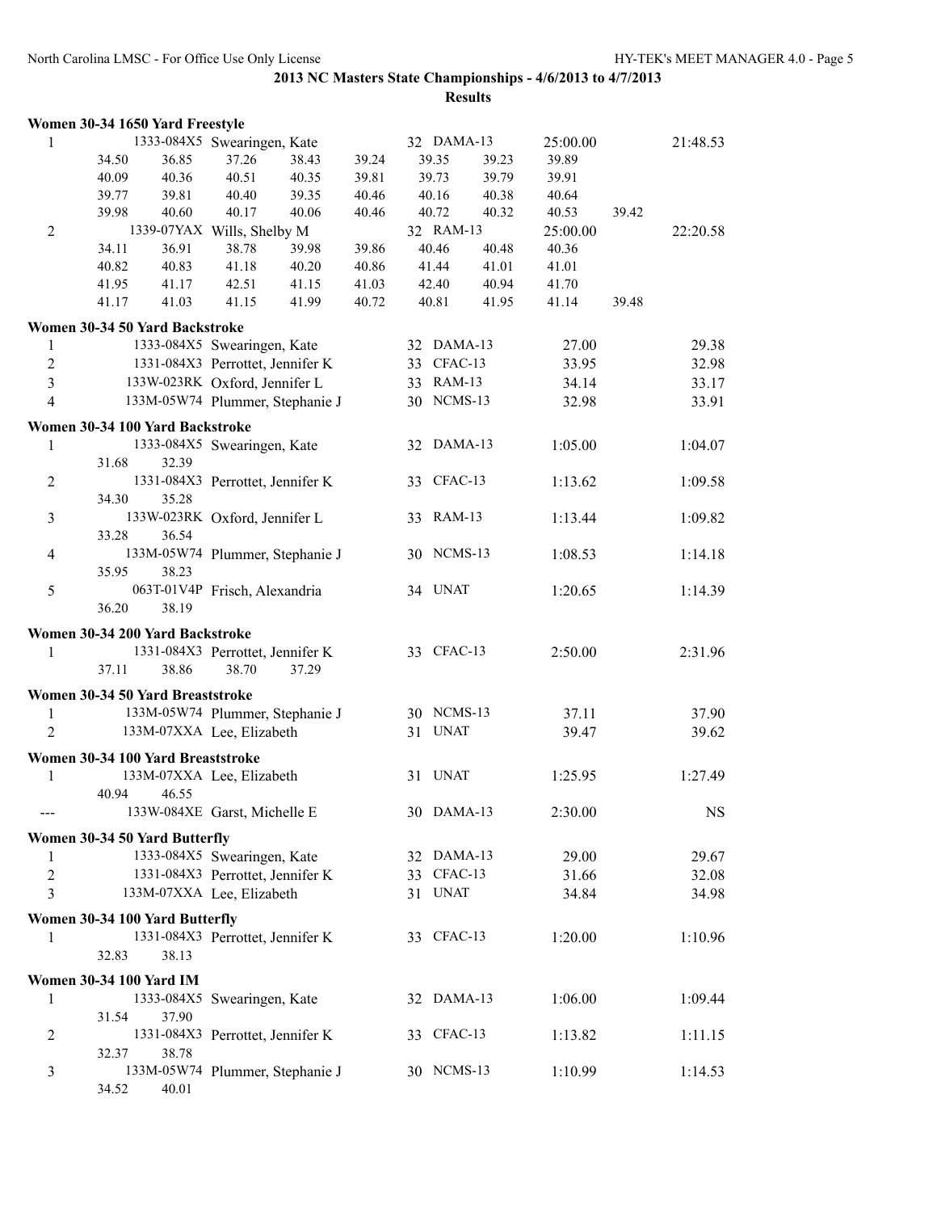**2013 NC Masters State Championships - 4/6/2013 to 4/7/2013**

**Results**

### Women 30-34 1650 Yard Freestyle

| Place | ID | Name | Age | Team | Seed Time | Finals Time |
|---|---|---|---|---|---|---|
| 1 | 1333-084X5 | Swearingen, Kate | 32 | DAMA-13 | 25:00.00 | 21:48.53 |
| | | 34.50 36.85 37.26 38.43 39.24 39.35 39.23 39.89 | | | | |
| | | 40.09 40.36 40.51 40.35 39.81 39.73 39.79 39.91 | | | | |
| | | 39.77 39.81 40.40 39.35 40.46 40.16 40.38 40.64 | | | | |
| | | 39.98 40.60 40.17 40.06 40.46 40.72 40.32 40.53 39.42 | | | | |
| 2 | 1339-07YAX | Wills, Shelby M | 32 | RAM-13 | 25:00.00 | 22:20.58 |
| | | 34.11 36.91 38.78 39.98 39.86 40.46 40.48 40.36 | | | | |
| | | 40.82 40.83 41.18 40.20 40.86 41.44 41.01 41.01 | | | | |
| | | 41.95 41.17 42.51 41.15 41.03 42.40 40.94 41.70 | | | | |
| | | 41.17 41.03 41.15 41.99 40.72 40.81 41.95 41.14 39.48 | | | | |

### Women 30-34 50 Yard Backstroke

| Place | ID | Name | Age | Team | Seed Time | Finals Time |
|---|---|---|---|---|---|---|
| 1 | 1333-084X5 | Swearingen, Kate | 32 | DAMA-13 | 27.00 | 29.38 |
| 2 | 1331-084X3 | Perrottet, Jennifer K | 33 | CFAC-13 | 33.95 | 32.98 |
| 3 | 133W-023RK | Oxford, Jennifer L | 33 | RAM-13 | 34.14 | 33.17 |
| 4 | 133M-05W74 | Plummer, Stephanie J | 30 | NCMS-13 | 32.98 | 33.91 |

### Women 30-34 100 Yard Backstroke

| Place | ID | Name | Age | Team | Seed Time | Finals Time |
|---|---|---|---|---|---|---|
| 1 | 1333-084X5 | Swearingen, Kate | 32 | DAMA-13 | 1:05.00 | 1:04.07 |
| | | 31.68 32.39 | | | | |
| 2 | 1331-084X3 | Perrottet, Jennifer K | 33 | CFAC-13 | 1:13.62 | 1:09.58 |
| | | 34.30 35.28 | | | | |
| 3 | 133W-023RK | Oxford, Jennifer L | 33 | RAM-13 | 1:13.44 | 1:09.82 |
| | | 33.28 36.54 | | | | |
| 4 | 133M-05W74 | Plummer, Stephanie J | 30 | NCMS-13 | 1:08.53 | 1:14.18 |
| | | 35.95 38.23 | | | | |
| 5 | 063T-01V4P | Frisch, Alexandria | 34 | UNAT | 1:20.65 | 1:14.39 |
| | | 36.20 38.19 | | | | |

### Women 30-34 200 Yard Backstroke

| Place | ID | Name | Age | Team | Seed Time | Finals Time |
|---|---|---|---|---|---|---|
| 1 | 1331-084X3 | Perrottet, Jennifer K | 33 | CFAC-13 | 2:50.00 | 2:31.96 |
| | | 37.11 38.86 38.70 37.29 | | | | |

### Women 30-34 50 Yard Breaststroke

| Place | ID | Name | Age | Team | Seed Time | Finals Time |
|---|---|---|---|---|---|---|
| 1 | 133M-05W74 | Plummer, Stephanie J | 30 | NCMS-13 | 37.11 | 37.90 |
| 2 | 133M-07XXA | Lee, Elizabeth | 31 | UNAT | 39.47 | 39.62 |

### Women 30-34 100 Yard Breaststroke

| Place | ID | Name | Age | Team | Seed Time | Finals Time |
|---|---|---|---|---|---|---|
| 1 | 133M-07XXA | Lee, Elizabeth | 31 | UNAT | 1:25.95 | 1:27.49 |
| | | 40.94 46.55 | | | | |
| --- | 133W-084XE | Garst, Michelle E | 30 | DAMA-13 | 2:30.00 | NS |

### Women 30-34 50 Yard Butterfly

| Place | ID | Name | Age | Team | Seed Time | Finals Time |
|---|---|---|---|---|---|---|
| 1 | 1333-084X5 | Swearingen, Kate | 32 | DAMA-13 | 29.00 | 29.67 |
| 2 | 1331-084X3 | Perrottet, Jennifer K | 33 | CFAC-13 | 31.66 | 32.08 |
| 3 | 133M-07XXA | Lee, Elizabeth | 31 | UNAT | 34.84 | 34.98 |

### Women 30-34 100 Yard Butterfly

| Place | ID | Name | Age | Team | Seed Time | Finals Time |
|---|---|---|---|---|---|---|
| 1 | 1331-084X3 | Perrottet, Jennifer K | 33 | CFAC-13 | 1:20.00 | 1:10.96 |
| | | 32.83 38.13 | | | | |

### Women 30-34 100 Yard IM

| Place | ID | Name | Age | Team | Seed Time | Finals Time |
|---|---|---|---|---|---|---|
| 1 | 1333-084X5 | Swearingen, Kate | 32 | DAMA-13 | 1:06.00 | 1:09.44 |
| | | 31.54 37.90 | | | | |
| 2 | 1331-084X3 | Perrottet, Jennifer K | 33 | CFAC-13 | 1:13.82 | 1:11.15 |
| | | 32.37 38.78 | | | | |
| 3 | 133M-05W74 | Plummer, Stephanie J | 30 | NCMS-13 | 1:10.99 | 1:14.53 |
| | | 34.52 40.01 | | | | |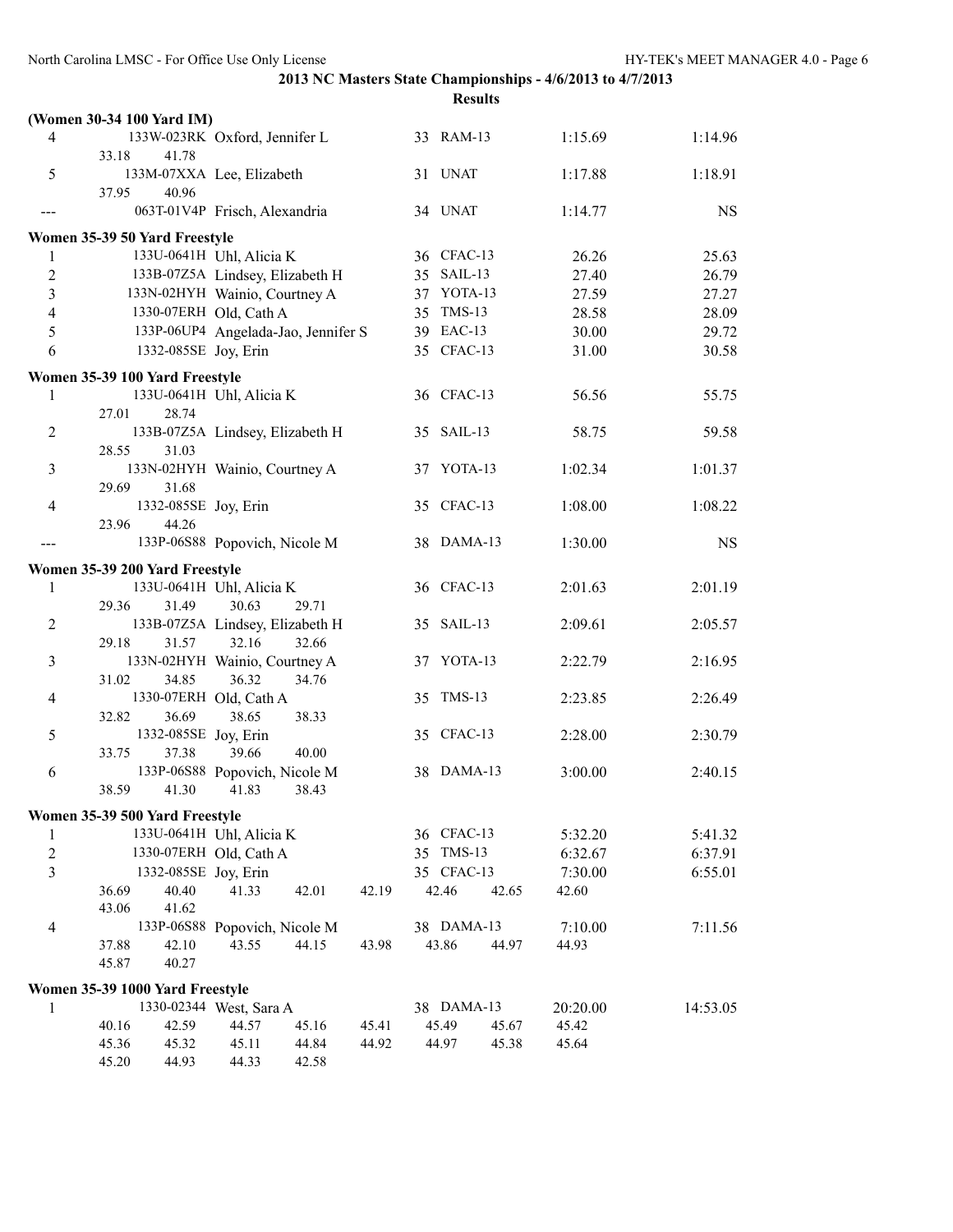2013 NC Masters State Championships - 4/6/2013 to 4/7/2013

Results

**(Women 30-34 100 Yard IM)**

| Place | ID | Name | Age | Team | Seed Time | Finals Time |
|---|---|---|---|---|---|---|
| 4 | 133W-023RK | Oxford, Jennifer L | 33 | RAM-13 | 1:15.69 | 1:14.96 |
| | 33.18 41.78 | | | | | |
| 5 | 133M-07XXA | Lee, Elizabeth | 31 | UNAT | 1:17.88 | 1:18.91 |
| | 37.95 40.96 | | | | | |
| --- | 063T-01V4P | Frisch, Alexandria | 34 | UNAT | 1:14.77 | NS |

**Women 35-39 50 Yard Freestyle**

| Place | ID | Name | Age | Team | Seed Time | Finals Time |
|---|---|---|---|---|---|---|
| 1 | 133U-0641H | Uhl, Alicia K | 36 | CFAC-13 | 26.26 | 25.63 |
| 2 | 133B-07Z5A | Lindsey, Elizabeth H | 35 | SAIL-13 | 27.40 | 26.79 |
| 3 | 133N-02HYH | Wainio, Courtney A | 37 | YOTA-13 | 27.59 | 27.27 |
| 4 | 1330-07ERH | Old, Cath A | 35 | TMS-13 | 28.58 | 28.09 |
| 5 | 133P-06UP4 | Angelada-Jao, Jennifer S | 39 | EAC-13 | 30.00 | 29.72 |
| 6 | 1332-085SE | Joy, Erin | 35 | CFAC-13 | 31.00 | 30.58 |

**Women 35-39 100 Yard Freestyle**

| Place | ID | Name | Age | Team | Seed Time | Finals Time |
|---|---|---|---|---|---|---|
| 1 | 133U-0641H | Uhl, Alicia K | 36 | CFAC-13 | 56.56 | 55.75 |
| | 27.01 28.74 | | | | | |
| 2 | 133B-07Z5A | Lindsey, Elizabeth H | 35 | SAIL-13 | 58.75 | 59.58 |
| | 28.55 31.03 | | | | | |
| 3 | 133N-02HYH | Wainio, Courtney A | 37 | YOTA-13 | 1:02.34 | 1:01.37 |
| | 29.69 31.68 | | | | | |
| 4 | 1332-085SE | Joy, Erin | 35 | CFAC-13 | 1:08.00 | 1:08.22 |
| | 23.96 44.26 | | | | | |
| --- | 133P-06S88 | Popovich, Nicole M | 38 | DAMA-13 | 1:30.00 | NS |

**Women 35-39 200 Yard Freestyle**

| Place | ID | Name | Age | Team | Seed Time | Finals Time |
|---|---|---|---|---|---|---|
| 1 | 133U-0641H | Uhl, Alicia K | 36 | CFAC-13 | 2:01.63 | 2:01.19 |
| | 29.36 31.49 30.63 29.71 | | | | | |
| 2 | 133B-07Z5A | Lindsey, Elizabeth H | 35 | SAIL-13 | 2:09.61 | 2:05.57 |
| | 29.18 31.57 32.16 32.66 | | | | | |
| 3 | 133N-02HYH | Wainio, Courtney A | 37 | YOTA-13 | 2:22.79 | 2:16.95 |
| | 31.02 34.85 36.32 34.76 | | | | | |
| 4 | 1330-07ERH | Old, Cath A | 35 | TMS-13 | 2:23.85 | 2:26.49 |
| | 32.82 36.69 38.65 38.33 | | | | | |
| 5 | 1332-085SE | Joy, Erin | 35 | CFAC-13 | 2:28.00 | 2:30.79 |
| | 33.75 37.38 39.66 40.00 | | | | | |
| 6 | 133P-06S88 | Popovich, Nicole M | 38 | DAMA-13 | 3:00.00 | 2:40.15 |
| | 38.59 41.30 41.83 38.43 | | | | | |

**Women 35-39 500 Yard Freestyle**

| Place | ID | Name | Age | Team | Seed Time | Finals Time |
|---|---|---|---|---|---|---|
| 1 | 133U-0641H | Uhl, Alicia K | 36 | CFAC-13 | 5:32.20 | 5:41.32 |
| 2 | 1330-07ERH | Old, Cath A | 35 | TMS-13 | 6:32.67 | 6:37.91 |
| 3 | 1332-085SE | Joy, Erin | 35 | CFAC-13 | 7:30.00 | 6:55.01 |
| | 36.69 40.40 41.33 42.01 42.19 42.46 42.65 42.60 | | | | | |
| | 43.06 41.62 | | | | | |
| 4 | 133P-06S88 | Popovich, Nicole M | 38 | DAMA-13 | 7:10.00 | 7:11.56 |
| | 37.88 42.10 43.55 44.15 43.98 43.86 44.97 44.93 | | | | | |
| | 45.87 40.27 | | | | | |

**Women 35-39 1000 Yard Freestyle**

| Place | ID | Name | Age | Team | Seed Time | Finals Time |
|---|---|---|---|---|---|---|
| 1 | 1330-02344 | West, Sara A | 38 | DAMA-13 | 20:20.00 | 14:53.05 |
| | 40.16 42.59 44.57 45.16 45.41 45.49 45.67 45.42 | | | | | |
| | 45.36 45.32 45.11 44.84 44.92 44.97 45.38 45.64 | | | | | |
| | 45.20 44.93 44.33 42.58 | | | | | |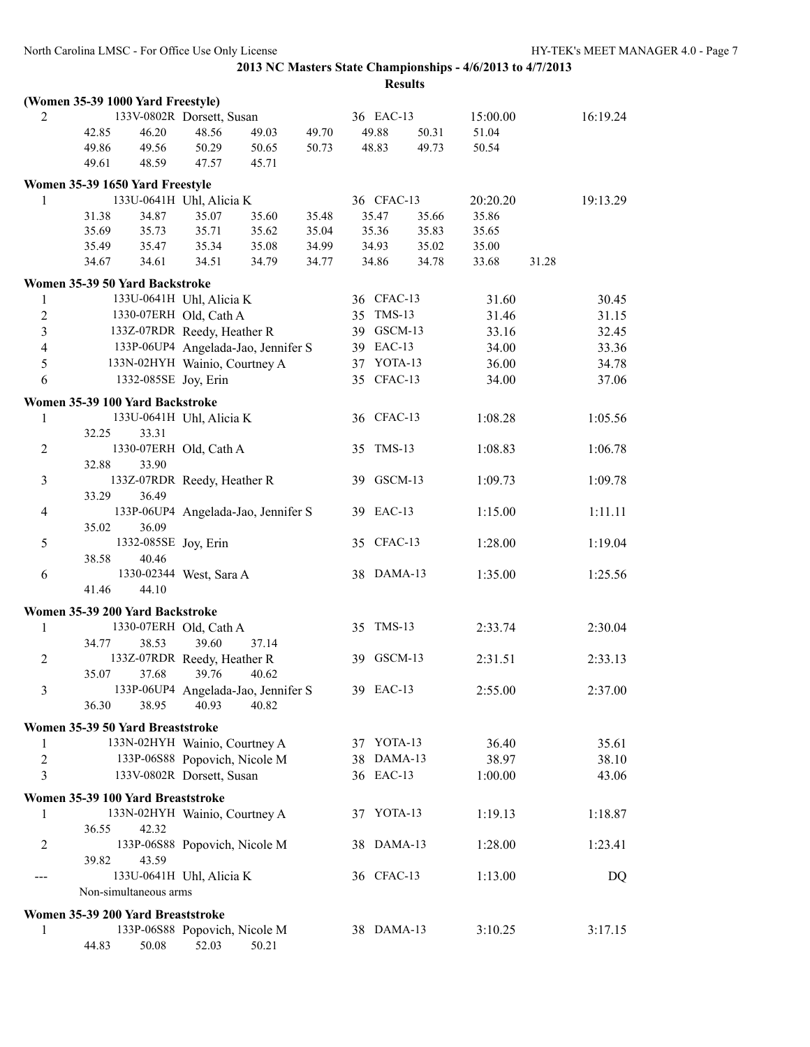**2013 NC Masters State Championships - 4/6/2013 to 4/7/2013**

**Results**

**(Women 35-39 1000 Yard Freestyle)**

```
  2         133V-0802R Dorsett, Susan              36 EAC-13          15:00.00         16:19.24
       42.85     46.20     48.56     49.03     49.70     49.88     50.31     51.04
       49.86     49.56     50.29     50.65     50.73     48.83     49.73     50.54
       49.61     48.59     47.57     45.71
```

**Women 35-39 1650 Yard Freestyle**

```
  1         133U-0641H Uhl, Alicia K               36 CFAC-13         20:20.20         19:13.29
       31.38     34.87     35.07     35.60     35.48     35.47     35.66     35.86
       35.69     35.73     35.71     35.62     35.04     35.36     35.83     35.65
       35.49     35.47     35.34     35.08     34.99     34.93     35.02     35.00
       34.67     34.61     34.51     34.79     34.77     34.86     34.78     33.68     31.28
```

**Women 35-39 50 Yard Backstroke**

```
  1         133U-0641H Uhl, Alicia K               36 CFAC-13            31.60            30.45
  2         1330-07ERH Old, Cath A                 35 TMS-13             31.46            31.15
  3         133Z-07RDR Reedy, Heather R            39 GSCM-13            33.16            32.45
  4         133P-06UP4 Angelada-Jao, Jennifer S    39 EAC-13             34.00            33.36
  5         133N-02HYH Wainio, Courtney A          37 YOTA-13            36.00            34.78
  6         1332-085SE Joy, Erin                   35 CFAC-13            34.00            37.06
```

**Women 35-39 100 Yard Backstroke**

```
  1         133U-0641H Uhl, Alicia K               36 CFAC-13          1:08.28          1:05.56
       32.25     33.31
  2         1330-07ERH Old, Cath A                 35 TMS-13           1:08.83          1:06.78
       32.88     33.90
  3         133Z-07RDR Reedy, Heather R            39 GSCM-13          1:09.73          1:09.78
       33.29     36.49
  4         133P-06UP4 Angelada-Jao, Jennifer S    39 EAC-13           1:15.00          1:11.11
       35.02     36.09
  5         1332-085SE Joy, Erin                   35 CFAC-13          1:28.00          1:19.04
       38.58     40.46
  6         1330-02344 West, Sara A                38 DAMA-13          1:35.00          1:25.56
       41.46     44.10
```

**Women 35-39 200 Yard Backstroke**

```
  1         1330-07ERH Old, Cath A                 35 TMS-13           2:33.74          2:30.04
       34.77     38.53     39.60     37.14
  2         133Z-07RDR Reedy, Heather R            39 GSCM-13          2:31.51          2:33.13
       35.07     37.68     39.76     40.62
  3         133P-06UP4 Angelada-Jao, Jennifer S    39 EAC-13           2:55.00          2:37.00
       36.30     38.95     40.93     40.82
```

**Women 35-39 50 Yard Breaststroke**

```
  1         133N-02HYH Wainio, Courtney A          37 YOTA-13            36.40            35.61
  2         133P-06S88 Popovich, Nicole M          38 DAMA-13            38.97            38.10
  3         133V-0802R Dorsett, Susan              36 EAC-13           1:00.00            43.06
```

**Women 35-39 100 Yard Breaststroke**

```
  1         133N-02HYH Wainio, Courtney A          37 YOTA-13          1:19.13          1:18.87
       36.55     42.32
  2         133P-06S88 Popovich, Nicole M          38 DAMA-13          1:28.00          1:23.41
       39.82     43.59
 ---        133U-0641H Uhl, Alicia K               36 CFAC-13          1:13.00               DQ
       Non-simultaneous arms
```

**Women 35-39 200 Yard Breaststroke**

```
  1         133P-06S88 Popovich, Nicole M          38 DAMA-13          3:10.25          3:17.15
       44.83     50.08     52.03     50.21
```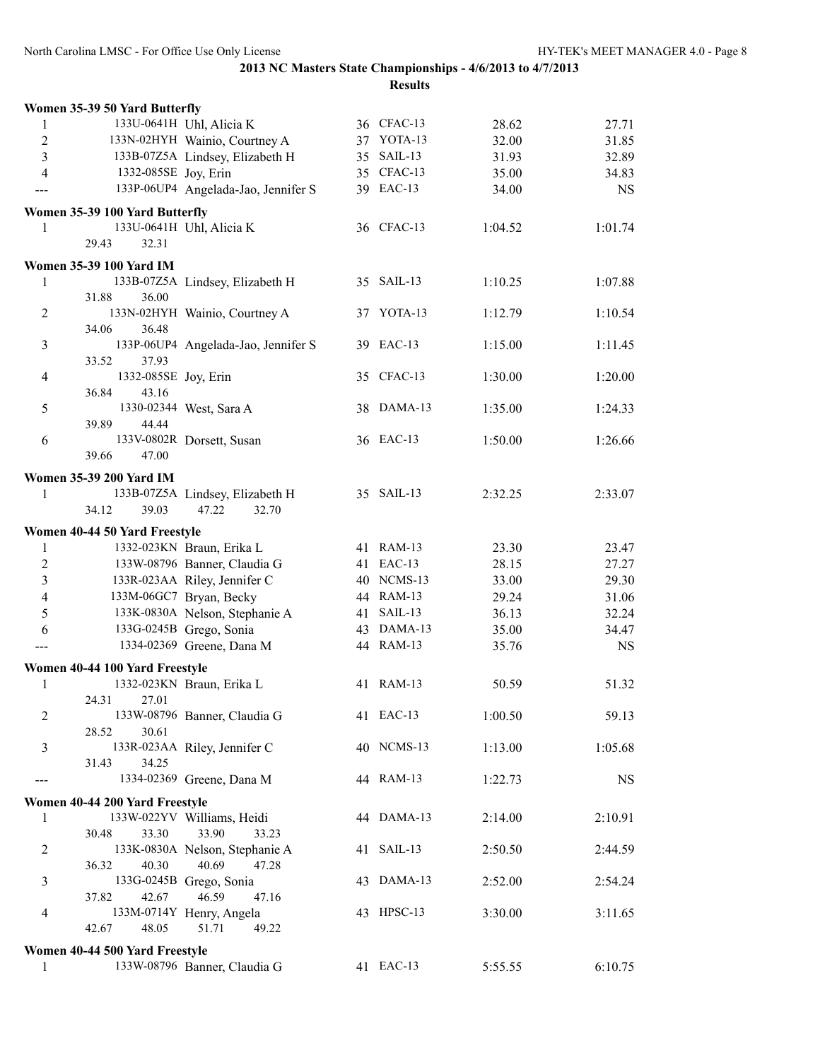## 2013 NC Masters State Championships - 4/6/2013 to 4/7/2013

### Results

**Women 35-39 50 Yard Butterfly**

| Place | ID | Name | Age | Team | Seed Time | Finals Time |
|---|---|---|---|---|---|---|
| 1 | 133U-0641H | Uhl, Alicia K | 36 | CFAC-13 | 28.62 | 27.71 |
| 2 | 133N-02HYH | Wainio, Courtney A | 37 | YOTA-13 | 32.00 | 31.85 |
| 3 | 133B-07Z5A | Lindsey, Elizabeth H | 35 | SAIL-13 | 31.93 | 32.89 |
| 4 | 1332-085SE | Joy, Erin | 35 | CFAC-13 | 35.00 | 34.83 |
| --- | 133P-06UP4 | Angelada-Jao, Jennifer S | 39 | EAC-13 | 34.00 | NS |

**Women 35-39 100 Yard Butterfly**

| Place | ID | Name | Age | Team | Seed Time | Finals Time |
|---|---|---|---|---|---|---|
| 1 | 133U-0641H | Uhl, Alicia K | 36 | CFAC-13 | 1:04.52 | 1:01.74 |
| | 29.43 | 32.31 | | | | |

**Women 35-39 100 Yard IM**

| Place | ID | Name | Age | Team | Seed Time | Finals Time |
|---|---|---|---|---|---|---|
| 1 | 133B-07Z5A | Lindsey, Elizabeth H | 35 | SAIL-13 | 1:10.25 | 1:07.88 |
| | 31.88 | 36.00 | | | | |
| 2 | 133N-02HYH | Wainio, Courtney A | 37 | YOTA-13 | 1:12.79 | 1:10.54 |
| | 34.06 | 36.48 | | | | |
| 3 | 133P-06UP4 | Angelada-Jao, Jennifer S | 39 | EAC-13 | 1:15.00 | 1:11.45 |
| | 33.52 | 37.93 | | | | |
| 4 | 1332-085SE | Joy, Erin | 35 | CFAC-13 | 1:30.00 | 1:20.00 |
| | 36.84 | 43.16 | | | | |
| 5 | 1330-02344 | West, Sara A | 38 | DAMA-13 | 1:35.00 | 1:24.33 |
| | 39.89 | 44.44 | | | | |
| 6 | 133V-0802R | Dorsett, Susan | 36 | EAC-13 | 1:50.00 | 1:26.66 |
| | 39.66 | 47.00 | | | | |

**Women 35-39 200 Yard IM**

| Place | ID | Name | Age | Team | Seed Time | Finals Time |
|---|---|---|---|---|---|---|
| 1 | 133B-07Z5A | Lindsey, Elizabeth H | 35 | SAIL-13 | 2:32.25 | 2:33.07 |
| | 34.12 | 39.03 47.22 32.70 | | | | |

**Women 40-44 50 Yard Freestyle**

| Place | ID | Name | Age | Team | Seed Time | Finals Time |
|---|---|---|---|---|---|---|
| 1 | 1332-023KN | Braun, Erika L | 41 | RAM-13 | 23.30 | 23.47 |
| 2 | 133W-08796 | Banner, Claudia G | 41 | EAC-13 | 28.15 | 27.27 |
| 3 | 133R-023AA | Riley, Jennifer C | 40 | NCMS-13 | 33.00 | 29.30 |
| 4 | 133M-06GC7 | Bryan, Becky | 44 | RAM-13 | 29.24 | 31.06 |
| 5 | 133K-0830A | Nelson, Stephanie A | 41 | SAIL-13 | 36.13 | 32.24 |
| 6 | 133G-0245B | Grego, Sonia | 43 | DAMA-13 | 35.00 | 34.47 |
| --- | 1334-02369 | Greene, Dana M | 44 | RAM-13 | 35.76 | NS |

**Women 40-44 100 Yard Freestyle**

| Place | ID | Name | Age | Team | Seed Time | Finals Time |
|---|---|---|---|---|---|---|
| 1 | 1332-023KN | Braun, Erika L | 41 | RAM-13 | 50.59 | 51.32 |
| | 24.31 | 27.01 | | | | |
| 2 | 133W-08796 | Banner, Claudia G | 41 | EAC-13 | 1:00.50 | 59.13 |
| | 28.52 | 30.61 | | | | |
| 3 | 133R-023AA | Riley, Jennifer C | 40 | NCMS-13 | 1:13.00 | 1:05.68 |
| | 31.43 | 34.25 | | | | |
| --- | 1334-02369 | Greene, Dana M | 44 | RAM-13 | 1:22.73 | NS |

**Women 40-44 200 Yard Freestyle**

| Place | ID | Name | Age | Team | Seed Time | Finals Time |
|---|---|---|---|---|---|---|
| 1 | 133W-022YV | Williams, Heidi | 44 | DAMA-13 | 2:14.00 | 2:10.91 |
| | 30.48 | 33.30 33.90 33.23 | | | | |
| 2 | 133K-0830A | Nelson, Stephanie A | 41 | SAIL-13 | 2:50.50 | 2:44.59 |
| | 36.32 | 40.30 40.69 47.28 | | | | |
| 3 | 133G-0245B | Grego, Sonia | 43 | DAMA-13 | 2:52.00 | 2:54.24 |
| | 37.82 | 42.67 46.59 47.16 | | | | |
| 4 | 133M-0714Y | Henry, Angela | 43 | HPSC-13 | 3:30.00 | 3:11.65 |
| | 42.67 | 48.05 51.71 49.22 | | | | |

**Women 40-44 500 Yard Freestyle**

| Place | ID | Name | Age | Team | Seed Time | Finals Time |
|---|---|---|---|---|---|---|
| 1 | 133W-08796 | Banner, Claudia G | 41 | EAC-13 | 5:55.55 | 6:10.75 |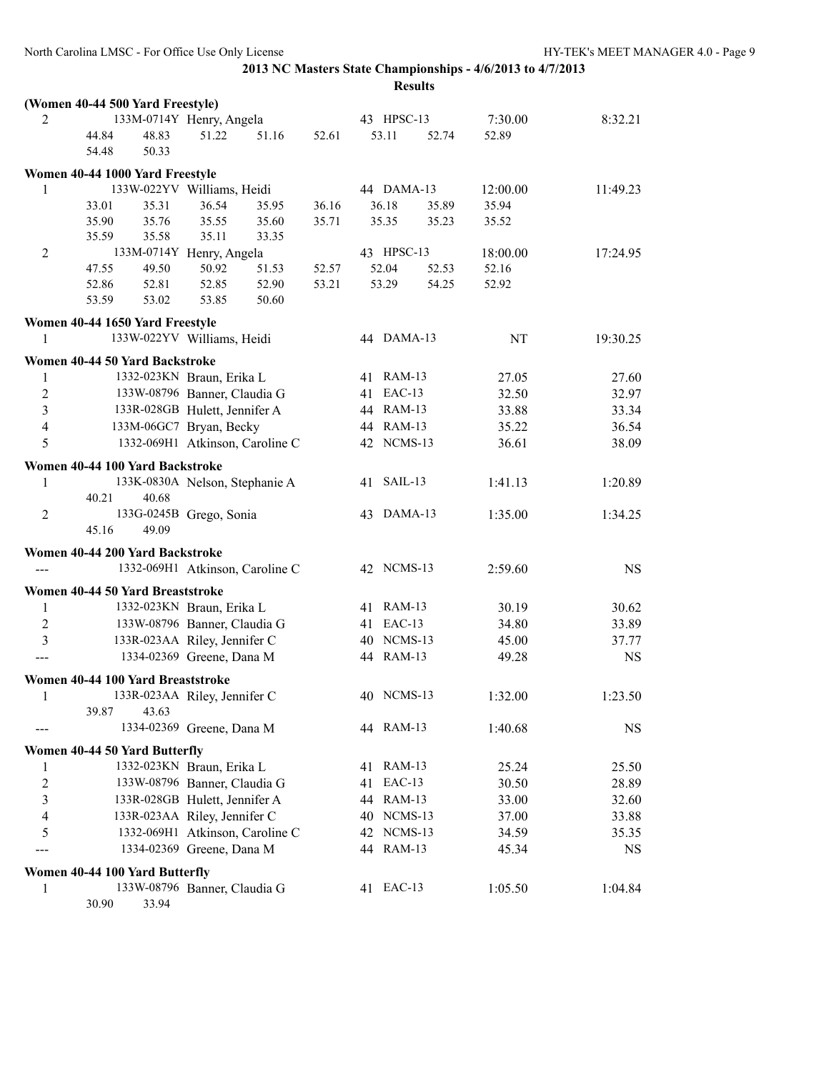**2013 NC Masters State Championships - 4/6/2013 to 4/7/2013**

**Results**

**(Women 40-44 500 Yard Freestyle)**

```
  2         133M-0714Y  Henry, Angela              43  HPSC-13       7:30.00       8:32.21
       44.84     48.83     51.22     51.16     52.61     53.11     52.74     52.89
       54.48     50.33
```

**Women 40-44 1000 Yard Freestyle**

```
  1         133W-022YV  Williams, Heidi            44  DAMA-13      12:00.00      11:49.23
       33.01     35.31     36.54     35.95     36.16     36.18     35.89     35.94
       35.90     35.76     35.55     35.60     35.71     35.35     35.23     35.52
       35.59     35.58     35.11     33.35
  2         133M-0714Y  Henry, Angela              43  HPSC-13      18:00.00      17:24.95
       47.55     49.50     50.92     51.53     52.57     52.04     52.53     52.16
       52.86     52.81     52.85     52.90     53.21     53.29     54.25     52.92
       53.59     53.02     53.85     50.60
```

**Women 40-44 1650 Yard Freestyle**

```
  1         133W-022YV  Williams, Heidi            44  DAMA-13            NT      19:30.25
```

**Women 40-44 50 Yard Backstroke**

```
  1         1332-023KN  Braun, Erika L             41  RAM-13          27.05         27.60
  2         133W-08796  Banner, Claudia G          41  EAC-13          32.50         32.97
  3         133R-028GB  Hulett, Jennifer A         44  RAM-13          33.88         33.34
  4         133M-06GC7  Bryan, Becky               44  RAM-13          35.22         36.54
  5         1332-069H1  Atkinson, Caroline C       42  NCMS-13         36.61         38.09
```

**Women 40-44 100 Yard Backstroke**

```
  1         133K-0830A  Nelson, Stephanie A        41  SAIL-13       1:41.13       1:20.89
       40.21     40.68
  2         133G-0245B  Grego, Sonia               43  DAMA-13       1:35.00       1:34.25
       45.16     49.09
```

**Women 40-44 200 Yard Backstroke**

```
 ---        1332-069H1  Atkinson, Caroline C       42  NCMS-13       2:59.60            NS
```

**Women 40-44 50 Yard Breaststroke**

```
  1         1332-023KN  Braun, Erika L             41  RAM-13          30.19         30.62
  2         133W-08796  Banner, Claudia G          41  EAC-13          34.80         33.89
  3         133R-023AA  Riley, Jennifer C          40  NCMS-13         45.00         37.77
 ---        1334-02369  Greene, Dana M             44  RAM-13          49.28            NS
```

**Women 40-44 100 Yard Breaststroke**

```
  1         133R-023AA  Riley, Jennifer C          40  NCMS-13       1:32.00       1:23.50
       39.87     43.63
 ---        1334-02369  Greene, Dana M             44  RAM-13        1:40.68            NS
```

**Women 40-44 50 Yard Butterfly**

```
  1         1332-023KN  Braun, Erika L             41  RAM-13          25.24         25.50
  2         133W-08796  Banner, Claudia G          41  EAC-13          30.50         28.89
  3         133R-028GB  Hulett, Jennifer A         44  RAM-13          33.00         32.60
  4         133R-023AA  Riley, Jennifer C          40  NCMS-13         37.00         33.88
  5         1332-069H1  Atkinson, Caroline C       42  NCMS-13         34.59         35.35
 ---        1334-02369  Greene, Dana M             44  RAM-13          45.34            NS
```

**Women 40-44 100 Yard Butterfly**

```
  1         133W-08796  Banner, Claudia G          41  EAC-13        1:05.50       1:04.84
       30.90     33.94
```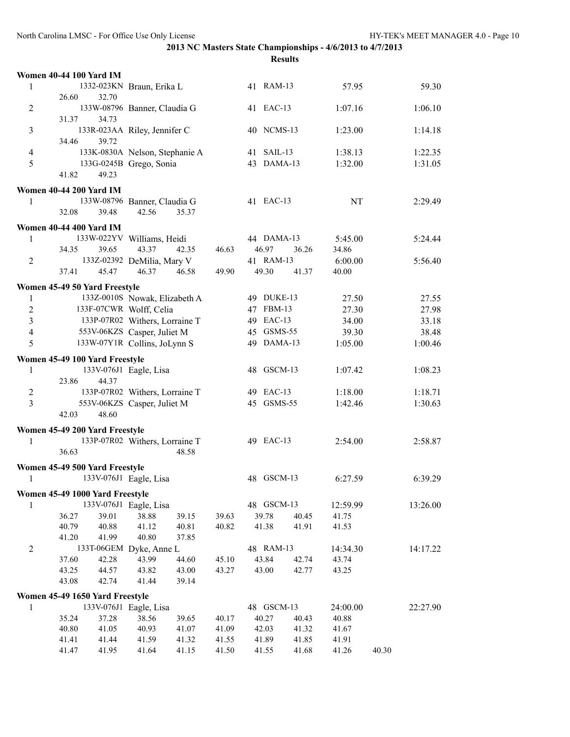## 2013 NC Masters State Championships - 4/6/2013 to 4/7/2013

### Results

**Women 40-44 100 Yard IM**

```
  1          1332-023KN Braun, Erika L            41 RAM-13           57.95          59.30
       26.60     32.70
  2          133W-08796 Banner, Claudia G         41 EAC-13         1:07.16        1:06.10
       31.37     34.73
  3          133R-023AA Riley, Jennifer C         40 NCMS-13        1:23.00        1:14.18
       34.46     39.72
  4          133K-0830A Nelson, Stephanie A       41 SAIL-13        1:38.13        1:22.35
  5          133G-0245B Grego, Sonia              43 DAMA-13        1:32.00        1:31.05
       41.82     49.23
```

**Women 40-44 200 Yard IM**

```
  1          133W-08796 Banner, Claudia G         41 EAC-13              NT        2:29.49
       32.08     39.48     42.56     35.37
```

**Women 40-44 400 Yard IM**

```
  1          133W-022YV Williams, Heidi           44 DAMA-13        5:45.00        5:24.44
       34.35     39.65     43.37     42.35     46.63     46.97     36.26     34.86
  2          133Z-02392 DeMilia, Mary V           41 RAM-13         6:00.00        5:56.40
       37.41     45.47     46.37     46.58     49.90     49.30     41.37     40.00
```

**Women 45-49 50 Yard Freestyle**

```
  1          133Z-0010S Nowak, Elizabeth A        49 DUKE-13          27.50          27.55
  2          133F-07CWR Wolff, Celia              47 FBM-13           27.30          27.98
  3          133P-07R02 Withers, Lorraine T       49 EAC-13           34.00          33.18
  4          553V-06KZS Casper, Juliet M          45 GSMS-55          39.30          38.48
  5          133W-07Y1R Collins, JoLynn S         49 DAMA-13        1:05.00        1:00.46
```

**Women 45-49 100 Yard Freestyle**

```
  1          133V-076J1 Eagle, Lisa               48 GSCM-13        1:07.42        1:08.23
       23.86     44.37
  2          133P-07R02 Withers, Lorraine T       49 EAC-13         1:18.00        1:18.71
  3          553V-06KZS Casper, Juliet M          45 GSMS-55        1:42.46        1:30.63
       42.03     48.60
```

**Women 45-49 200 Yard Freestyle**

```
  1          133P-07R02 Withers, Lorraine T       49 EAC-13         2:54.00        2:58.87
       36.63                         48.58
```

**Women 45-49 500 Yard Freestyle**

```
  1          133V-076J1 Eagle, Lisa               48 GSCM-13        6:27.59        6:39.29
```

**Women 45-49 1000 Yard Freestyle**

```
  1          133V-076J1 Eagle, Lisa               48 GSCM-13       12:59.99       13:26.00
       36.27     39.01     38.88     39.15     39.63     39.78     40.45     41.75
       40.79     40.88     41.12     40.81     40.82     41.38     41.91     41.53
       41.20     41.99     40.80     37.85
  2          133T-06GEM Dyke, Anne L              48 RAM-13        14:34.30       14:17.22
       37.60     42.28     43.99     44.60     45.10     43.84     42.74     43.74
       43.25     44.57     43.82     43.00     43.27     43.00     42.77     43.25
       43.08     42.74     41.44     39.14
```

**Women 45-49 1650 Yard Freestyle**

```
  1          133V-076J1 Eagle, Lisa               48 GSCM-13       24:00.00       22:27.90
       35.24     37.28     38.56     39.65     40.17     40.27     40.43     40.88
       40.80     41.05     40.93     41.07     41.09     42.03     41.32     41.67
       41.41     41.44     41.59     41.32     41.55     41.89     41.85     41.91
       41.47     41.95     41.64     41.15     41.50     41.55     41.68     41.26     40.30
```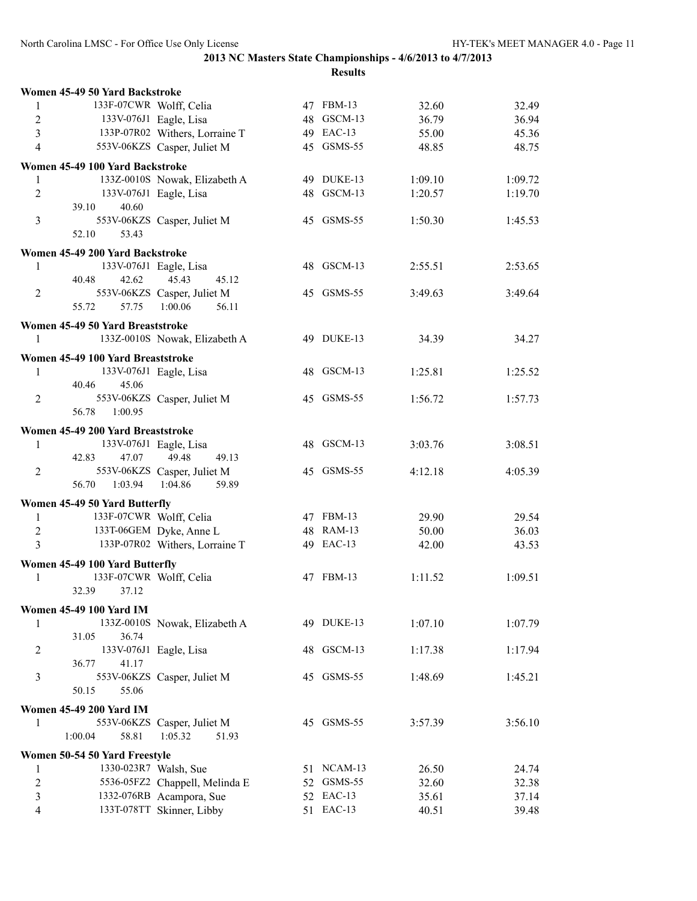**2013 NC Masters State Championships - 4/6/2013 to 4/7/2013**

**Results**

### Women 45-49 50 Yard Backstroke

| Place | ID | Name | Age | Team | Seed Time | Finals Time |
|---|---|---|---|---|---|---|
| 1 | 133F-07CWR | Wolff, Celia | 47 | FBM-13 | 32.60 | 32.49 |
| 2 | 133V-076J1 | Eagle, Lisa | 48 | GSCM-13 | 36.79 | 36.94 |
| 3 | 133P-07R02 | Withers, Lorraine T | 49 | EAC-13 | 55.00 | 45.36 |
| 4 | 553V-06KZS | Casper, Juliet M | 45 | GSMS-55 | 48.85 | 48.75 |

### Women 45-49 100 Yard Backstroke

| Place | ID | Name | Age | Team | Seed Time | Finals Time |
|---|---|---|---|---|---|---|
| 1 | 133Z-0010S | Nowak, Elizabeth A | 49 | DUKE-13 | 1:09.10 | 1:09.72 |
| 2 | 133V-076J1 | Eagle, Lisa | 48 | GSCM-13 | 1:20.57 | 1:19.70 |
| | 39.10 | 40.60 | | | | |
| 3 | 553V-06KZS | Casper, Juliet M | 45 | GSMS-55 | 1:50.30 | 1:45.53 |
| | 52.10 | 53.43 | | | | |

### Women 45-49 200 Yard Backstroke

| Place | ID | Name | Age | Team | Seed Time | Finals Time |
|---|---|---|---|---|---|---|
| 1 | 133V-076J1 | Eagle, Lisa | 48 | GSCM-13 | 2:55.51 | 2:53.65 |
| | 40.48 | 42.62 45.43 45.12 | | | | |
| 2 | 553V-06KZS | Casper, Juliet M | 45 | GSMS-55 | 3:49.63 | 3:49.64 |
| | 55.72 | 57.75 1:00.06 56.11 | | | | |

### Women 45-49 50 Yard Breaststroke

| Place | ID | Name | Age | Team | Seed Time | Finals Time |
|---|---|---|---|---|---|---|
| 1 | 133Z-0010S | Nowak, Elizabeth A | 49 | DUKE-13 | 34.39 | 34.27 |

### Women 45-49 100 Yard Breaststroke

| Place | ID | Name | Age | Team | Seed Time | Finals Time |
|---|---|---|---|---|---|---|
| 1 | 133V-076J1 | Eagle, Lisa | 48 | GSCM-13 | 1:25.81 | 1:25.52 |
| | 40.46 | 45.06 | | | | |
| 2 | 553V-06KZS | Casper, Juliet M | 45 | GSMS-55 | 1:56.72 | 1:57.73 |
| | 56.78 | 1:00.95 | | | | |

### Women 45-49 200 Yard Breaststroke

| Place | ID | Name | Age | Team | Seed Time | Finals Time |
|---|---|---|---|---|---|---|
| 1 | 133V-076J1 | Eagle, Lisa | 48 | GSCM-13 | 3:03.76 | 3:08.51 |
| | 42.83 | 47.07 49.48 49.13 | | | | |
| 2 | 553V-06KZS | Casper, Juliet M | 45 | GSMS-55 | 4:12.18 | 4:05.39 |
| | 56.70 | 1:03.94 1:04.86 59.89 | | | | |

### Women 45-49 50 Yard Butterfly

| Place | ID | Name | Age | Team | Seed Time | Finals Time |
|---|---|---|---|---|---|---|
| 1 | 133F-07CWR | Wolff, Celia | 47 | FBM-13 | 29.90 | 29.54 |
| 2 | 133T-06GEM | Dyke, Anne L | 48 | RAM-13 | 50.00 | 36.03 |
| 3 | 133P-07R02 | Withers, Lorraine T | 49 | EAC-13 | 42.00 | 43.53 |

### Women 45-49 100 Yard Butterfly

| Place | ID | Name | Age | Team | Seed Time | Finals Time |
|---|---|---|---|---|---|---|
| 1 | 133F-07CWR | Wolff, Celia | 47 | FBM-13 | 1:11.52 | 1:09.51 |
| | 32.39 | 37.12 | | | | |

### Women 45-49 100 Yard IM

| Place | ID | Name | Age | Team | Seed Time | Finals Time |
|---|---|---|---|---|---|---|
| 1 | 133Z-0010S | Nowak, Elizabeth A | 49 | DUKE-13 | 1:07.10 | 1:07.79 |
| | 31.05 | 36.74 | | | | |
| 2 | 133V-076J1 | Eagle, Lisa | 48 | GSCM-13 | 1:17.38 | 1:17.94 |
| | 36.77 | 41.17 | | | | |
| 3 | 553V-06KZS | Casper, Juliet M | 45 | GSMS-55 | 1:48.69 | 1:45.21 |
| | 50.15 | 55.06 | | | | |

### Women 45-49 200 Yard IM

| Place | ID | Name | Age | Team | Seed Time | Finals Time |
|---|---|---|---|---|---|---|
| 1 | 553V-06KZS | Casper, Juliet M | 45 | GSMS-55 | 3:57.39 | 3:56.10 |
| | 1:00.04 | 58.81 1:05.32 51.93 | | | | |

### Women 50-54 50 Yard Freestyle

| Place | ID | Name | Age | Team | Seed Time | Finals Time |
|---|---|---|---|---|---|---|
| 1 | 1330-023R7 | Walsh, Sue | 51 | NCAM-13 | 26.50 | 24.74 |
| 2 | 5536-05FZ2 | Chappell, Melinda E | 52 | GSMS-55 | 32.60 | 32.38 |
| 3 | 1332-076RB | Acampora, Sue | 52 | EAC-13 | 35.61 | 37.14 |
| 4 | 133T-078TT | Skinner, Libby | 51 | EAC-13 | 40.51 | 39.48 |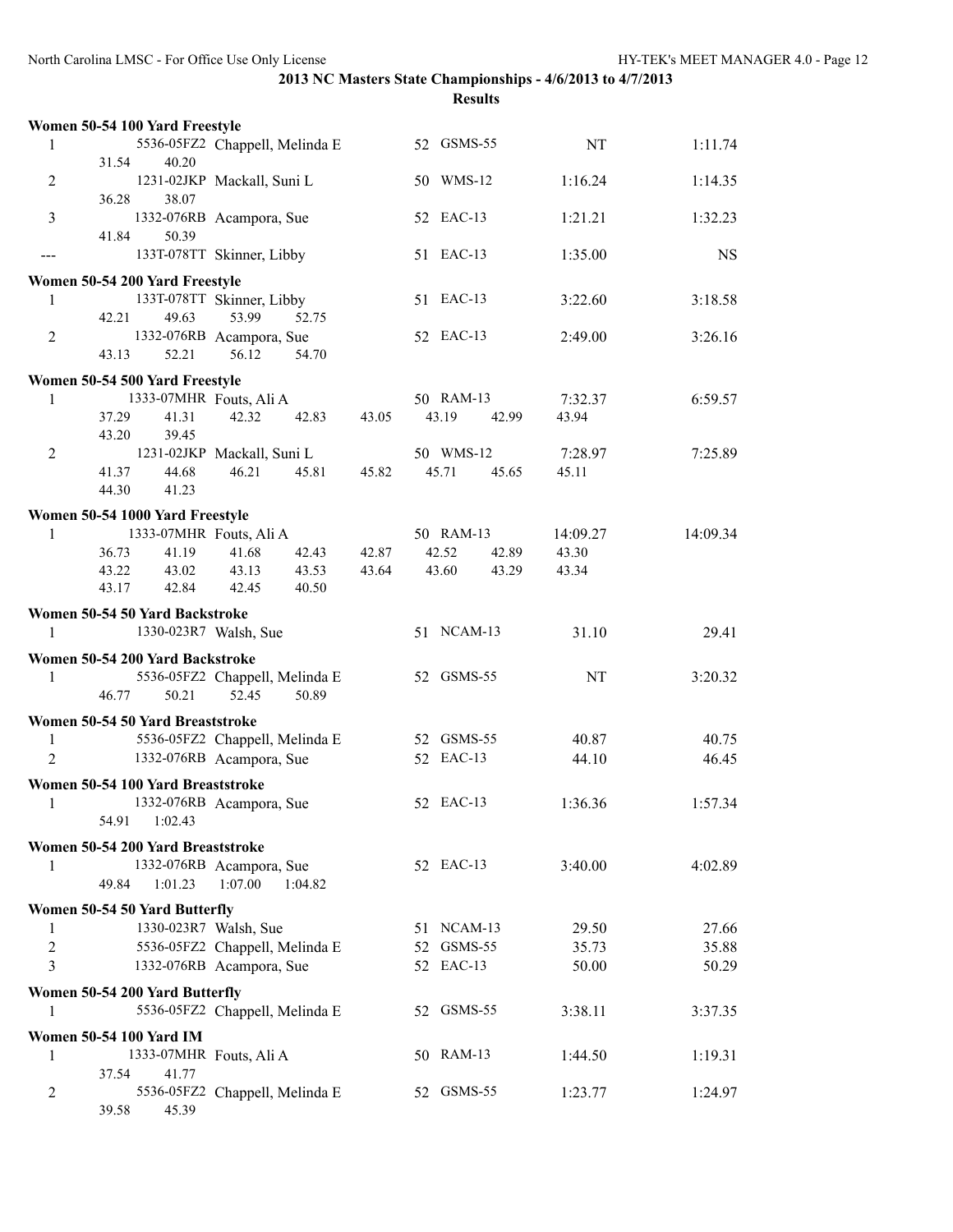**2013 NC Masters State Championships - 4/6/2013 to 4/7/2013**

**Results**

**Women 50-54 100 Yard Freestyle**

| Place | ID | Name | Age | Team | Seed Time | Finals Time |
|---|---|---|---|---|---|---|
| 1 | 5536-05FZ2 | Chappell, Melinda E | 52 | GSMS-55 | NT | 1:11.74 |
| | 31.54 40.20 | | | | | |
| 2 | 1231-02JKP | Mackall, Suni L | 50 | WMS-12 | 1:16.24 | 1:14.35 |
| | 36.28 38.07 | | | | | |
| 3 | 1332-076RB | Acampora, Sue | 52 | EAC-13 | 1:21.21 | 1:32.23 |
| | 41.84 50.39 | | | | | |
| --- | 133T-078TT | Skinner, Libby | 51 | EAC-13 | 1:35.00 | NS |

**Women 50-54 200 Yard Freestyle**

| Place | ID | Name | Age | Team | Seed Time | Finals Time |
|---|---|---|---|---|---|---|
| 1 | 133T-078TT | Skinner, Libby | 51 | EAC-13 | 3:22.60 | 3:18.58 |
| | 42.21 49.63 53.99 52.75 | | | | | |
| 2 | 1332-076RB | Acampora, Sue | 52 | EAC-13 | 2:49.00 | 3:26.16 |
| | 43.13 52.21 56.12 54.70 | | | | | |

**Women 50-54 500 Yard Freestyle**

| Place | ID | Name | Age | Team | Seed Time | Finals Time |
|---|---|---|---|---|---|---|
| 1 | 1333-07MHR | Fouts, Ali A | 50 | RAM-13 | 7:32.37 | 6:59.57 |
| | 37.29 41.31 42.32 42.83 43.05 43.19 42.99 43.94 | | | | | |
| | 43.20 39.45 | | | | | |
| 2 | 1231-02JKP | Mackall, Suni L | 50 | WMS-12 | 7:28.97 | 7:25.89 |
| | 41.37 44.68 46.21 45.81 45.82 45.71 45.65 45.11 | | | | | |
| | 44.30 41.23 | | | | | |

**Women 50-54 1000 Yard Freestyle**

| Place | ID | Name | Age | Team | Seed Time | Finals Time |
|---|---|---|---|---|---|---|
| 1 | 1333-07MHR | Fouts, Ali A | 50 | RAM-13 | 14:09.27 | 14:09.34 |
| | 36.73 41.19 41.68 42.43 42.87 42.52 42.89 43.30 | | | | | |
| | 43.22 43.02 43.13 43.53 43.64 43.60 43.29 43.34 | | | | | |
| | 43.17 42.84 42.45 40.50 | | | | | |

**Women 50-54 50 Yard Backstroke**

| Place | ID | Name | Age | Team | Seed Time | Finals Time |
|---|---|---|---|---|---|---|
| 1 | 1330-023R7 | Walsh, Sue | 51 | NCAM-13 | 31.10 | 29.41 |

**Women 50-54 200 Yard Backstroke**

| Place | ID | Name | Age | Team | Seed Time | Finals Time |
|---|---|---|---|---|---|---|
| 1 | 5536-05FZ2 | Chappell, Melinda E | 52 | GSMS-55 | NT | 3:20.32 |
| | 46.77 50.21 52.45 50.89 | | | | | |

**Women 50-54 50 Yard Breaststroke**

| Place | ID | Name | Age | Team | Seed Time | Finals Time |
|---|---|---|---|---|---|---|
| 1 | 5536-05FZ2 | Chappell, Melinda E | 52 | GSMS-55 | 40.87 | 40.75 |
| 2 | 1332-076RB | Acampora, Sue | 52 | EAC-13 | 44.10 | 46.45 |

**Women 50-54 100 Yard Breaststroke**

| Place | ID | Name | Age | Team | Seed Time | Finals Time |
|---|---|---|---|---|---|---|
| 1 | 1332-076RB | Acampora, Sue | 52 | EAC-13 | 1:36.36 | 1:57.34 |
| | 54.91 1:02.43 | | | | | |

**Women 50-54 200 Yard Breaststroke**

| Place | ID | Name | Age | Team | Seed Time | Finals Time |
|---|---|---|---|---|---|---|
| 1 | 1332-076RB | Acampora, Sue | 52 | EAC-13 | 3:40.00 | 4:02.89 |
| | 49.84 1:01.23 1:07.00 1:04.82 | | | | | |

**Women 50-54 50 Yard Butterfly**

| Place | ID | Name | Age | Team | Seed Time | Finals Time |
|---|---|---|---|---|---|---|
| 1 | 1330-023R7 | Walsh, Sue | 51 | NCAM-13 | 29.50 | 27.66 |
| 2 | 5536-05FZ2 | Chappell, Melinda E | 52 | GSMS-55 | 35.73 | 35.88 |
| 3 | 1332-076RB | Acampora, Sue | 52 | EAC-13 | 50.00 | 50.29 |

**Women 50-54 200 Yard Butterfly**

| Place | ID | Name | Age | Team | Seed Time | Finals Time |
|---|---|---|---|---|---|---|
| 1 | 5536-05FZ2 | Chappell, Melinda E | 52 | GSMS-55 | 3:38.11 | 3:37.35 |

**Women 50-54 100 Yard IM**

| Place | ID | Name | Age | Team | Seed Time | Finals Time |
|---|---|---|---|---|---|---|
| 1 | 1333-07MHR | Fouts, Ali A | 50 | RAM-13 | 1:44.50 | 1:19.31 |
| | 37.54 41.77 | | | | | |
| 2 | 5536-05FZ2 | Chappell, Melinda E | 52 | GSMS-55 | 1:23.77 | 1:24.97 |
| | 39.58 45.39 | | | | | |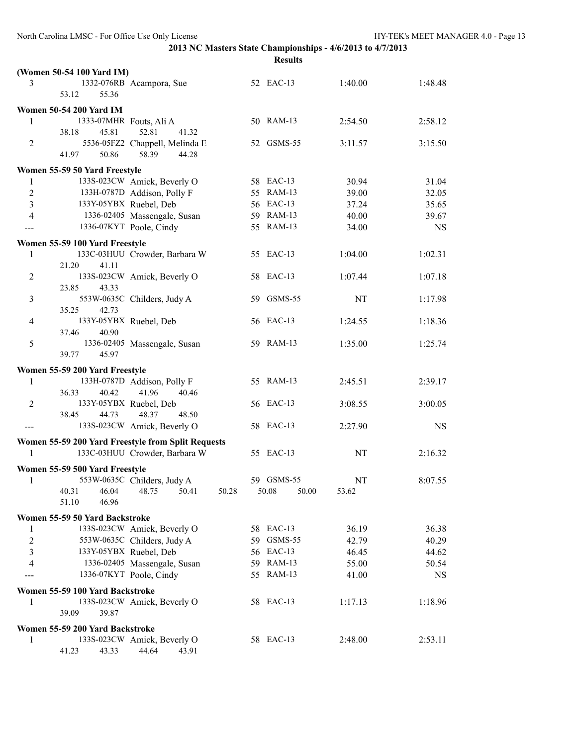**2013 NC Masters State Championships - 4/6/2013 to 4/7/2013**

**Results**

### (Women 50-54 100 Yard IM)

| Place | ID | Name | Age | Team | Seed Time | Finals Time |
|---|---|---|---|---|---|---|
| 3 | 1332-076RB | Acampora, Sue | 52 | EAC-13 | 1:40.00 | 1:48.48 |
| | 53.12 | 55.36 | | | | |

### Women 50-54 200 Yard IM

| Place | ID | Name | Age | Team | Seed Time | Finals Time |
|---|---|---|---|---|---|---|
| 1 | 1333-07MHR | Fouts, Ali A | 50 | RAM-13 | 2:54.50 | 2:58.12 |
| | 38.18 | 45.81 52.81 41.32 | | | | |
| 2 | 5536-05FZ2 | Chappell, Melinda E | 52 | GSMS-55 | 3:11.57 | 3:15.50 |
| | 41.97 | 50.86 58.39 44.28 | | | | |

### Women 55-59 50 Yard Freestyle

| Place | ID | Name | Age | Team | Seed Time | Finals Time |
|---|---|---|---|---|---|---|
| 1 | 133S-023CW | Amick, Beverly O | 58 | EAC-13 | 30.94 | 31.04 |
| 2 | 133H-0787D | Addison, Polly F | 55 | RAM-13 | 39.00 | 32.05 |
| 3 | 133Y-05YBX | Ruebel, Deb | 56 | EAC-13 | 37.24 | 35.65 |
| 4 | 1336-02405 | Massengale, Susan | 59 | RAM-13 | 40.00 | 39.67 |
| --- | 1336-07KYT | Poole, Cindy | 55 | RAM-13 | 34.00 | NS |

### Women 55-59 100 Yard Freestyle

| Place | ID | Name | Age | Team | Seed Time | Finals Time |
|---|---|---|---|---|---|---|
| 1 | 133C-03HUU | Crowder, Barbara W | 55 | EAC-13 | 1:04.00 | 1:02.31 |
| | 21.20 | 41.11 | | | | |
| 2 | 133S-023CW | Amick, Beverly O | 58 | EAC-13 | 1:07.44 | 1:07.18 |
| | 23.85 | 43.33 | | | | |
| 3 | 553W-0635C | Childers, Judy A | 59 | GSMS-55 | NT | 1:17.98 |
| | 35.25 | 42.73 | | | | |
| 4 | 133Y-05YBX | Ruebel, Deb | 56 | EAC-13 | 1:24.55 | 1:18.36 |
| | 37.46 | 40.90 | | | | |
| 5 | 1336-02405 | Massengale, Susan | 59 | RAM-13 | 1:35.00 | 1:25.74 |
| | 39.77 | 45.97 | | | | |

### Women 55-59 200 Yard Freestyle

| Place | ID | Name | Age | Team | Seed Time | Finals Time |
|---|---|---|---|---|---|---|
| 1 | 133H-0787D | Addison, Polly F | 55 | RAM-13 | 2:45.51 | 2:39.17 |
| | 36.33 | 40.42 41.96 40.46 | | | | |
| 2 | 133Y-05YBX | Ruebel, Deb | 56 | EAC-13 | 3:08.55 | 3:00.05 |
| | 38.45 | 44.73 48.37 48.50 | | | | |
| --- | 133S-023CW | Amick, Beverly O | 58 | EAC-13 | 2:27.90 | NS |

### Women 55-59 200 Yard Freestyle from Split Requests

| Place | ID | Name | Age | Team | Seed Time | Finals Time |
|---|---|---|---|---|---|---|
| 1 | 133C-03HUU | Crowder, Barbara W | 55 | EAC-13 | NT | 2:16.32 |

### Women 55-59 500 Yard Freestyle

| Place | ID | Name | Age | Team | Seed Time | Finals Time |
|---|---|---|---|---|---|---|
| 1 | 553W-0635C | Childers, Judy A | 59 | GSMS-55 | NT | 8:07.55 |
| | 40.31 | 46.04 48.75 50.41 50.28 | 50.08 | 50.00 | 53.62 | |
| | 51.10 | 46.96 | | | | |

### Women 55-59 50 Yard Backstroke

| Place | ID | Name | Age | Team | Seed Time | Finals Time |
|---|---|---|---|---|---|---|
| 1 | 133S-023CW | Amick, Beverly O | 58 | EAC-13 | 36.19 | 36.38 |
| 2 | 553W-0635C | Childers, Judy A | 59 | GSMS-55 | 42.79 | 40.29 |
| 3 | 133Y-05YBX | Ruebel, Deb | 56 | EAC-13 | 46.45 | 44.62 |
| 4 | 1336-02405 | Massengale, Susan | 59 | RAM-13 | 55.00 | 50.54 |
| --- | 1336-07KYT | Poole, Cindy | 55 | RAM-13 | 41.00 | NS |

### Women 55-59 100 Yard Backstroke

| Place | ID | Name | Age | Team | Seed Time | Finals Time |
|---|---|---|---|---|---|---|
| 1 | 133S-023CW | Amick, Beverly O | 58 | EAC-13 | 1:17.13 | 1:18.96 |
| | 39.09 | 39.87 | | | | |

### Women 55-59 200 Yard Backstroke

| Place | ID | Name | Age | Team | Seed Time | Finals Time |
|---|---|---|---|---|---|---|
| 1 | 133S-023CW | Amick, Beverly O | 58 | EAC-13 | 2:48.00 | 2:53.11 |
| | 41.23 | 43.33 44.64 43.91 | | | | |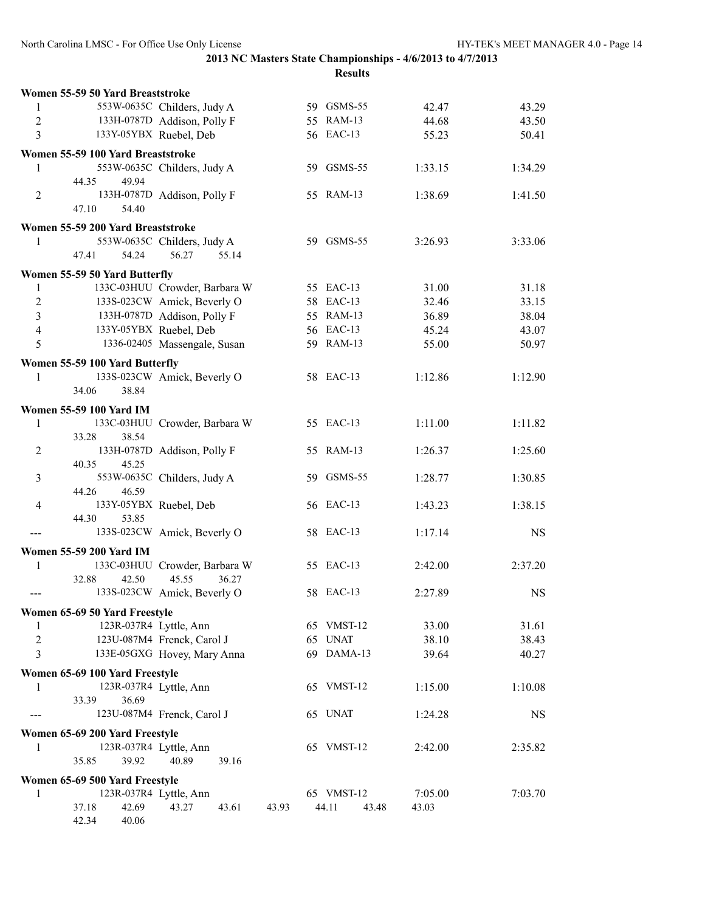## 2013 NC Masters State Championships - 4/6/2013 to 4/7/2013

### Results

**Women 55-59 50 Yard Breaststroke**

| Place | ID | Name | Age | Team | Seed Time | Finals Time |
|---|---|---|---|---|---|---|
| 1 | 553W-0635C | Childers, Judy A | 59 | GSMS-55 | 42.47 | 43.29 |
| 2 | 133H-0787D | Addison, Polly F | 55 | RAM-13 | 44.68 | 43.50 |
| 3 | 133Y-05YBX | Ruebel, Deb | 56 | EAC-13 | 55.23 | 50.41 |

**Women 55-59 100 Yard Breaststroke**

| Place | ID | Name | Age | Team | Seed Time | Finals Time |
|---|---|---|---|---|---|---|
| 1 | 553W-0635C | Childers, Judy A | 59 | GSMS-55 | 1:33.15 | 1:34.29 |
| | 44.35 | 49.94 | | | | |
| 2 | 133H-0787D | Addison, Polly F | 55 | RAM-13 | 1:38.69 | 1:41.50 |
| | 47.10 | 54.40 | | | | |

**Women 55-59 200 Yard Breaststroke**

| Place | ID | Name | Age | Team | Seed Time | Finals Time |
|---|---|---|---|---|---|---|
| 1 | 553W-0635C | Childers, Judy A | 59 | GSMS-55 | 3:26.93 | 3:33.06 |
| | 47.41 | 54.24 | 56.27 | 55.14 | | |

**Women 55-59 50 Yard Butterfly**

| Place | ID | Name | Age | Team | Seed Time | Finals Time |
|---|---|---|---|---|---|---|
| 1 | 133C-03HUU | Crowder, Barbara W | 55 | EAC-13 | 31.00 | 31.18 |
| 2 | 133S-023CW | Amick, Beverly O | 58 | EAC-13 | 32.46 | 33.15 |
| 3 | 133H-0787D | Addison, Polly F | 55 | RAM-13 | 36.89 | 38.04 |
| 4 | 133Y-05YBX | Ruebel, Deb | 56 | EAC-13 | 45.24 | 43.07 |
| 5 | 1336-02405 | Massengale, Susan | 59 | RAM-13 | 55.00 | 50.97 |

**Women 55-59 100 Yard Butterfly**

| Place | ID | Name | Age | Team | Seed Time | Finals Time |
|---|---|---|---|---|---|---|
| 1 | 133S-023CW | Amick, Beverly O | 58 | EAC-13 | 1:12.86 | 1:12.90 |
| | 34.06 | 38.84 | | | | |

**Women 55-59 100 Yard IM**

| Place | ID | Name | Age | Team | Seed Time | Finals Time |
|---|---|---|---|---|---|---|
| 1 | 133C-03HUU | Crowder, Barbara W | 55 | EAC-13 | 1:11.00 | 1:11.82 |
| | 33.28 | 38.54 | | | | |
| 2 | 133H-0787D | Addison, Polly F | 55 | RAM-13 | 1:26.37 | 1:25.60 |
| | 40.35 | 45.25 | | | | |
| 3 | 553W-0635C | Childers, Judy A | 59 | GSMS-55 | 1:28.77 | 1:30.85 |
| | 44.26 | 46.59 | | | | |
| 4 | 133Y-05YBX | Ruebel, Deb | 56 | EAC-13 | 1:43.23 | 1:38.15 |
| | 44.30 | 53.85 | | | | |
| --- | 133S-023CW | Amick, Beverly O | 58 | EAC-13 | 1:17.14 | NS |

**Women 55-59 200 Yard IM**

| Place | ID | Name | Age | Team | Seed Time | Finals Time |
|---|---|---|---|---|---|---|
| 1 | 133C-03HUU | Crowder, Barbara W | 55 | EAC-13 | 2:42.00 | 2:37.20 |
| | 32.88 | 42.50 | 45.55 | 36.27 | | |
| --- | 133S-023CW | Amick, Beverly O | 58 | EAC-13 | 2:27.89 | NS |

**Women 65-69 50 Yard Freestyle**

| Place | ID | Name | Age | Team | Seed Time | Finals Time |
|---|---|---|---|---|---|---|
| 1 | 123R-037R4 | Lyttle, Ann | 65 | VMST-12 | 33.00 | 31.61 |
| 2 | 123U-087M4 | Frenck, Carol J | 65 | UNAT | 38.10 | 38.43 |
| 3 | 133E-05GXG | Hovey, Mary Anna | 69 | DAMA-13 | 39.64 | 40.27 |

**Women 65-69 100 Yard Freestyle**

| Place | ID | Name | Age | Team | Seed Time | Finals Time |
|---|---|---|---|---|---|---|
| 1 | 123R-037R4 | Lyttle, Ann | 65 | VMST-12 | 1:15.00 | 1:10.08 |
| | 33.39 | 36.69 | | | | |
| --- | 123U-087M4 | Frenck, Carol J | 65 | UNAT | 1:24.28 | NS |

**Women 65-69 200 Yard Freestyle**

| Place | ID | Name | Age | Team | Seed Time | Finals Time |
|---|---|---|---|---|---|---|
| 1 | 123R-037R4 | Lyttle, Ann | 65 | VMST-12 | 2:42.00 | 2:35.82 |
| | 35.85 | 39.92 | 40.89 | 39.16 | | |

**Women 65-69 500 Yard Freestyle**

| Place | ID | Name | Age | Team | Seed Time | Finals Time |
|---|---|---|---|---|---|---|
| 1 | 123R-037R4 | Lyttle, Ann | 65 | VMST-12 | 7:05.00 | 7:03.70 |

Splits: 37.18, 42.69, 43.27, 43.61, 43.93, 44.11, 43.48, 43.03, 42.34, 40.06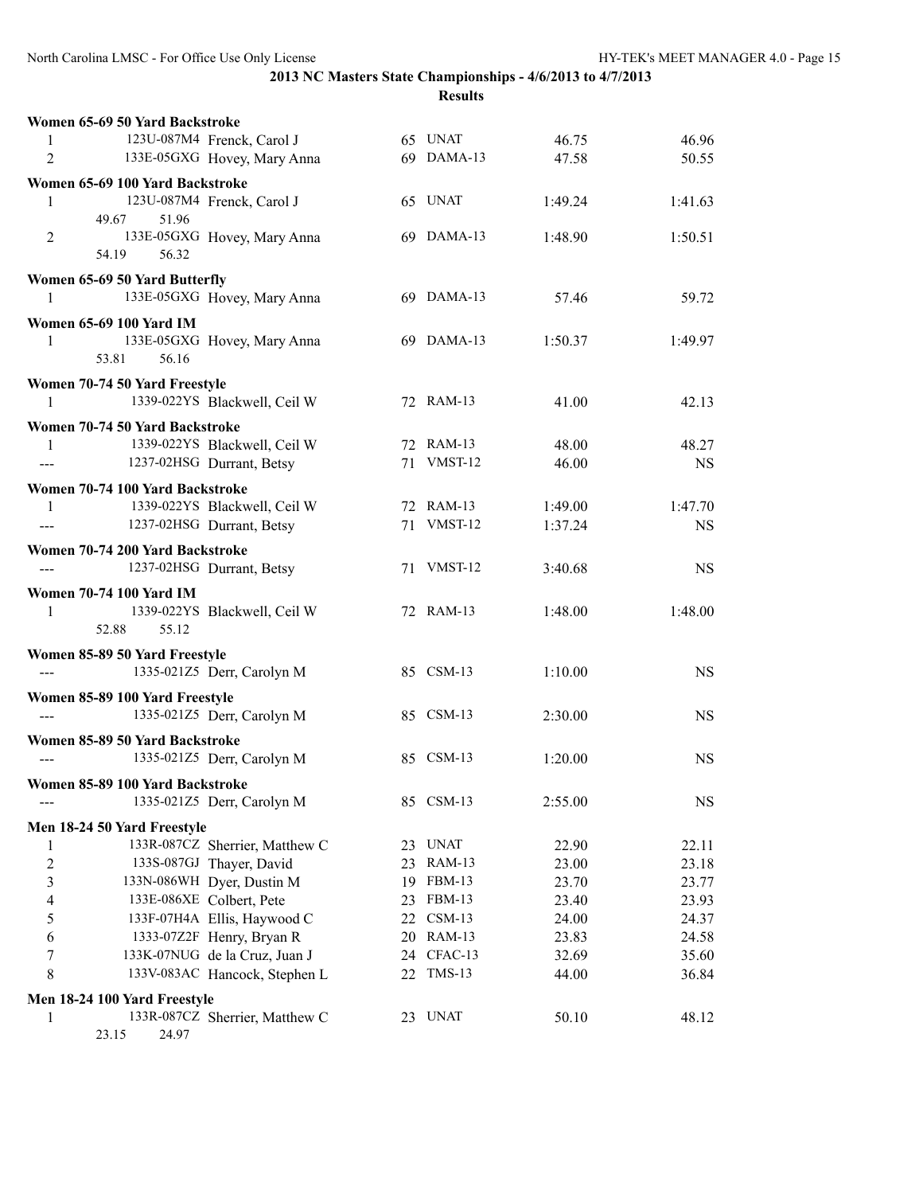**2013 NC Masters State Championships - 4/6/2013 to 4/7/2013**

**Results**

**Women 65-69 50 Yard Backstroke**

| | | | | | | |
|---|---|---|---|---|---|---|
| 1 | 123U-087M4 | Frenck, Carol J | 65 | UNAT | 46.75 | 46.96 |
| 2 | 133E-05GXG | Hovey, Mary Anna | 69 | DAMA-13 | 47.58 | 50.55 |

**Women 65-69 100 Yard Backstroke**

| | | | | | | |
|---|---|---|---|---|---|---|
| 1 | 123U-087M4 | Frenck, Carol J | 65 | UNAT | 1:49.24 | 1:41.63 |
| | 49.67 51.96 | | | | | |
| 2 | 133E-05GXG | Hovey, Mary Anna | 69 | DAMA-13 | 1:48.90 | 1:50.51 |
| | 54.19 56.32 | | | | | |

**Women 65-69 50 Yard Butterfly**

| | | | | | | |
|---|---|---|---|---|---|---|
| 1 | 133E-05GXG | Hovey, Mary Anna | 69 | DAMA-13 | 57.46 | 59.72 |

**Women 65-69 100 Yard IM**

| | | | | | | |
|---|---|---|---|---|---|---|
| 1 | 133E-05GXG | Hovey, Mary Anna | 69 | DAMA-13 | 1:50.37 | 1:49.97 |
| | 53.81 56.16 | | | | | |

**Women 70-74 50 Yard Freestyle**

| | | | | | | |
|---|---|---|---|---|---|---|
| 1 | 1339-022YS | Blackwell, Ceil W | 72 | RAM-13 | 41.00 | 42.13 |

**Women 70-74 50 Yard Backstroke**

| | | | | | | |
|---|---|---|---|---|---|---|
| 1 | 1339-022YS | Blackwell, Ceil W | 72 | RAM-13 | 48.00 | 48.27 |
| --- | 1237-02HSG | Durrant, Betsy | 71 | VMST-12 | 46.00 | NS |

**Women 70-74 100 Yard Backstroke**

| | | | | | | |
|---|---|---|---|---|---|---|
| 1 | 1339-022YS | Blackwell, Ceil W | 72 | RAM-13 | 1:49.00 | 1:47.70 |
| --- | 1237-02HSG | Durrant, Betsy | 71 | VMST-12 | 1:37.24 | NS |

**Women 70-74 200 Yard Backstroke**

| | | | | | | |
|---|---|---|---|---|---|---|
| --- | 1237-02HSG | Durrant, Betsy | 71 | VMST-12 | 3:40.68 | NS |

**Women 70-74 100 Yard IM**

| | | | | | | |
|---|---|---|---|---|---|---|
| 1 | 1339-022YS | Blackwell, Ceil W | 72 | RAM-13 | 1:48.00 | 1:48.00 |
| | 52.88 55.12 | | | | | |

**Women 85-89 50 Yard Freestyle**

| | | | | | | |
|---|---|---|---|---|---|---|
| --- | 1335-021Z5 | Derr, Carolyn M | 85 | CSM-13 | 1:10.00 | NS |

**Women 85-89 100 Yard Freestyle**

| | | | | | | |
|---|---|---|---|---|---|---|
| --- | 1335-021Z5 | Derr, Carolyn M | 85 | CSM-13 | 2:30.00 | NS |

**Women 85-89 50 Yard Backstroke**

| | | | | | | |
|---|---|---|---|---|---|---|
| --- | 1335-021Z5 | Derr, Carolyn M | 85 | CSM-13 | 1:20.00 | NS |

**Women 85-89 100 Yard Backstroke**

| | | | | | | |
|---|---|---|---|---|---|---|
| --- | 1335-021Z5 | Derr, Carolyn M | 85 | CSM-13 | 2:55.00 | NS |

**Men 18-24 50 Yard Freestyle**

| | | | | | | |
|---|---|---|---|---|---|---|
| 1 | 133R-087CZ | Sherrier, Matthew C | 23 | UNAT | 22.90 | 22.11 |
| 2 | 133S-087GJ | Thayer, David | 23 | RAM-13 | 23.00 | 23.18 |
| 3 | 133N-086WH | Dyer, Dustin M | 19 | FBM-13 | 23.70 | 23.77 |
| 4 | 133E-086XE | Colbert, Pete | 23 | FBM-13 | 23.40 | 23.93 |
| 5 | 133F-07H4A | Ellis, Haywood C | 22 | CSM-13 | 24.00 | 24.37 |
| 6 | 1333-07Z2F | Henry, Bryan R | 20 | RAM-13 | 23.83 | 24.58 |
| 7 | 133K-07NUG | de la Cruz, Juan J | 24 | CFAC-13 | 32.69 | 35.60 |
| 8 | 133V-083AC | Hancock, Stephen L | 22 | TMS-13 | 44.00 | 36.84 |

**Men 18-24 100 Yard Freestyle**

| | | | | | | |
|---|---|---|---|---|---|---|
| 1 | 133R-087CZ | Sherrier, Matthew C | 23 | UNAT | 50.10 | 48.12 |
| | 23.15 24.97 | | | | | |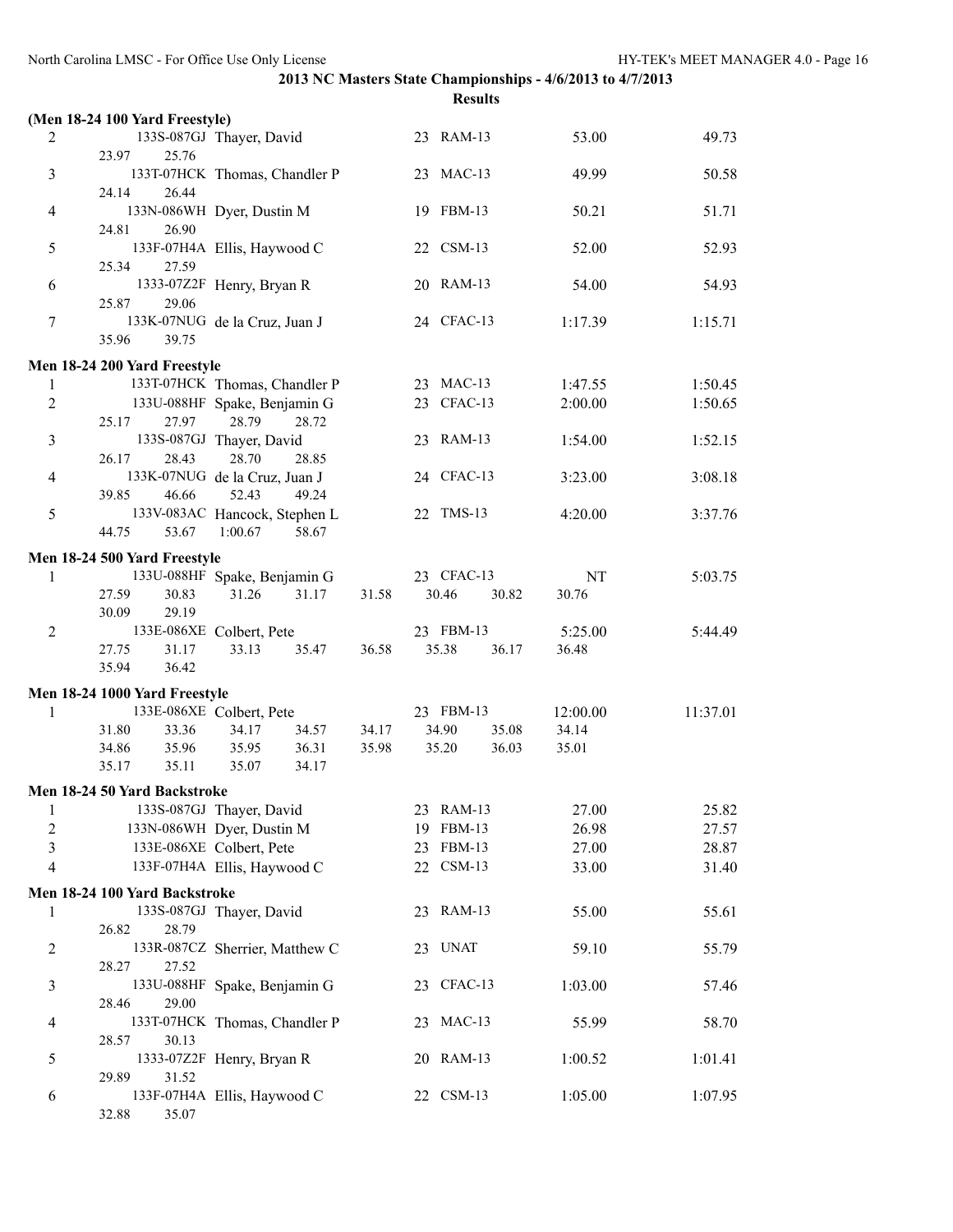## 2013 NC Masters State Championships - 4/6/2013 to 4/7/2013

### Results

**(Men 18-24 100 Yard Freestyle)**

| Place | ID | Name | Age | Team | Seed Time | Finals Time |
|---|---|---|---|---|---|---|
| 2 | 133S-087GJ | Thayer, David | 23 | RAM-13 | 53.00 | 49.73 |
| | 23.97 | 25.76 | | | | |
| 3 | 133T-07HCK | Thomas, Chandler P | 23 | MAC-13 | 49.99 | 50.58 |
| | 24.14 | 26.44 | | | | |
| 4 | 133N-086WH | Dyer, Dustin M | 19 | FBM-13 | 50.21 | 51.71 |
| | 24.81 | 26.90 | | | | |
| 5 | 133F-07H4A | Ellis, Haywood C | 22 | CSM-13 | 52.00 | 52.93 |
| | 25.34 | 27.59 | | | | |
| 6 | 1333-07Z2F | Henry, Bryan R | 20 | RAM-13 | 54.00 | 54.93 |
| | 25.87 | 29.06 | | | | |
| 7 | 133K-07NUG | de la Cruz, Juan J | 24 | CFAC-13 | 1:17.39 | 1:15.71 |
| | 35.96 | 39.75 | | | | |

**Men 18-24 200 Yard Freestyle**

| Place | ID | Name | Age | Team | Seed Time | Finals Time |
|---|---|---|---|---|---|---|
| 1 | 133T-07HCK | Thomas, Chandler P | 23 | MAC-13 | 1:47.55 | 1:50.45 |
| 2 | 133U-088HF | Spake, Benjamin G | 23 | CFAC-13 | 2:00.00 | 1:50.65 |
| | 25.17 27.97 | 28.79 28.72 | | | | |
| 3 | 133S-087GJ | Thayer, David | 23 | RAM-13 | 1:54.00 | 1:52.15 |
| | 26.17 28.43 | 28.70 28.85 | | | | |
| 4 | 133K-07NUG | de la Cruz, Juan J | 24 | CFAC-13 | 3:23.00 | 3:08.18 |
| | 39.85 46.66 | 52.43 49.24 | | | | |
| 5 | 133V-083AC | Hancock, Stephen L | 22 | TMS-13 | 4:20.00 | 3:37.76 |
| | 44.75 53.67 | 1:00.67 58.67 | | | | |

**Men 18-24 500 Yard Freestyle**

| Place | ID | Name | Age | Team | Seed Time | Finals Time |
|---|---|---|---|---|---|---|
| 1 | 133U-088HF | Spake, Benjamin G | 23 | CFAC-13 | NT | 5:03.75 |
| | 27.59 30.83 31.26 31.17 | 31.58 30.46 30.82 30.76 | | | | |
| | 30.09 29.19 | | | | | |
| 2 | 133E-086XE | Colbert, Pete | 23 | FBM-13 | 5:25.00 | 5:44.49 |
| | 27.75 31.17 33.13 35.47 | 36.58 35.38 36.17 36.48 | | | | |
| | 35.94 36.42 | | | | | |

**Men 18-24 1000 Yard Freestyle**

| Place | ID | Name | Age | Team | Seed Time | Finals Time |
|---|---|---|---|---|---|---|
| 1 | 133E-086XE | Colbert, Pete | 23 | FBM-13 | 12:00.00 | 11:37.01 |
| | 31.80 33.36 34.17 34.57 | 34.17 34.90 35.08 34.14 | | | | |
| | 34.86 35.96 35.95 36.31 | 35.98 35.20 36.03 35.01 | | | | |
| | 35.17 35.11 35.07 34.17 | | | | | |

**Men 18-24 50 Yard Backstroke**

| Place | ID | Name | Age | Team | Seed Time | Finals Time |
|---|---|---|---|---|---|---|
| 1 | 133S-087GJ | Thayer, David | 23 | RAM-13 | 27.00 | 25.82 |
| 2 | 133N-086WH | Dyer, Dustin M | 19 | FBM-13 | 26.98 | 27.57 |
| 3 | 133E-086XE | Colbert, Pete | 23 | FBM-13 | 27.00 | 28.87 |
| 4 | 133F-07H4A | Ellis, Haywood C | 22 | CSM-13 | 33.00 | 31.40 |

**Men 18-24 100 Yard Backstroke**

| Place | ID | Name | Age | Team | Seed Time | Finals Time |
|---|---|---|---|---|---|---|
| 1 | 133S-087GJ | Thayer, David | 23 | RAM-13 | 55.00 | 55.61 |
| | 26.82 | 28.79 | | | | |
| 2 | 133R-087CZ | Sherrier, Matthew C | 23 | UNAT | 59.10 | 55.79 |
| | 28.27 | 27.52 | | | | |
| 3 | 133U-088HF | Spake, Benjamin G | 23 | CFAC-13 | 1:03.00 | 57.46 |
| | 28.46 | 29.00 | | | | |
| 4 | 133T-07HCK | Thomas, Chandler P | 23 | MAC-13 | 55.99 | 58.70 |
| | 28.57 | 30.13 | | | | |
| 5 | 1333-07Z2F | Henry, Bryan R | 20 | RAM-13 | 1:00.52 | 1:01.41 |
| | 29.89 | 31.52 | | | | |
| 6 | 133F-07H4A | Ellis, Haywood C | 22 | CSM-13 | 1:05.00 | 1:07.95 |
| | 32.88 | 35.07 | | | | |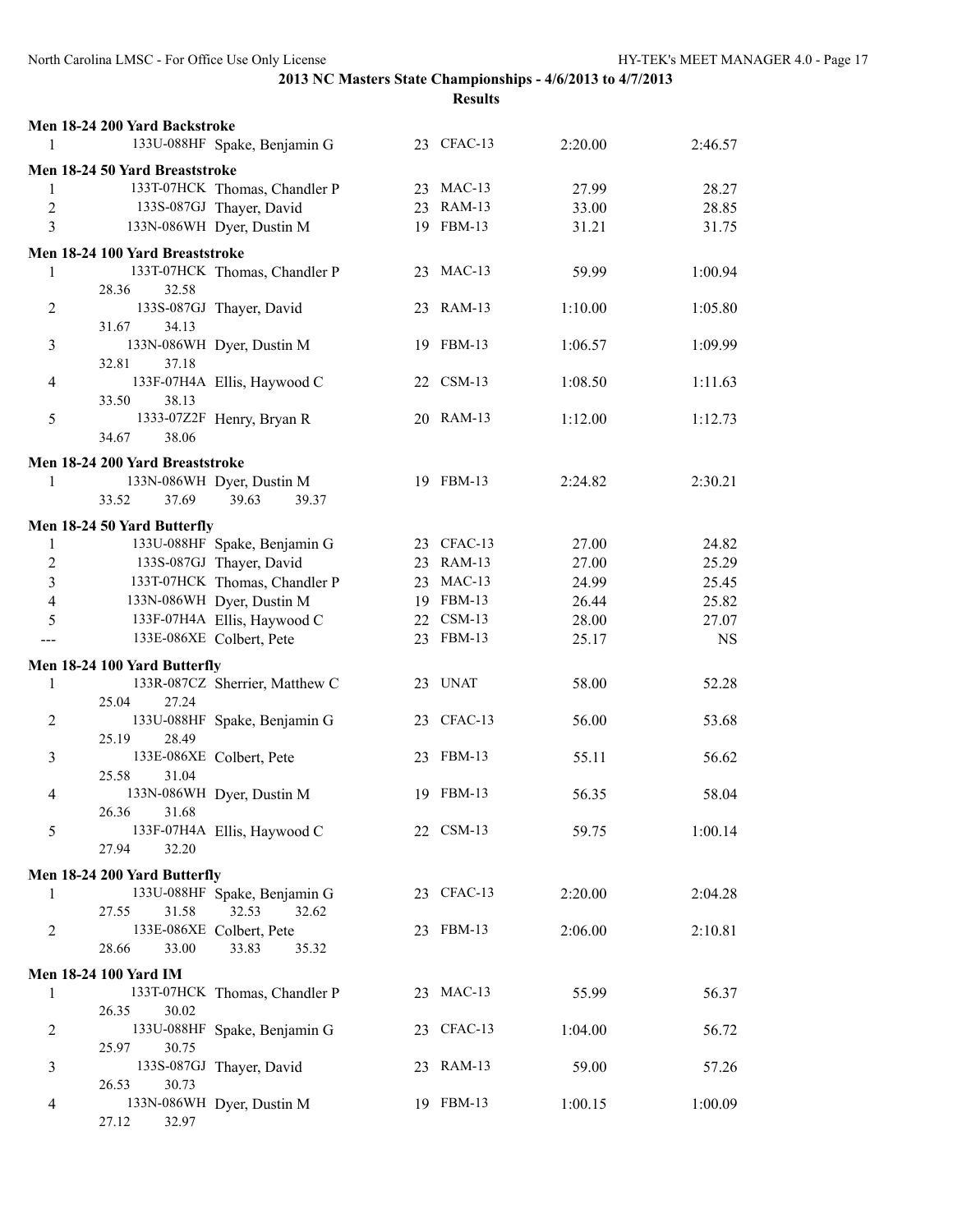2013 NC Masters State Championships - 4/6/2013 to 4/7/2013

Results

**Men 18-24 200 Yard Backstroke**

| Place | ID | Name | Age | Team | Seed | Finals |
|---|---|---|---|---|---|---|
| 1 | 133U-088HF | Spake, Benjamin G | 23 | CFAC-13 | 2:20.00 | 2:46.57 |

**Men 18-24 50 Yard Breaststroke**

| Place | ID | Name | Age | Team | Seed | Finals |
|---|---|---|---|---|---|---|
| 1 | 133T-07HCK | Thomas, Chandler P | 23 | MAC-13 | 27.99 | 28.27 |
| 2 | 133S-087GJ | Thayer, David | 23 | RAM-13 | 33.00 | 28.85 |
| 3 | 133N-086WH | Dyer, Dustin M | 19 | FBM-13 | 31.21 | 31.75 |

**Men 18-24 100 Yard Breaststroke**

| Place | ID | Name | Age | Team | Seed | Finals |
|---|---|---|---|---|---|---|
| 1 | 133T-07HCK | Thomas, Chandler P | 23 | MAC-13 | 59.99 | 1:00.94 |
| | 28.36 32.58 | | | | | |
| 2 | 133S-087GJ | Thayer, David | 23 | RAM-13 | 1:10.00 | 1:05.80 |
| | 31.67 34.13 | | | | | |
| 3 | 133N-086WH | Dyer, Dustin M | 19 | FBM-13 | 1:06.57 | 1:09.99 |
| | 32.81 37.18 | | | | | |
| 4 | 133F-07H4A | Ellis, Haywood C | 22 | CSM-13 | 1:08.50 | 1:11.63 |
| | 33.50 38.13 | | | | | |
| 5 | 1333-07Z2F | Henry, Bryan R | 20 | RAM-13 | 1:12.00 | 1:12.73 |
| | 34.67 38.06 | | | | | |

**Men 18-24 200 Yard Breaststroke**

| Place | ID | Name | Age | Team | Seed | Finals |
|---|---|---|---|---|---|---|
| 1 | 133N-086WH | Dyer, Dustin M | 19 | FBM-13 | 2:24.82 | 2:30.21 |
| | 33.52 37.69 39.63 39.37 | | | | | |

**Men 18-24 50 Yard Butterfly**

| Place | ID | Name | Age | Team | Seed | Finals |
|---|---|---|---|---|---|---|
| 1 | 133U-088HF | Spake, Benjamin G | 23 | CFAC-13 | 27.00 | 24.82 |
| 2 | 133S-087GJ | Thayer, David | 23 | RAM-13 | 27.00 | 25.29 |
| 3 | 133T-07HCK | Thomas, Chandler P | 23 | MAC-13 | 24.99 | 25.45 |
| 4 | 133N-086WH | Dyer, Dustin M | 19 | FBM-13 | 26.44 | 25.82 |
| 5 | 133F-07H4A | Ellis, Haywood C | 22 | CSM-13 | 28.00 | 27.07 |
| --- | 133E-086XE | Colbert, Pete | 23 | FBM-13 | 25.17 | NS |

**Men 18-24 100 Yard Butterfly**

| Place | ID | Name | Age | Team | Seed | Finals |
|---|---|---|---|---|---|---|
| 1 | 133R-087CZ | Sherrier, Matthew C | 23 | UNAT | 58.00 | 52.28 |
| | 25.04 27.24 | | | | | |
| 2 | 133U-088HF | Spake, Benjamin G | 23 | CFAC-13 | 56.00 | 53.68 |
| | 25.19 28.49 | | | | | |
| 3 | 133E-086XE | Colbert, Pete | 23 | FBM-13 | 55.11 | 56.62 |
| | 25.58 31.04 | | | | | |
| 4 | 133N-086WH | Dyer, Dustin M | 19 | FBM-13 | 56.35 | 58.04 |
| | 26.36 31.68 | | | | | |
| 5 | 133F-07H4A | Ellis, Haywood C | 22 | CSM-13 | 59.75 | 1:00.14 |
| | 27.94 32.20 | | | | | |

**Men 18-24 200 Yard Butterfly**

| Place | ID | Name | Age | Team | Seed | Finals |
|---|---|---|---|---|---|---|
| 1 | 133U-088HF | Spake, Benjamin G | 23 | CFAC-13 | 2:20.00 | 2:04.28 |
| | 27.55 31.58 32.53 32.62 | | | | | |
| 2 | 133E-086XE | Colbert, Pete | 23 | FBM-13 | 2:06.00 | 2:10.81 |
| | 28.66 33.00 33.83 35.32 | | | | | |

**Men 18-24 100 Yard IM**

| Place | ID | Name | Age | Team | Seed | Finals |
|---|---|---|---|---|---|---|
| 1 | 133T-07HCK | Thomas, Chandler P | 23 | MAC-13 | 55.99 | 56.37 |
| | 26.35 30.02 | | | | | |
| 2 | 133U-088HF | Spake, Benjamin G | 23 | CFAC-13 | 1:04.00 | 56.72 |
| | 25.97 30.75 | | | | | |
| 3 | 133S-087GJ | Thayer, David | 23 | RAM-13 | 59.00 | 57.26 |
| | 26.53 30.73 | | | | | |
| 4 | 133N-086WH | Dyer, Dustin M | 19 | FBM-13 | 1:00.15 | 1:00.09 |
| | 27.12 32.97 | | | | | |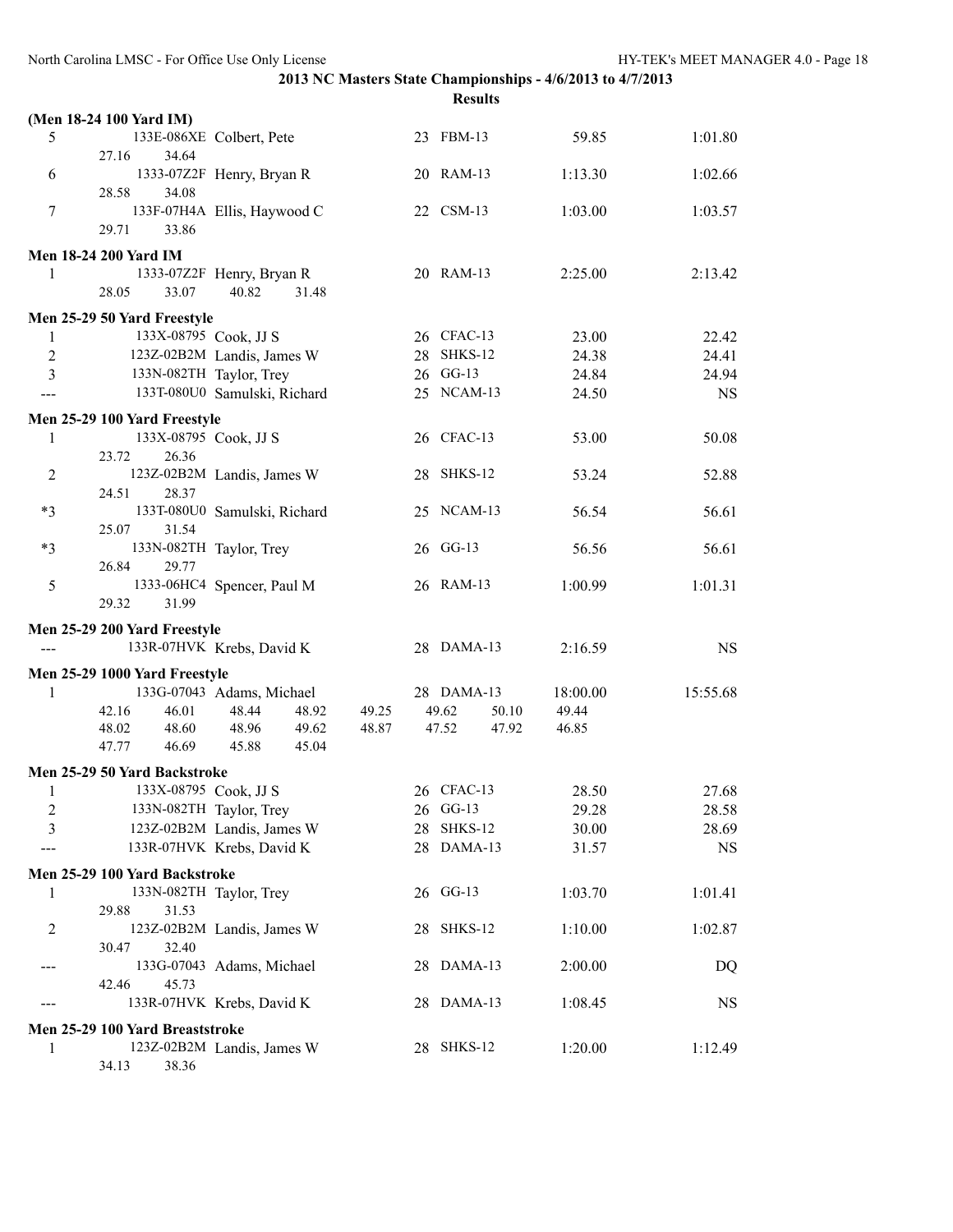**2013 NC Masters State Championships - 4/6/2013 to 4/7/2013**

**Results**

**(Men 18-24 100 Yard IM)**

| Place | ID | Name | Age | Team | Seed | Finals |
|---|---|---|---|---|---|---|
| 5 | 133E-086XE | Colbert, Pete | 23 | FBM-13 | 59.85 | 1:01.80 |
| | 27.16 | 34.64 | | | | |
| 6 | 1333-07Z2F | Henry, Bryan R | 20 | RAM-13 | 1:13.30 | 1:02.66 |
| | 28.58 | 34.08 | | | | |
| 7 | 133F-07H4A | Ellis, Haywood C | 22 | CSM-13 | 1:03.00 | 1:03.57 |
| | 29.71 | 33.86 | | | | |

**Men 18-24 200 Yard IM**

| Place | ID | Name | Age | Team | Seed | Finals |
|---|---|---|---|---|---|---|
| 1 | 1333-07Z2F | Henry, Bryan R | 20 | RAM-13 | 2:25.00 | 2:13.42 |
| | 28.05 33.07 40.82 31.48 | | | | | |

**Men 25-29 50 Yard Freestyle**

| Place | ID | Name | Age | Team | Seed | Finals |
|---|---|---|---|---|---|---|
| 1 | 133X-08795 | Cook, JJ S | 26 | CFAC-13 | 23.00 | 22.42 |
| 2 | 123Z-02B2M | Landis, James W | 28 | SHKS-12 | 24.38 | 24.41 |
| 3 | 133N-082TH | Taylor, Trey | 26 | GG-13 | 24.84 | 24.94 |
| --- | 133T-080U0 | Samulski, Richard | 25 | NCAM-13 | 24.50 | NS |

**Men 25-29 100 Yard Freestyle**

| Place | ID | Name | Age | Team | Seed | Finals |
|---|---|---|---|---|---|---|
| 1 | 133X-08795 | Cook, JJ S | 26 | CFAC-13 | 53.00 | 50.08 |
| | 23.72 | 26.36 | | | | |
| 2 | 123Z-02B2M | Landis, James W | 28 | SHKS-12 | 53.24 | 52.88 |
| | 24.51 | 28.37 | | | | |
| *3 | 133T-080U0 | Samulski, Richard | 25 | NCAM-13 | 56.54 | 56.61 |
| | 25.07 | 31.54 | | | | |
| *3 | 133N-082TH | Taylor, Trey | 26 | GG-13 | 56.56 | 56.61 |
| | 26.84 | 29.77 | | | | |
| 5 | 1333-06HC4 | Spencer, Paul M | 26 | RAM-13 | 1:00.99 | 1:01.31 |
| | 29.32 | 31.99 | | | | |

**Men 25-29 200 Yard Freestyle**

| Place | ID | Name | Age | Team | Seed | Finals |
|---|---|---|---|---|---|---|
| --- | 133R-07HVK | Krebs, David K | 28 | DAMA-13 | 2:16.59 | NS |

**Men 25-29 1000 Yard Freestyle**

| Place | ID | Name | Age | Team | Seed | Finals |
|---|---|---|---|---|---|---|
| 1 | 133G-07043 | Adams, Michael | 28 | DAMA-13 | 18:00.00 | 15:55.68 |
| | 42.16 46.01 48.44 48.92 49.25 49.62 50.10 49.44 | | | | | |
| | 48.02 48.60 48.96 49.62 48.87 47.52 47.92 46.85 | | | | | |
| | 47.77 46.69 45.88 45.04 | | | | | |

**Men 25-29 50 Yard Backstroke**

| Place | ID | Name | Age | Team | Seed | Finals |
|---|---|---|---|---|---|---|
| 1 | 133X-08795 | Cook, JJ S | 26 | CFAC-13 | 28.50 | 27.68 |
| 2 | 133N-082TH | Taylor, Trey | 26 | GG-13 | 29.28 | 28.58 |
| 3 | 123Z-02B2M | Landis, James W | 28 | SHKS-12 | 30.00 | 28.69 |
| --- | 133R-07HVK | Krebs, David K | 28 | DAMA-13 | 31.57 | NS |

**Men 25-29 100 Yard Backstroke**

| Place | ID | Name | Age | Team | Seed | Finals |
|---|---|---|---|---|---|---|
| 1 | 133N-082TH | Taylor, Trey | 26 | GG-13 | 1:03.70 | 1:01.41 |
| | 29.88 | 31.53 | | | | |
| 2 | 123Z-02B2M | Landis, James W | 28 | SHKS-12 | 1:10.00 | 1:02.87 |
| | 30.47 | 32.40 | | | | |
| --- | 133G-07043 | Adams, Michael | 28 | DAMA-13 | 2:00.00 | DQ |
| | 42.46 | 45.73 | | | | |
| --- | 133R-07HVK | Krebs, David K | 28 | DAMA-13 | 1:08.45 | NS |

**Men 25-29 100 Yard Breaststroke**

| Place | ID | Name | Age | Team | Seed | Finals |
|---|---|---|---|---|---|---|
| 1 | 123Z-02B2M | Landis, James W | 28 | SHKS-12 | 1:20.00 | 1:12.49 |
| | 34.13 | 38.36 | | | | |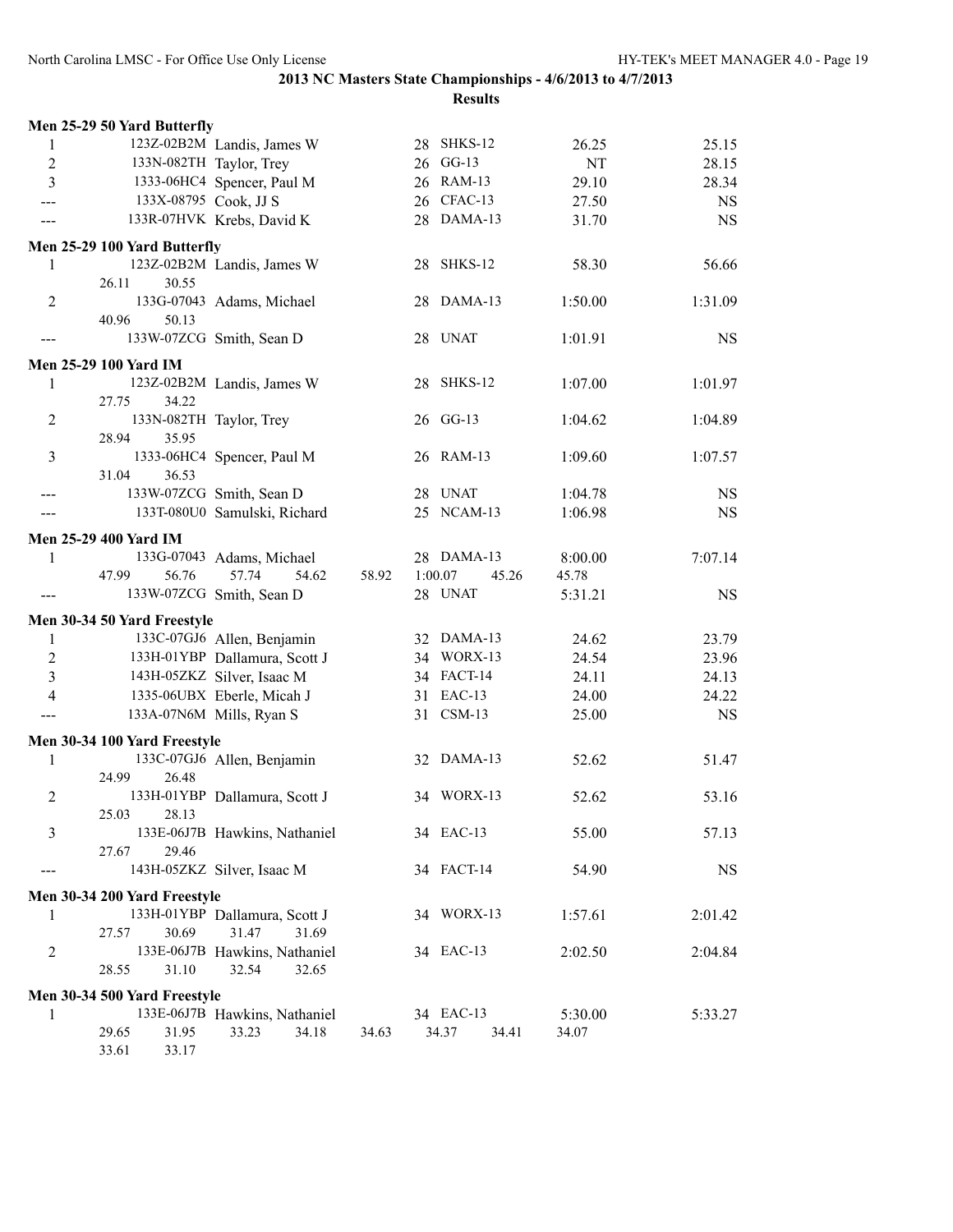## 2013 NC Masters State Championships - 4/6/2013 to 4/7/2013

### Results

**Men 25-29 50 Yard Butterfly**

| Place | ID | Name | Age | Team | Seed Time | Finals Time |
|---|---|---|---|---|---|---|
| 1 | 123Z-02B2M | Landis, James W | 28 | SHKS-12 | 26.25 | 25.15 |
| 2 | 133N-082TH | Taylor, Trey | 26 | GG-13 | NT | 28.15 |
| 3 | 1333-06HC4 | Spencer, Paul M | 26 | RAM-13 | 29.10 | 28.34 |
| --- | 133X-08795 | Cook, JJ S | 26 | CFAC-13 | 27.50 | NS |
| --- | 133R-07HVK | Krebs, David K | 28 | DAMA-13 | 31.70 | NS |

**Men 25-29 100 Yard Butterfly**

| Place | ID | Name | Age | Team | Seed Time | Finals Time |
|---|---|---|---|---|---|---|
| 1 | 123Z-02B2M | Landis, James W | 28 | SHKS-12 | 58.30 | 56.66 |
| | 26.11 | 30.55 | | | | |
| 2 | 133G-07043 | Adams, Michael | 28 | DAMA-13 | 1:50.00 | 1:31.09 |
| | 40.96 | 50.13 | | | | |
| --- | 133W-07ZCG | Smith, Sean D | 28 | UNAT | 1:01.91 | NS |

**Men 25-29 100 Yard IM**

| Place | ID | Name | Age | Team | Seed Time | Finals Time |
|---|---|---|---|---|---|---|
| 1 | 123Z-02B2M | Landis, James W | 28 | SHKS-12 | 1:07.00 | 1:01.97 |
| | 27.75 | 34.22 | | | | |
| 2 | 133N-082TH | Taylor, Trey | 26 | GG-13 | 1:04.62 | 1:04.89 |
| | 28.94 | 35.95 | | | | |
| 3 | 1333-06HC4 | Spencer, Paul M | 26 | RAM-13 | 1:09.60 | 1:07.57 |
| | 31.04 | 36.53 | | | | |
| --- | 133W-07ZCG | Smith, Sean D | 28 | UNAT | 1:04.78 | NS |
| --- | 133T-080U0 | Samulski, Richard | 25 | NCAM-13 | 1:06.98 | NS |

**Men 25-29 400 Yard IM**

| Place | ID | Name | Age | Team | Seed Time | Finals Time |
|---|---|---|---|---|---|---|
| 1 | 133G-07043 | Adams, Michael | 28 | DAMA-13 | 8:00.00 | 7:07.14 |
| | 47.99 56.76 57.74 54.62 | 58.92 1:00.07 45.26 45.78 | | | | |
| --- | 133W-07ZCG | Smith, Sean D | 28 | UNAT | 5:31.21 | NS |

**Men 30-34 50 Yard Freestyle**

| Place | ID | Name | Age | Team | Seed Time | Finals Time |
|---|---|---|---|---|---|---|
| 1 | 133C-07GJ6 | Allen, Benjamin | 32 | DAMA-13 | 24.62 | 23.79 |
| 2 | 133H-01YBP | Dallamura, Scott J | 34 | WORX-13 | 24.54 | 23.96 |
| 3 | 143H-05ZKZ | Silver, Isaac M | 34 | FACT-14 | 24.11 | 24.13 |
| 4 | 1335-06UBX | Eberle, Micah J | 31 | EAC-13 | 24.00 | 24.22 |
| --- | 133A-07N6M | Mills, Ryan S | 31 | CSM-13 | 25.00 | NS |

**Men 30-34 100 Yard Freestyle**

| Place | ID | Name | Age | Team | Seed Time | Finals Time |
|---|---|---|---|---|---|---|
| 1 | 133C-07GJ6 | Allen, Benjamin | 32 | DAMA-13 | 52.62 | 51.47 |
| | 24.99 | 26.48 | | | | |
| 2 | 133H-01YBP | Dallamura, Scott J | 34 | WORX-13 | 52.62 | 53.16 |
| | 25.03 | 28.13 | | | | |
| 3 | 133E-06J7B | Hawkins, Nathaniel | 34 | EAC-13 | 55.00 | 57.13 |
| | 27.67 | 29.46 | | | | |
| --- | 143H-05ZKZ | Silver, Isaac M | 34 | FACT-14 | 54.90 | NS |

**Men 30-34 200 Yard Freestyle**

| Place | ID | Name | Age | Team | Seed Time | Finals Time |
|---|---|---|---|---|---|---|
| 1 | 133H-01YBP | Dallamura, Scott J | 34 | WORX-13 | 1:57.61 | 2:01.42 |
| | 27.57 30.69 | 31.47 31.69 | | | | |
| 2 | 133E-06J7B | Hawkins, Nathaniel | 34 | EAC-13 | 2:02.50 | 2:04.84 |
| | 28.55 31.10 | 32.54 32.65 | | | | |

**Men 30-34 500 Yard Freestyle**

| Place | ID | Name | Age | Team | Seed Time | Finals Time |
|---|---|---|---|---|---|---|
| 1 | 133E-06J7B | Hawkins, Nathaniel | 34 | EAC-13 | 5:30.00 | 5:33.27 |
| | 29.65 31.95 33.23 34.18 | 34.63 34.37 34.41 34.07 | | | | |
| | 33.61 33.17 | | | | | |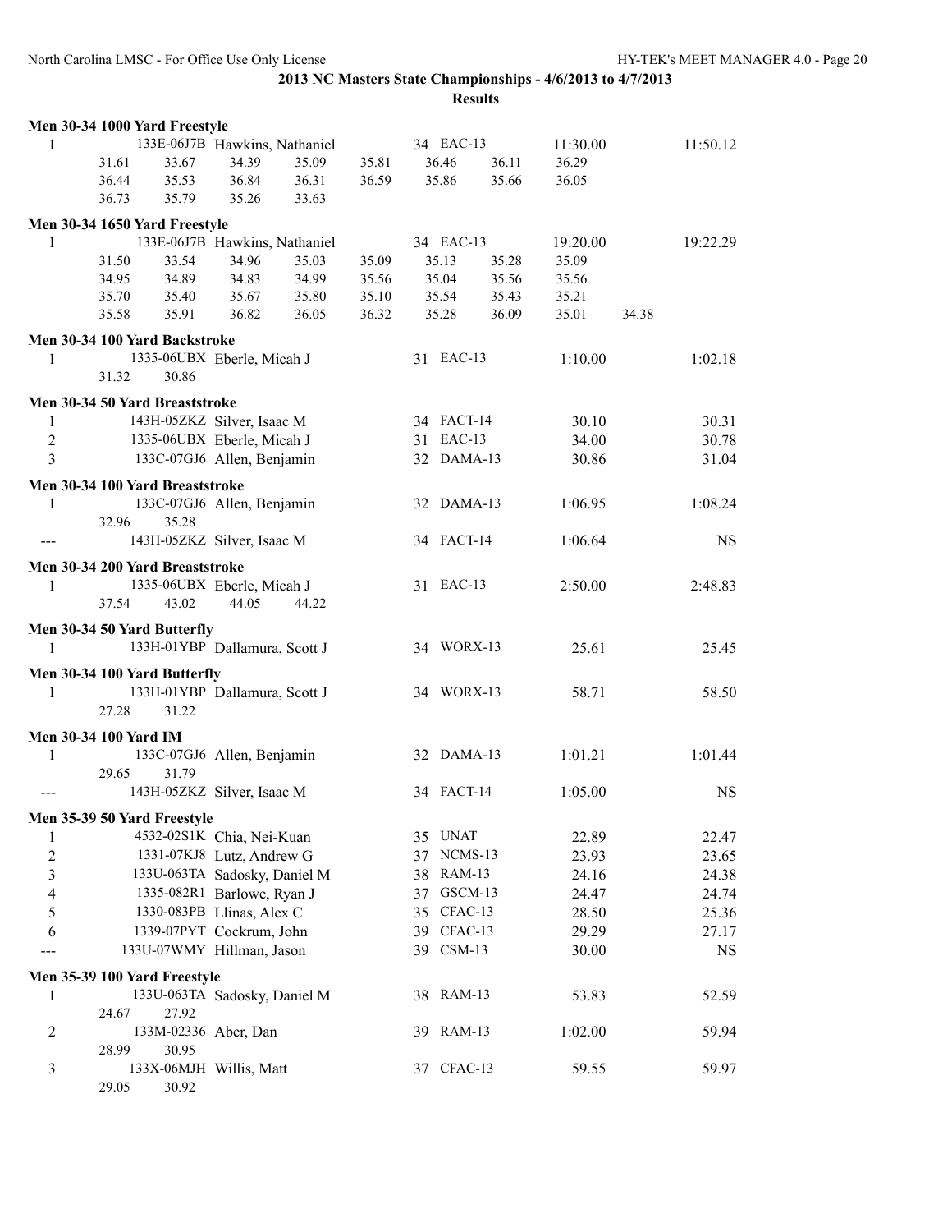**2013 NC Masters State Championships - 4/6/2013 to 4/7/2013**

**Results**

**Men 30-34 1000 Yard Freestyle**

```
  1          133E-06J7B Hawkins, Nathaniel        34  EAC-13          11:30.00          11:50.12
          31.61     33.67     34.39     35.09     35.81     36.46     36.11     36.29
          36.44     35.53     36.84     36.31     36.59     35.86     35.66     36.05
          36.73     35.79     35.26     33.63
```

**Men 30-34 1650 Yard Freestyle**

```
  1          133E-06J7B Hawkins, Nathaniel        34  EAC-13          19:20.00          19:22.29
          31.50     33.54     34.96     35.03     35.09     35.13     35.28     35.09
          34.95     34.89     34.83     34.99     35.56     35.04     35.56     35.56
          35.70     35.40     35.67     35.80     35.10     35.54     35.43     35.21
          35.58     35.91     36.82     36.05     36.32     35.28     36.09     35.01     34.38
```

**Men 30-34 100 Yard Backstroke**

```
  1          1335-06UBX Eberle, Micah J           31  EAC-13           1:10.00           1:02.18
          31.32     30.86
```

**Men 30-34 50 Yard Breaststroke**

```
  1          143H-05ZKZ Silver, Isaac M           34  FACT-14            30.10             30.31
  2          1335-06UBX Eberle, Micah J           31  EAC-13             34.00             30.78
  3          133C-07GJ6 Allen, Benjamin           32  DAMA-13            30.86             31.04
```

**Men 30-34 100 Yard Breaststroke**

```
  1          133C-07GJ6 Allen, Benjamin           32  DAMA-13          1:06.95           1:08.24
          32.96     35.28
 ---         143H-05ZKZ Silver, Isaac M           34  FACT-14          1:06.64                NS
```

**Men 30-34 200 Yard Breaststroke**

```
  1          1335-06UBX Eberle, Micah J           31  EAC-13           2:50.00           2:48.83
          37.54     43.02     44.05     44.22
```

**Men 30-34 50 Yard Butterfly**

```
  1          133H-01YBP Dallamura, Scott J        34  WORX-13            25.61             25.45
```

**Men 30-34 100 Yard Butterfly**

```
  1          133H-01YBP Dallamura, Scott J        34  WORX-13            58.71             58.50
          27.28     31.22
```

**Men 30-34 100 Yard IM**

```
  1          133C-07GJ6 Allen, Benjamin           32  DAMA-13          1:01.21           1:01.44
          29.65     31.79
 ---         143H-05ZKZ Silver, Isaac M           34  FACT-14          1:05.00                NS
```

**Men 35-39 50 Yard Freestyle**

```
  1          4532-02S1K Chia, Nei-Kuan            35  UNAT               22.89             22.47
  2          1331-07KJ8 Lutz, Andrew G            37  NCMS-13            23.93             23.65
  3          133U-063TA Sadosky, Daniel M         38  RAM-13             24.16             24.38
  4          1335-082R1 Barlowe, Ryan J           37  GSCM-13            24.47             24.74
  5          1330-083PB Llinas, Alex C            35  CFAC-13            28.50             25.36
  6          1339-07PYT Cockrum, John             39  CFAC-13            29.29             27.17
 ---         133U-07WMY Hillman, Jason            39  CSM-13             30.00                NS
```

**Men 35-39 100 Yard Freestyle**

```
  1          133U-063TA Sadosky, Daniel M         38  RAM-13             53.83             52.59
          24.67     27.92
  2          133M-02336 Aber, Dan                 39  RAM-13           1:02.00             59.94
          28.99     30.95
  3          133X-06MJH Willis, Matt              37  CFAC-13            59.55             59.97
          29.05     30.92
```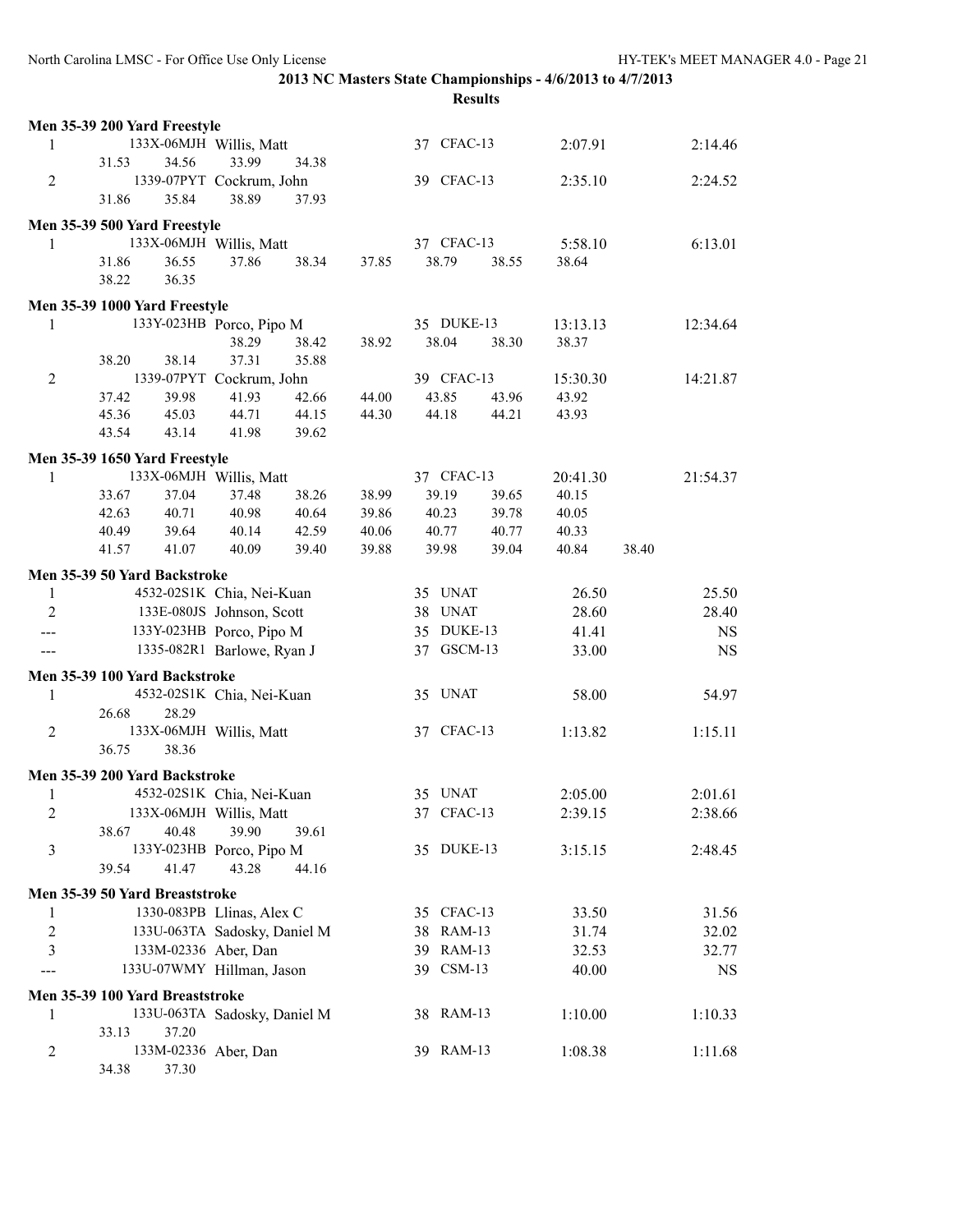**2013 NC Masters State Championships - 4/6/2013 to 4/7/2013**

**Results**

### Men 35-39 200 Yard Freestyle

| Place | ID | Name | Age | Team | Seed Time | Finals Time |
|---|---|---|---|---|---|---|
| 1 | 133X-06MJH | Willis, Matt | 37 | CFAC-13 | 2:07.91 | 2:14.46 |
| | 31.53 34.56 33.99 34.38 | | | | | |
| 2 | 1339-07PYT | Cockrum, John | 39 | CFAC-13 | 2:35.10 | 2:24.52 |
| | 31.86 35.84 38.89 37.93 | | | | | |

### Men 35-39 500 Yard Freestyle

| Place | ID | Name | Age | Team | Seed Time | Finals Time |
|---|---|---|---|---|---|---|
| 1 | 133X-06MJH | Willis, Matt | 37 | CFAC-13 | 5:58.10 | 6:13.01 |
| | 31.86 36.55 37.86 38.34 37.85 38.79 38.55 38.64 | | | | | |
| | 38.22 36.35 | | | | | |

### Men 35-39 1000 Yard Freestyle

| Place | ID | Name | Age | Team | Seed Time | Finals Time |
|---|---|---|---|---|---|---|
| 1 | 133Y-023HB | Porco, Pipo M | 35 | DUKE-13 | 13:13.13 | 12:34.64 |
| | 38.29 38.42 38.92 38.04 38.30 38.37 | | | | | |
| | 38.20 38.14 37.31 35.88 | | | | | |
| 2 | 1339-07PYT | Cockrum, John | 39 | CFAC-13 | 15:30.30 | 14:21.87 |
| | 37.42 39.98 41.93 42.66 44.00 43.85 43.96 43.92 | | | | | |
| | 45.36 45.03 44.71 44.15 44.30 44.18 44.21 43.93 | | | | | |
| | 43.54 43.14 41.98 39.62 | | | | | |

### Men 35-39 1650 Yard Freestyle

| Place | ID | Name | Age | Team | Seed Time | Finals Time |
|---|---|---|---|---|---|---|
| 1 | 133X-06MJH | Willis, Matt | 37 | CFAC-13 | 20:41.30 | 21:54.37 |
| | 33.67 37.04 37.48 38.26 38.99 39.19 39.65 40.15 | | | | | |
| | 42.63 40.71 40.98 40.64 39.86 40.23 39.78 40.05 | | | | | |
| | 40.49 39.64 40.14 42.59 40.06 40.77 40.77 40.33 | | | | | |
| | 41.57 41.07 40.09 39.40 39.88 39.98 39.04 40.84 38.40 | | | | | |

### Men 35-39 50 Yard Backstroke

| Place | ID | Name | Age | Team | Seed Time | Finals Time |
|---|---|---|---|---|---|---|
| 1 | 4532-02S1K | Chia, Nei-Kuan | 35 | UNAT | 26.50 | 25.50 |
| 2 | 133E-080JS | Johnson, Scott | 38 | UNAT | 28.60 | 28.40 |
| --- | 133Y-023HB | Porco, Pipo M | 35 | DUKE-13 | 41.41 | NS |
| --- | 1335-082R1 | Barlowe, Ryan J | 37 | GSCM-13 | 33.00 | NS |

### Men 35-39 100 Yard Backstroke

| Place | ID | Name | Age | Team | Seed Time | Finals Time |
|---|---|---|---|---|---|---|
| 1 | 4532-02S1K | Chia, Nei-Kuan | 35 | UNAT | 58.00 | 54.97 |
| | 26.68 28.29 | | | | | |
| 2 | 133X-06MJH | Willis, Matt | 37 | CFAC-13 | 1:13.82 | 1:15.11 |
| | 36.75 38.36 | | | | | |

### Men 35-39 200 Yard Backstroke

| Place | ID | Name | Age | Team | Seed Time | Finals Time |
|---|---|---|---|---|---|---|
| 1 | 4532-02S1K | Chia, Nei-Kuan | 35 | UNAT | 2:05.00 | 2:01.61 |
| 2 | 133X-06MJH | Willis, Matt | 37 | CFAC-13 | 2:39.15 | 2:38.66 |
| | 38.67 40.48 39.90 39.61 | | | | | |
| 3 | 133Y-023HB | Porco, Pipo M | 35 | DUKE-13 | 3:15.15 | 2:48.45 |
| | 39.54 41.47 43.28 44.16 | | | | | |

### Men 35-39 50 Yard Breaststroke

| Place | ID | Name | Age | Team | Seed Time | Finals Time |
|---|---|---|---|---|---|---|
| 1 | 1330-083PB | Llinas, Alex C | 35 | CFAC-13 | 33.50 | 31.56 |
| 2 | 133U-063TA | Sadosky, Daniel M | 38 | RAM-13 | 31.74 | 32.02 |
| 3 | 133M-02336 | Aber, Dan | 39 | RAM-13 | 32.53 | 32.77 |
| --- | 133U-07WMY | Hillman, Jason | 39 | CSM-13 | 40.00 | NS |

### Men 35-39 100 Yard Breaststroke

| Place | ID | Name | Age | Team | Seed Time | Finals Time |
|---|---|---|---|---|---|---|
| 1 | 133U-063TA | Sadosky, Daniel M | 38 | RAM-13 | 1:10.00 | 1:10.33 |
| | 33.13 37.20 | | | | | |
| 2 | 133M-02336 | Aber, Dan | 39 | RAM-13 | 1:08.38 | 1:11.68 |
| | 34.38 37.30 | | | | | |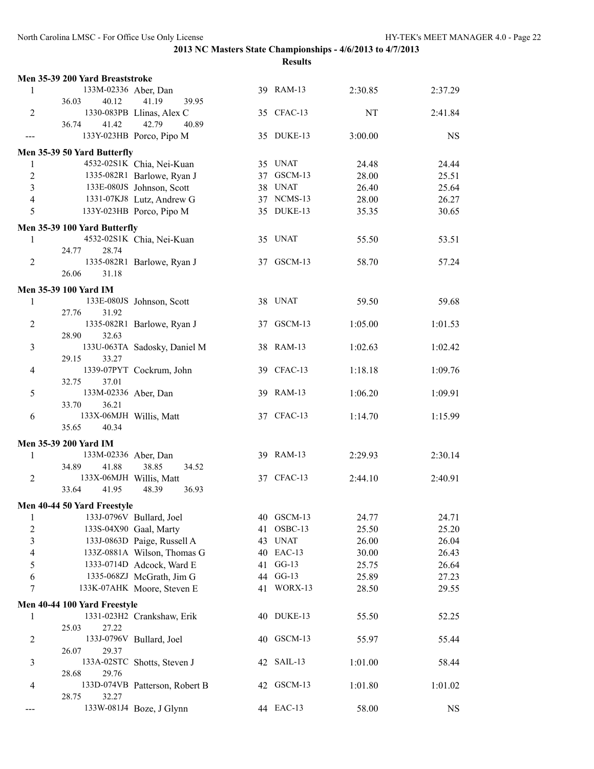**2013 NC Masters State Championships - 4/6/2013 to 4/7/2013**

**Results**

### Men 35-39 200 Yard Breaststroke

| Place | ID | Name | Age | Team | Seed Time | Finals Time |
|---|---|---|---|---|---|---|
| 1 | 133M-02336 | Aber, Dan | 39 | RAM-13 | 2:30.85 | 2:37.29 |
| | 36.03 40.12 41.19 39.95 | | | | | |
| 2 | 1330-083PB | Llinas, Alex C | 35 | CFAC-13 | NT | 2:41.84 |
| | 36.74 41.42 42.79 40.89 | | | | | |
| --- | 133Y-023HB | Porco, Pipo M | 35 | DUKE-13 | 3:00.00 | NS |

### Men 35-39 50 Yard Butterfly

| Place | ID | Name | Age | Team | Seed Time | Finals Time |
|---|---|---|---|---|---|---|
| 1 | 4532-02S1K | Chia, Nei-Kuan | 35 | UNAT | 24.48 | 24.44 |
| 2 | 1335-082R1 | Barlowe, Ryan J | 37 | GSCM-13 | 28.00 | 25.51 |
| 3 | 133E-080JS | Johnson, Scott | 38 | UNAT | 26.40 | 25.64 |
| 4 | 1331-07KJ8 | Lutz, Andrew G | 37 | NCMS-13 | 28.00 | 26.27 |
| 5 | 133Y-023HB | Porco, Pipo M | 35 | DUKE-13 | 35.35 | 30.65 |

### Men 35-39 100 Yard Butterfly

| Place | ID | Name | Age | Team | Seed Time | Finals Time |
|---|---|---|---|---|---|---|
| 1 | 4532-02S1K | Chia, Nei-Kuan | 35 | UNAT | 55.50 | 53.51 |
| | 24.77 28.74 | | | | | |
| 2 | 1335-082R1 | Barlowe, Ryan J | 37 | GSCM-13 | 58.70 | 57.24 |
| | 26.06 31.18 | | | | | |

### Men 35-39 100 Yard IM

| Place | ID | Name | Age | Team | Seed Time | Finals Time |
|---|---|---|---|---|---|---|
| 1 | 133E-080JS | Johnson, Scott | 38 | UNAT | 59.50 | 59.68 |
| | 27.76 31.92 | | | | | |
| 2 | 1335-082R1 | Barlowe, Ryan J | 37 | GSCM-13 | 1:05.00 | 1:01.53 |
| | 28.90 32.63 | | | | | |
| 3 | 133U-063TA | Sadosky, Daniel M | 38 | RAM-13 | 1:02.63 | 1:02.42 |
| | 29.15 33.27 | | | | | |
| 4 | 1339-07PYT | Cockrum, John | 39 | CFAC-13 | 1:18.18 | 1:09.76 |
| | 32.75 37.01 | | | | | |
| 5 | 133M-02336 | Aber, Dan | 39 | RAM-13 | 1:06.20 | 1:09.91 |
| | 33.70 36.21 | | | | | |
| 6 | 133X-06MJH | Willis, Matt | 37 | CFAC-13 | 1:14.70 | 1:15.99 |
| | 35.65 40.34 | | | | | |

### Men 35-39 200 Yard IM

| Place | ID | Name | Age | Team | Seed Time | Finals Time |
|---|---|---|---|---|---|---|
| 1 | 133M-02336 | Aber, Dan | 39 | RAM-13 | 2:29.93 | 2:30.14 |
| | 34.89 41.88 38.85 34.52 | | | | | |
| 2 | 133X-06MJH | Willis, Matt | 37 | CFAC-13 | 2:44.10 | 2:40.91 |
| | 33.64 41.95 48.39 36.93 | | | | | |

### Men 40-44 50 Yard Freestyle

| Place | ID | Name | Age | Team | Seed Time | Finals Time |
|---|---|---|---|---|---|---|
| 1 | 133J-0796V | Bullard, Joel | 40 | GSCM-13 | 24.77 | 24.71 |
| 2 | 133S-04X90 | Gaal, Marty | 41 | OSBC-13 | 25.50 | 25.20 |
| 3 | 133J-0863D | Paige, Russell A | 43 | UNAT | 26.00 | 26.04 |
| 4 | 133Z-0881A | Wilson, Thomas G | 40 | EAC-13 | 30.00 | 26.43 |
| 5 | 1333-0714D | Adcock, Ward E | 41 | GG-13 | 25.75 | 26.64 |
| 6 | 1335-068ZJ | McGrath, Jim G | 44 | GG-13 | 25.89 | 27.23 |
| 7 | 133K-07AHK | Moore, Steven E | 41 | WORX-13 | 28.50 | 29.55 |

### Men 40-44 100 Yard Freestyle

| Place | ID | Name | Age | Team | Seed Time | Finals Time |
|---|---|---|---|---|---|---|
| 1 | 1331-023H2 | Crankshaw, Erik | 40 | DUKE-13 | 55.50 | 52.25 |
| | 25.03 27.22 | | | | | |
| 2 | 133J-0796V | Bullard, Joel | 40 | GSCM-13 | 55.97 | 55.44 |
| | 26.07 29.37 | | | | | |
| 3 | 133A-02STC | Shotts, Steven J | 42 | SAIL-13 | 1:01.00 | 58.44 |
| | 28.68 29.76 | | | | | |
| 4 | 133D-074VB | Patterson, Robert B | 42 | GSCM-13 | 1:01.80 | 1:01.02 |
| | 28.75 32.27 | | | | | |
| --- | 133W-081J4 | Boze, J Glynn | 44 | EAC-13 | 58.00 | NS |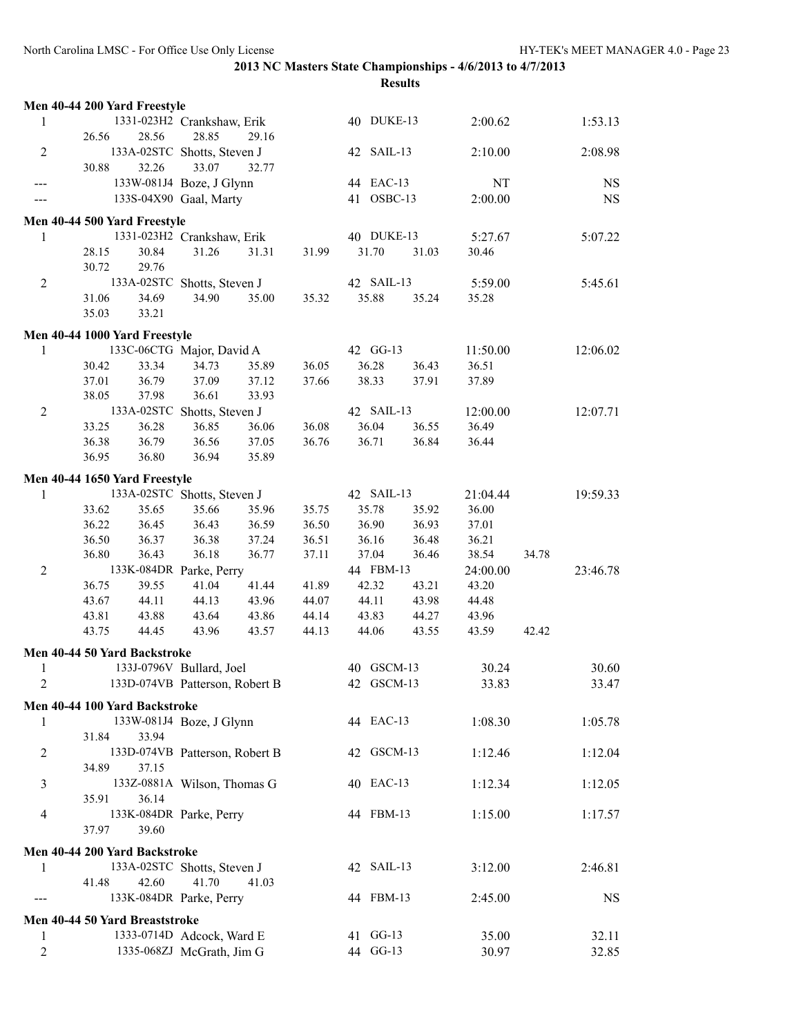**2013 NC Masters State Championships - 4/6/2013 to 4/7/2013**

**Results**

### Men 40-44 200 Yard Freestyle

| Place | ID | Name | Age | Team | Seed Time | Finals Time |
|---|---|---|---|---|---|---|
| 1 | 1331-023H2 | Crankshaw, Erik | 40 | DUKE-13 | 2:00.62 | 1:53.13 |
| | | 26.56 28.56 28.85 29.16 | | | | |
| 2 | 133A-02STC | Shotts, Steven J | 42 | SAIL-13 | 2:10.00 | 2:08.98 |
| | | 30.88 32.26 33.07 32.77 | | | | |
| --- | 133W-081J4 | Boze, J Glynn | 44 | EAC-13 | NT | NS |
| --- | 133S-04X90 | Gaal, Marty | 41 | OSBC-13 | 2:00.00 | NS |

### Men 40-44 500 Yard Freestyle

| Place | ID | Name | Age | Team | Seed Time | Finals Time |
|---|---|---|---|---|---|---|
| 1 | 1331-023H2 | Crankshaw, Erik | 40 | DUKE-13 | 5:27.67 | 5:07.22 |
| | | 28.15 30.84 31.26 31.31 31.99 31.70 31.03 30.46 30.72 29.76 | | | | |
| 2 | 133A-02STC | Shotts, Steven J | 42 | SAIL-13 | 5:59.00 | 5:45.61 |
| | | 31.06 34.69 34.90 35.00 35.32 35.88 35.24 35.28 35.03 33.21 | | | | |

### Men 40-44 1000 Yard Freestyle

| Place | ID | Name | Age | Team | Seed Time | Finals Time |
|---|---|---|---|---|---|---|
| 1 | 133C-06CTG | Major, David A | 42 | GG-13 | 11:50.00 | 12:06.02 |
| | | 30.42 33.34 34.73 35.89 36.05 36.28 36.43 36.51 37.01 36.79 37.09 37.12 37.66 38.33 37.91 37.89 38.05 37.98 36.61 33.93 | | | | |
| 2 | 133A-02STC | Shotts, Steven J | 42 | SAIL-13 | 12:00.00 | 12:07.71 |
| | | 33.25 36.28 36.85 36.06 36.08 36.04 36.55 36.49 36.38 36.79 36.56 37.05 36.76 36.71 36.84 36.44 36.95 36.80 36.94 35.89 | | | | |

### Men 40-44 1650 Yard Freestyle

| Place | ID | Name | Age | Team | Seed Time | Finals Time |
|---|---|---|---|---|---|---|
| 1 | 133A-02STC | Shotts, Steven J | 42 | SAIL-13 | 21:04.44 | 19:59.33 |
| | | 33.62 35.65 35.66 35.96 35.75 35.78 35.92 36.00 36.22 36.45 36.43 36.59 36.50 36.90 36.93 37.01 36.50 36.37 36.38 37.24 36.51 36.16 36.48 36.21 36.80 36.43 36.18 36.77 37.11 37.04 36.46 38.54 34.78 | | | | |
| 2 | 133K-084DR | Parke, Perry | 44 | FBM-13 | 24:00.00 | 23:46.78 |
| | | 36.75 39.55 41.04 41.44 41.89 42.32 43.21 43.20 43.67 44.11 44.13 43.96 44.07 44.11 43.98 44.48 43.81 43.88 43.64 43.86 44.14 43.83 44.27 43.96 43.75 44.45 43.96 43.57 44.13 44.06 43.55 43.59 42.42 | | | | |

### Men 40-44 50 Yard Backstroke

| Place | ID | Name | Age | Team | Seed Time | Finals Time |
|---|---|---|---|---|---|---|
| 1 | 133J-0796V | Bullard, Joel | 40 | GSCM-13 | 30.24 | 30.60 |
| 2 | 133D-074VB | Patterson, Robert B | 42 | GSCM-13 | 33.83 | 33.47 |

### Men 40-44 100 Yard Backstroke

| Place | ID | Name | Age | Team | Seed Time | Finals Time |
|---|---|---|---|---|---|---|
| 1 | 133W-081J4 | Boze, J Glynn | 44 | EAC-13 | 1:08.30 | 1:05.78 |
| | | 31.84 33.94 | | | | |
| 2 | 133D-074VB | Patterson, Robert B | 42 | GSCM-13 | 1:12.46 | 1:12.04 |
| | | 34.89 37.15 | | | | |
| 3 | 133Z-0881A | Wilson, Thomas G | 40 | EAC-13 | 1:12.34 | 1:12.05 |
| | | 35.91 36.14 | | | | |
| 4 | 133K-084DR | Parke, Perry | 44 | FBM-13 | 1:15.00 | 1:17.57 |
| | | 37.97 39.60 | | | | |

### Men 40-44 200 Yard Backstroke

| Place | ID | Name | Age | Team | Seed Time | Finals Time |
|---|---|---|---|---|---|---|
| 1 | 133A-02STC | Shotts, Steven J | 42 | SAIL-13 | 3:12.00 | 2:46.81 |
| | | 41.48 42.60 41.70 41.03 | | | | |
| --- | 133K-084DR | Parke, Perry | 44 | FBM-13 | 2:45.00 | NS |

### Men 40-44 50 Yard Breaststroke

| Place | ID | Name | Age | Team | Seed Time | Finals Time |
|---|---|---|---|---|---|---|
| 1 | 1333-0714D | Adcock, Ward E | 41 | GG-13 | 35.00 | 32.11 |
| 2 | 1335-068ZJ | McGrath, Jim G | 44 | GG-13 | 30.97 | 32.85 |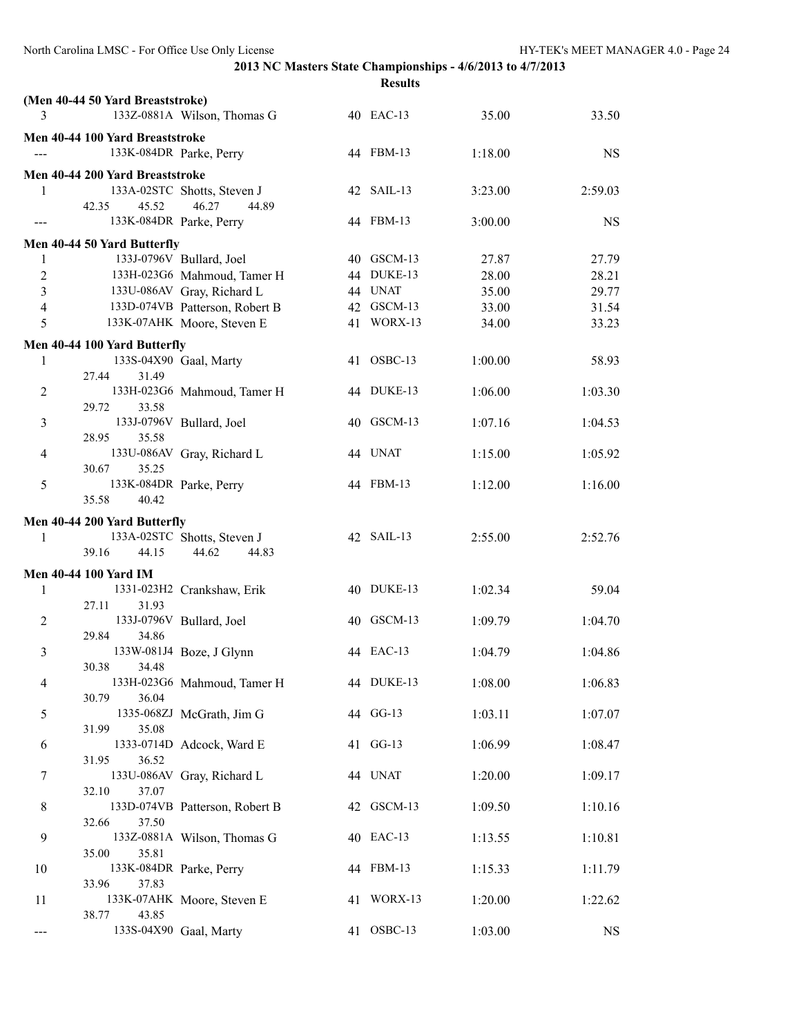**2013 NC Masters State Championships - 4/6/2013 to 4/7/2013**

**Results**

**(Men 40-44 50 Yard Breaststroke)**

| | | | | | | |
|---|---|---|---|---|---|---|
| 3 | 133Z-0881A | Wilson, Thomas G | 40 | EAC-13 | 35.00 | 33.50 |

**Men 40-44 100 Yard Breaststroke**

| | | | | | | |
|---|---|---|---|---|---|---|
| --- | 133K-084DR | Parke, Perry | 44 | FBM-13 | 1:18.00 | NS |

**Men 40-44 200 Yard Breaststroke**

| | | | | | | |
|---|---|---|---|---|---|---|
| 1 | 133A-02STC | Shotts, Steven J | 42 | SAIL-13 | 3:23.00 | 2:59.03 |
| | 42.35 45.52 46.27 44.89 | | | | | |
| --- | 133K-084DR | Parke, Perry | 44 | FBM-13 | 3:00.00 | NS |

**Men 40-44 50 Yard Butterfly**

| | | | | | | |
|---|---|---|---|---|---|---|
| 1 | 133J-0796V | Bullard, Joel | 40 | GSCM-13 | 27.87 | 27.79 |
| 2 | 133H-023G6 | Mahmoud, Tamer H | 44 | DUKE-13 | 28.00 | 28.21 |
| 3 | 133U-086AV | Gray, Richard L | 44 | UNAT | 35.00 | 29.77 |
| 4 | 133D-074VB | Patterson, Robert B | 42 | GSCM-13 | 33.00 | 31.54 |
| 5 | 133K-07AHK | Moore, Steven E | 41 | WORX-13 | 34.00 | 33.23 |

**Men 40-44 100 Yard Butterfly**

| | | | | | | |
|---|---|---|---|---|---|---|
| 1 | 133S-04X90 | Gaal, Marty | 41 | OSBC-13 | 1:00.00 | 58.93 |
| | 27.44 31.49 | | | | | |
| 2 | 133H-023G6 | Mahmoud, Tamer H | 44 | DUKE-13 | 1:06.00 | 1:03.30 |
| | 29.72 33.58 | | | | | |
| 3 | 133J-0796V | Bullard, Joel | 40 | GSCM-13 | 1:07.16 | 1:04.53 |
| | 28.95 35.58 | | | | | |
| 4 | 133U-086AV | Gray, Richard L | 44 | UNAT | 1:15.00 | 1:05.92 |
| | 30.67 35.25 | | | | | |
| 5 | 133K-084DR | Parke, Perry | 44 | FBM-13 | 1:12.00 | 1:16.00 |
| | 35.58 40.42 | | | | | |

**Men 40-44 200 Yard Butterfly**

| | | | | | | |
|---|---|---|---|---|---|---|
| 1 | 133A-02STC | Shotts, Steven J | 42 | SAIL-13 | 2:55.00 | 2:52.76 |
| | 39.16 44.15 44.62 44.83 | | | | | |

**Men 40-44 100 Yard IM**

| | | | | | | |
|---|---|---|---|---|---|---|
| 1 | 1331-023H2 | Crankshaw, Erik | 40 | DUKE-13 | 1:02.34 | 59.04 |
| | 27.11 31.93 | | | | | |
| 2 | 133J-0796V | Bullard, Joel | 40 | GSCM-13 | 1:09.79 | 1:04.70 |
| | 29.84 34.86 | | | | | |
| 3 | 133W-081J4 | Boze, J Glynn | 44 | EAC-13 | 1:04.79 | 1:04.86 |
| | 30.38 34.48 | | | | | |
| 4 | 133H-023G6 | Mahmoud, Tamer H | 44 | DUKE-13 | 1:08.00 | 1:06.83 |
| | 30.79 36.04 | | | | | |
| 5 | 1335-068ZJ | McGrath, Jim G | 44 | GG-13 | 1:03.11 | 1:07.07 |
| | 31.99 35.08 | | | | | |
| 6 | 1333-0714D | Adcock, Ward E | 41 | GG-13 | 1:06.99 | 1:08.47 |
| | 31.95 36.52 | | | | | |
| 7 | 133U-086AV | Gray, Richard L | 44 | UNAT | 1:20.00 | 1:09.17 |
| | 32.10 37.07 | | | | | |
| 8 | 133D-074VB | Patterson, Robert B | 42 | GSCM-13 | 1:09.50 | 1:10.16 |
| | 32.66 37.50 | | | | | |
| 9 | 133Z-0881A | Wilson, Thomas G | 40 | EAC-13 | 1:13.55 | 1:10.81 |
| | 35.00 35.81 | | | | | |
| 10 | 133K-084DR | Parke, Perry | 44 | FBM-13 | 1:15.33 | 1:11.79 |
| | 33.96 37.83 | | | | | |
| 11 | 133K-07AHK | Moore, Steven E | 41 | WORX-13 | 1:20.00 | 1:22.62 |
| | 38.77 43.85 | | | | | |
| --- | 133S-04X90 | Gaal, Marty | 41 | OSBC-13 | 1:03.00 | NS |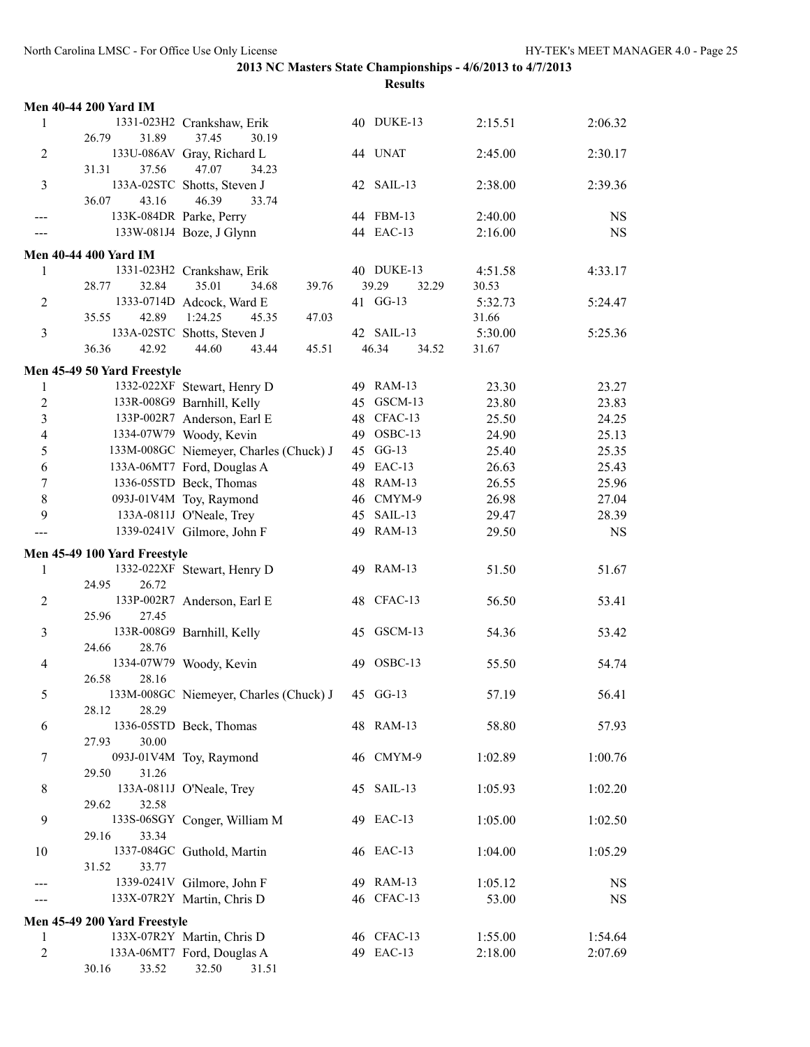**2013 NC Masters State Championships - 4/6/2013 to 4/7/2013**

**Results**

**Men 40-44 200 Yard IM**

| Place | ID | Name | Age | Team | Seed Time | Finals Time |
|---|---|---|---|---|---|---|
| 1 | 1331-023H2 | Crankshaw, Erik | 40 | DUKE-13 | 2:15.51 | 2:06.32 |
| | 26.79 31.89 37.45 30.19 | | | | | |
| 2 | 133U-086AV | Gray, Richard L | 44 | UNAT | 2:45.00 | 2:30.17 |
| | 31.31 37.56 47.07 34.23 | | | | | |
| 3 | 133A-02STC | Shotts, Steven J | 42 | SAIL-13 | 2:38.00 | 2:39.36 |
| | 36.07 43.16 46.39 33.74 | | | | | |
| --- | 133K-084DR | Parke, Perry | 44 | FBM-13 | 2:40.00 | NS |
| --- | 133W-081J4 | Boze, J Glynn | 44 | EAC-13 | 2:16.00 | NS |

**Men 40-44 400 Yard IM**

| Place | ID | Name | Age | Team | Seed Time | Finals Time |
|---|---|---|---|---|---|---|
| 1 | 1331-023H2 | Crankshaw, Erik | 40 | DUKE-13 | 4:51.58 | 4:33.17 |
| | 28.77 32.84 35.01 34.68 39.76 39.29 32.29 30.53 | | | | | |
| 2 | 1333-0714D | Adcock, Ward E | 41 | GG-13 | 5:32.73 | 5:24.47 |
| | 35.55 42.89 1:24.25 45.35 47.03 31.66 | | | | | |
| 3 | 133A-02STC | Shotts, Steven J | 42 | SAIL-13 | 5:30.00 | 5:25.36 |
| | 36.36 42.92 44.60 43.44 45.51 46.34 34.52 31.67 | | | | | |

**Men 45-49 50 Yard Freestyle**

| Place | ID | Name | Age | Team | Seed Time | Finals Time |
|---|---|---|---|---|---|---|
| 1 | 1332-022XF | Stewart, Henry D | 49 | RAM-13 | 23.30 | 23.27 |
| 2 | 133R-008G9 | Barnhill, Kelly | 45 | GSCM-13 | 23.80 | 23.83 |
| 3 | 133P-002R7 | Anderson, Earl E | 48 | CFAC-13 | 25.50 | 24.25 |
| 4 | 1334-07W79 | Woody, Kevin | 49 | OSBC-13 | 24.90 | 25.13 |
| 5 | 133M-008GC | Niemeyer, Charles (Chuck) J | 45 | GG-13 | 25.40 | 25.35 |
| 6 | 133A-06MT7 | Ford, Douglas A | 49 | EAC-13 | 26.63 | 25.43 |
| 7 | 1336-05STD | Beck, Thomas | 48 | RAM-13 | 26.55 | 25.96 |
| 8 | 093J-01V4M | Toy, Raymond | 46 | CMYM-9 | 26.98 | 27.04 |
| 9 | 133A-0811J | O'Neale, Trey | 45 | SAIL-13 | 29.47 | 28.39 |
| --- | 1339-0241V | Gilmore, John F | 49 | RAM-13 | 29.50 | NS |

**Men 45-49 100 Yard Freestyle**

| Place | ID | Name | Age | Team | Seed Time | Finals Time |
|---|---|---|---|---|---|---|
| 1 | 1332-022XF | Stewart, Henry D | 49 | RAM-13 | 51.50 | 51.67 |
| | 24.95 26.72 | | | | | |
| 2 | 133P-002R7 | Anderson, Earl E | 48 | CFAC-13 | 56.50 | 53.41 |
| | 25.96 27.45 | | | | | |
| 3 | 133R-008G9 | Barnhill, Kelly | 45 | GSCM-13 | 54.36 | 53.42 |
| | 24.66 28.76 | | | | | |
| 4 | 1334-07W79 | Woody, Kevin | 49 | OSBC-13 | 55.50 | 54.74 |
| | 26.58 28.16 | | | | | |
| 5 | 133M-008GC | Niemeyer, Charles (Chuck) J | 45 | GG-13 | 57.19 | 56.41 |
| | 28.12 28.29 | | | | | |
| 6 | 1336-05STD | Beck, Thomas | 48 | RAM-13 | 58.80 | 57.93 |
| | 27.93 30.00 | | | | | |
| 7 | 093J-01V4M | Toy, Raymond | 46 | CMYM-9 | 1:02.89 | 1:00.76 |
| | 29.50 31.26 | | | | | |
| 8 | 133A-0811J | O'Neale, Trey | 45 | SAIL-13 | 1:05.93 | 1:02.20 |
| | 29.62 32.58 | | | | | |
| 9 | 133S-06SGY | Conger, William M | 49 | EAC-13 | 1:05.00 | 1:02.50 |
| | 29.16 33.34 | | | | | |
| 10 | 1337-084GC | Guthold, Martin | 46 | EAC-13 | 1:04.00 | 1:05.29 |
| | 31.52 33.77 | | | | | |
| --- | 1339-0241V | Gilmore, John F | 49 | RAM-13 | 1:05.12 | NS |
| --- | 133X-07R2Y | Martin, Chris D | 46 | CFAC-13 | 53.00 | NS |

**Men 45-49 200 Yard Freestyle**

| Place | ID | Name | Age | Team | Seed Time | Finals Time |
|---|---|---|---|---|---|---|
| 1 | 133X-07R2Y | Martin, Chris D | 46 | CFAC-13 | 1:55.00 | 1:54.64 |
| 2 | 133A-06MT7 | Ford, Douglas A | 49 | EAC-13 | 2:18.00 | 2:07.69 |
| | 30.16 33.52 32.50 31.51 | | | | | |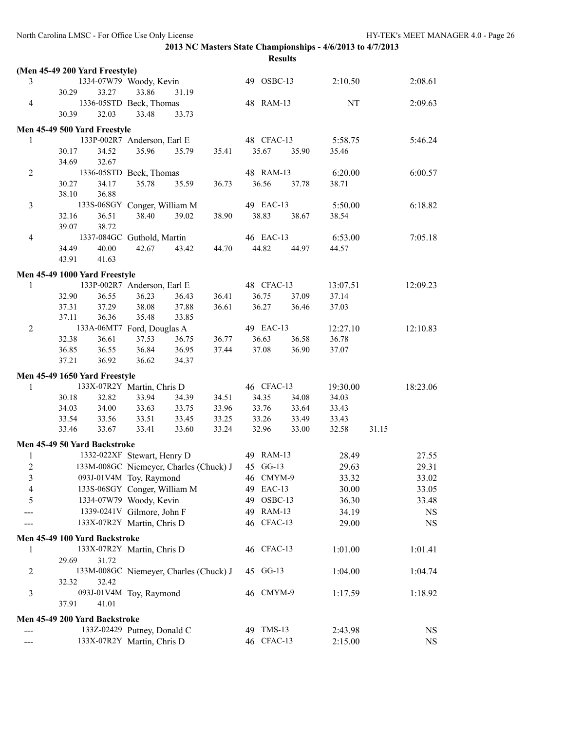**2013 NC Masters State Championships - 4/6/2013 to 4/7/2013**

**Results**

### (Men 45-49 200 Yard Freestyle)

| Place | ID | Name | Age | Team | Seed Time | Finals Time |
|---|---|---|---|---|---|---|
| 3 | 1334-07W79 | Woody, Kevin | 49 | OSBC-13 | 2:10.50 | 2:08.61 |
| | 30.29 | 33.27 | 33.86 | 31.19 | | |
| 4 | 1336-05STD | Beck, Thomas | 48 | RAM-13 | NT | 2:09.63 |
| | 30.39 | 32.03 | 33.48 | 33.73 | | |

### Men 45-49 500 Yard Freestyle

| Place | ID | Name | Age | Team | Seed Time | Finals Time |
|---|---|---|---|---|---|---|
| 1 | 133P-002R7 | Anderson, Earl E | 48 | CFAC-13 | 5:58.75 | 5:46.24 |
| | 30.17 34.52 35.96 35.79 35.41 35.67 35.90 35.46 | | | | | |
| | 34.69 32.67 | | | | | |
| 2 | 1336-05STD | Beck, Thomas | 48 | RAM-13 | 6:20.00 | 6:00.57 |
| | 30.27 34.17 35.78 35.59 36.73 36.56 37.78 38.71 | | | | | |
| | 38.10 36.88 | | | | | |
| 3 | 133S-06SGY | Conger, William M | 49 | EAC-13 | 5:50.00 | 6:18.82 |
| | 32.16 36.51 38.40 39.02 38.90 38.83 38.67 38.54 | | | | | |
| | 39.07 38.72 | | | | | |
| 4 | 1337-084GC | Guthold, Martin | 46 | EAC-13 | 6:53.00 | 7:05.18 |
| | 34.49 40.00 42.67 43.42 44.70 44.82 44.97 44.57 | | | | | |
| | 43.91 41.63 | | | | | |

### Men 45-49 1000 Yard Freestyle

| Place | ID | Name | Age | Team | Seed Time | Finals Time |
|---|---|---|---|---|---|---|
| 1 | 133P-002R7 | Anderson, Earl E | 48 | CFAC-13 | 13:07.51 | 12:09.23 |
| | 32.90 36.55 36.23 36.43 36.41 36.75 37.09 37.14 | | | | | |
| | 37.31 37.29 38.08 37.88 36.61 36.27 36.46 37.03 | | | | | |
| | 37.11 36.36 35.48 33.85 | | | | | |
| 2 | 133A-06MT7 | Ford, Douglas A | 49 | EAC-13 | 12:27.10 | 12:10.83 |
| | 32.38 36.61 37.53 36.75 36.77 36.63 36.58 36.78 | | | | | |
| | 36.85 36.55 36.84 36.95 37.44 37.08 36.90 37.07 | | | | | |
| | 37.21 36.92 36.62 34.37 | | | | | |

### Men 45-49 1650 Yard Freestyle

| Place | ID | Name | Age | Team | Seed Time | Finals Time |
|---|---|---|---|---|---|---|
| 1 | 133X-07R2Y | Martin, Chris D | 46 | CFAC-13 | 19:30.00 | 18:23.06 |
| | 30.18 32.82 33.94 34.39 34.51 34.35 34.08 34.03 | | | | | |
| | 34.03 34.00 33.63 33.75 33.96 33.76 33.64 33.43 | | | | | |
| | 33.54 33.56 33.51 33.45 33.25 33.26 33.49 33.43 | | | | | |
| | 33.46 33.67 33.41 33.60 33.24 32.96 33.00 32.58 31.15 | | | | | |

### Men 45-49 50 Yard Backstroke

| Place | ID | Name | Age | Team | Seed Time | Finals Time |
|---|---|---|---|---|---|---|
| 1 | 1332-022XF | Stewart, Henry D | 49 | RAM-13 | 28.49 | 27.55 |
| 2 | 133M-008GC | Niemeyer, Charles (Chuck) J | 45 | GG-13 | 29.63 | 29.31 |
| 3 | 093J-01V4M | Toy, Raymond | 46 | CMYM-9 | 33.32 | 33.02 |
| 4 | 133S-06SGY | Conger, William M | 49 | EAC-13 | 30.00 | 33.05 |
| 5 | 1334-07W79 | Woody, Kevin | 49 | OSBC-13 | 36.30 | 33.48 |
| --- | 1339-0241V | Gilmore, John F | 49 | RAM-13 | 34.19 | NS |
| --- | 133X-07R2Y | Martin, Chris D | 46 | CFAC-13 | 29.00 | NS |

### Men 45-49 100 Yard Backstroke

| Place | ID | Name | Age | Team | Seed Time | Finals Time |
|---|---|---|---|---|---|---|
| 1 | 133X-07R2Y | Martin, Chris D | 46 | CFAC-13 | 1:01.00 | 1:01.41 |
| | 29.69 31.72 | | | | | |
| 2 | 133M-008GC | Niemeyer, Charles (Chuck) J | 45 | GG-13 | 1:04.00 | 1:04.74 |
| | 32.32 32.42 | | | | | |
| 3 | 093J-01V4M | Toy, Raymond | 46 | CMYM-9 | 1:17.59 | 1:18.92 |
| | 37.91 41.01 | | | | | |

### Men 45-49 200 Yard Backstroke

| Place | ID | Name | Age | Team | Seed Time | Finals Time |
|---|---|---|---|---|---|---|
| --- | 133Z-02429 | Putney, Donald C | 49 | TMS-13 | 2:43.98 | NS |
| --- | 133X-07R2Y | Martin, Chris D | 46 | CFAC-13 | 2:15.00 | NS |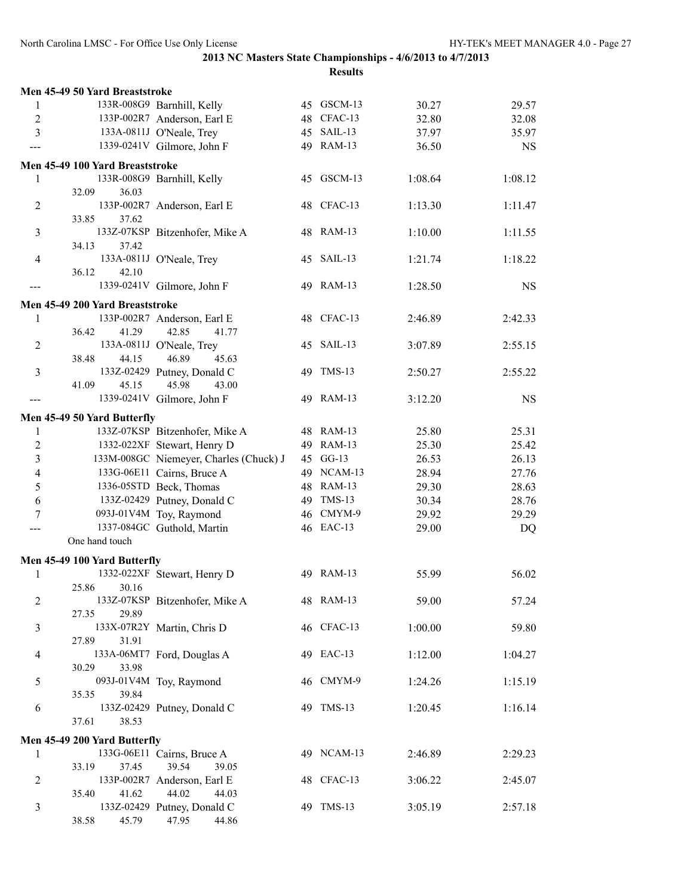## 2013 NC Masters State Championships - 4/6/2013 to 4/7/2013

### Results

**Men 45-49 50 Yard Breaststroke**

| Place | ID | Name | Age | Team | Seed Time | Finals Time |
|---|---|---|---|---|---|---|
| 1 | 133R-008G9 | Barnhill, Kelly | 45 | GSCM-13 | 30.27 | 29.57 |
| 2 | 133P-002R7 | Anderson, Earl E | 48 | CFAC-13 | 32.80 | 32.08 |
| 3 | 133A-0811J | O'Neale, Trey | 45 | SAIL-13 | 37.97 | 35.97 |
| --- | 1339-0241V | Gilmore, John F | 49 | RAM-13 | 36.50 | NS |

**Men 45-49 100 Yard Breaststroke**

| Place | ID | Name | Age | Team | Seed Time | Finals Time |
|---|---|---|---|---|---|---|
| 1 | 133R-008G9 | Barnhill, Kelly | 45 | GSCM-13 | 1:08.64 | 1:08.12 |
| | 32.09 | 36.03 | | | | |
| 2 | 133P-002R7 | Anderson, Earl E | 48 | CFAC-13 | 1:13.30 | 1:11.47 |
| | 33.85 | 37.62 | | | | |
| 3 | 133Z-07KSP | Bitzenhofer, Mike A | 48 | RAM-13 | 1:10.00 | 1:11.55 |
| | 34.13 | 37.42 | | | | |
| 4 | 133A-0811J | O'Neale, Trey | 45 | SAIL-13 | 1:21.74 | 1:18.22 |
| | 36.12 | 42.10 | | | | |
| --- | 1339-0241V | Gilmore, John F | 49 | RAM-13 | 1:28.50 | NS |

**Men 45-49 200 Yard Breaststroke**

| Place | ID | Name | Age | Team | Seed Time | Finals Time |
|---|---|---|---|---|---|---|
| 1 | 133P-002R7 | Anderson, Earl E | 48 | CFAC-13 | 2:46.89 | 2:42.33 |
| | 36.42 | 41.29 42.85 41.77 | | | | |
| 2 | 133A-0811J | O'Neale, Trey | 45 | SAIL-13 | 3:07.89 | 2:55.15 |
| | 38.48 | 44.15 46.89 45.63 | | | | |
| 3 | 133Z-02429 | Putney, Donald C | 49 | TMS-13 | 2:50.27 | 2:55.22 |
| | 41.09 | 45.15 45.98 43.00 | | | | |
| --- | 1339-0241V | Gilmore, John F | 49 | RAM-13 | 3:12.20 | NS |

**Men 45-49 50 Yard Butterfly**

| Place | ID | Name | Age | Team | Seed Time | Finals Time |
|---|---|---|---|---|---|---|
| 1 | 133Z-07KSP | Bitzenhofer, Mike A | 48 | RAM-13 | 25.80 | 25.31 |
| 2 | 1332-022XF | Stewart, Henry D | 49 | RAM-13 | 25.30 | 25.42 |
| 3 | 133M-008GC | Niemeyer, Charles (Chuck) J | 45 | GG-13 | 26.53 | 26.13 |
| 4 | 133G-06E11 | Cairns, Bruce A | 49 | NCAM-13 | 28.94 | 27.76 |
| 5 | 1336-05STD | Beck, Thomas | 48 | RAM-13 | 29.30 | 28.63 |
| 6 | 133Z-02429 | Putney, Donald C | 49 | TMS-13 | 30.34 | 28.76 |
| 7 | 093J-01V4M | Toy, Raymond | 46 | CMYM-9 | 29.92 | 29.29 |
| --- | 1337-084GC | Guthold, Martin | 46 | EAC-13 | 29.00 | DQ |
| | One hand touch | | | | | |

**Men 45-49 100 Yard Butterfly**

| Place | ID | Name | Age | Team | Seed Time | Finals Time |
|---|---|---|---|---|---|---|
| 1 | 1332-022XF | Stewart, Henry D | 49 | RAM-13 | 55.99 | 56.02 |
| | 25.86 | 30.16 | | | | |
| 2 | 133Z-07KSP | Bitzenhofer, Mike A | 48 | RAM-13 | 59.00 | 57.24 |
| | 27.35 | 29.89 | | | | |
| 3 | 133X-07R2Y | Martin, Chris D | 46 | CFAC-13 | 1:00.00 | 59.80 |
| | 27.89 | 31.91 | | | | |
| 4 | 133A-06MT7 | Ford, Douglas A | 49 | EAC-13 | 1:12.00 | 1:04.27 |
| | 30.29 | 33.98 | | | | |
| 5 | 093J-01V4M | Toy, Raymond | 46 | CMYM-9 | 1:24.26 | 1:15.19 |
| | 35.35 | 39.84 | | | | |
| 6 | 133Z-02429 | Putney, Donald C | 49 | TMS-13 | 1:20.45 | 1:16.14 |
| | 37.61 | 38.53 | | | | |

**Men 45-49 200 Yard Butterfly**

| Place | ID | Name | Age | Team | Seed Time | Finals Time |
|---|---|---|---|---|---|---|
| 1 | 133G-06E11 | Cairns, Bruce A | 49 | NCAM-13 | 2:46.89 | 2:29.23 |
| | 33.19 | 37.45 39.54 39.05 | | | | |
| 2 | 133P-002R7 | Anderson, Earl E | 48 | CFAC-13 | 3:06.22 | 2:45.07 |
| | 35.40 | 41.62 44.02 44.03 | | | | |
| 3 | 133Z-02429 | Putney, Donald C | 49 | TMS-13 | 3:05.19 | 2:57.18 |
| | 38.58 | 45.79 47.95 44.86 | | | | |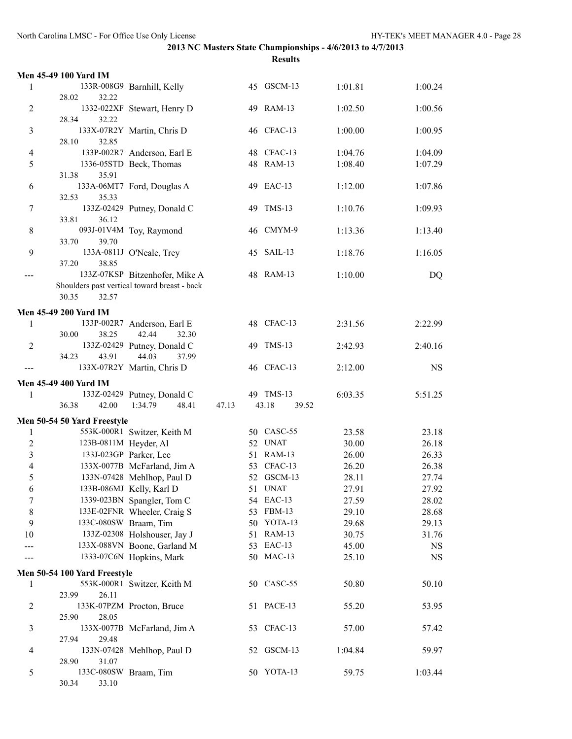## 2013 NC Masters State Championships - 4/6/2013 to 4/7/2013

### Results

#### Men 45-49 100 Yard IM

| Place | ID | Name | Age | Team | Seed Time | Finals Time |
|---|---|---|---|---|---|---|
| 1 | 133R-008G9 | Barnhill, Kelly | 45 | GSCM-13 | 1:01.81 | 1:00.24 |
| | 28.02 | 32.22 | | | | |
| 2 | 1332-022XF | Stewart, Henry D | 49 | RAM-13 | 1:02.50 | 1:00.56 |
| | 28.34 | 32.22 | | | | |
| 3 | 133X-07R2Y | Martin, Chris D | 46 | CFAC-13 | 1:00.00 | 1:00.95 |
| | 28.10 | 32.85 | | | | |
| 4 | 133P-002R7 | Anderson, Earl E | 48 | CFAC-13 | 1:04.76 | 1:04.09 |
| 5 | 1336-05STD | Beck, Thomas | 48 | RAM-13 | 1:08.40 | 1:07.29 |
| | 31.38 | 35.91 | | | | |
| 6 | 133A-06MT7 | Ford, Douglas A | 49 | EAC-13 | 1:12.00 | 1:07.86 |
| | 32.53 | 35.33 | | | | |
| 7 | 133Z-02429 | Putney, Donald C | 49 | TMS-13 | 1:10.76 | 1:09.93 |
| | 33.81 | 36.12 | | | | |
| 8 | 093J-01V4M | Toy, Raymond | 46 | CMYM-9 | 1:13.36 | 1:13.40 |
| | 33.70 | 39.70 | | | | |
| 9 | 133A-0811J | O'Neale, Trey | 45 | SAIL-13 | 1:18.76 | 1:16.05 |
| | 37.20 | 38.85 | | | | |
| --- | 133Z-07KSP | Bitzenhofer, Mike A | 48 | RAM-13 | 1:10.00 | DQ |
| | Shoulders past vertical toward breast - back | | | | | |
| | 30.35 | 32.57 | | | | |

#### Men 45-49 200 Yard IM

| Place | ID | Name | Age | Team | Seed Time | Finals Time |
|---|---|---|---|---|---|---|
| 1 | 133P-002R7 | Anderson, Earl E | 48 | CFAC-13 | 2:31.56 | 2:22.99 |
| | 30.00 38.25 | 42.44 32.30 | | | | |
| 2 | 133Z-02429 | Putney, Donald C | 49 | TMS-13 | 2:42.93 | 2:40.16 |
| | 34.23 43.91 | 44.03 37.99 | | | | |
| --- | 133X-07R2Y | Martin, Chris D | 46 | CFAC-13 | 2:12.00 | NS |

#### Men 45-49 400 Yard IM

| Place | ID | Name | Age | Team | Seed Time | Finals Time |
|---|---|---|---|---|---|---|
| 1 | 133Z-02429 | Putney, Donald C | 49 | TMS-13 | 6:03.35 | 5:51.25 |
| | 36.38 42.00 | 1:34.79 48.41 | 47.13 | 43.18 39.52 | | |

#### Men 50-54 50 Yard Freestyle

| Place | ID | Name | Age | Team | Seed Time | Finals Time |
|---|---|---|---|---|---|---|
| 1 | 553K-000R1 | Switzer, Keith M | 50 | CASC-55 | 23.58 | 23.18 |
| 2 | 123B-0811M | Heyder, Al | 52 | UNAT | 30.00 | 26.18 |
| 3 | 133J-023GP | Parker, Lee | 51 | RAM-13 | 26.00 | 26.33 |
| 4 | 133X-0077B | McFarland, Jim A | 53 | CFAC-13 | 26.20 | 26.38 |
| 5 | 133N-07428 | Mehlhop, Paul D | 52 | GSCM-13 | 28.11 | 27.74 |
| 6 | 133B-086MJ | Kelly, Karl D | 51 | UNAT | 27.91 | 27.92 |
| 7 | 1339-023BN | Spangler, Tom C | 54 | EAC-13 | 27.59 | 28.02 |
| 8 | 133E-02FNR | Wheeler, Craig S | 53 | FBM-13 | 29.10 | 28.68 |
| 9 | 133C-080SW | Braam, Tim | 50 | YOTA-13 | 29.68 | 29.13 |
| 10 | 133Z-02308 | Holshouser, Jay J | 51 | RAM-13 | 30.75 | 31.76 |
| --- | 133X-088VN | Boone, Garland M | 53 | EAC-13 | 45.00 | NS |
| --- | 1333-07C6N | Hopkins, Mark | 50 | MAC-13 | 25.10 | NS |

#### Men 50-54 100 Yard Freestyle

| Place | ID | Name | Age | Team | Seed Time | Finals Time |
|---|---|---|---|---|---|---|
| 1 | 553K-000R1 | Switzer, Keith M | 50 | CASC-55 | 50.80 | 50.10 |
| | 23.99 | 26.11 | | | | |
| 2 | 133K-07PZM | Procton, Bruce | 51 | PACE-13 | 55.20 | 53.95 |
| | 25.90 | 28.05 | | | | |
| 3 | 133X-0077B | McFarland, Jim A | 53 | CFAC-13 | 57.00 | 57.42 |
| | 27.94 | 29.48 | | | | |
| 4 | 133N-07428 | Mehlhop, Paul D | 52 | GSCM-13 | 1:04.84 | 59.97 |
| | 28.90 | 31.07 | | | | |
| 5 | 133C-080SW | Braam, Tim | 50 | YOTA-13 | 59.75 | 1:03.44 |
| | 30.34 | 33.10 | | | | |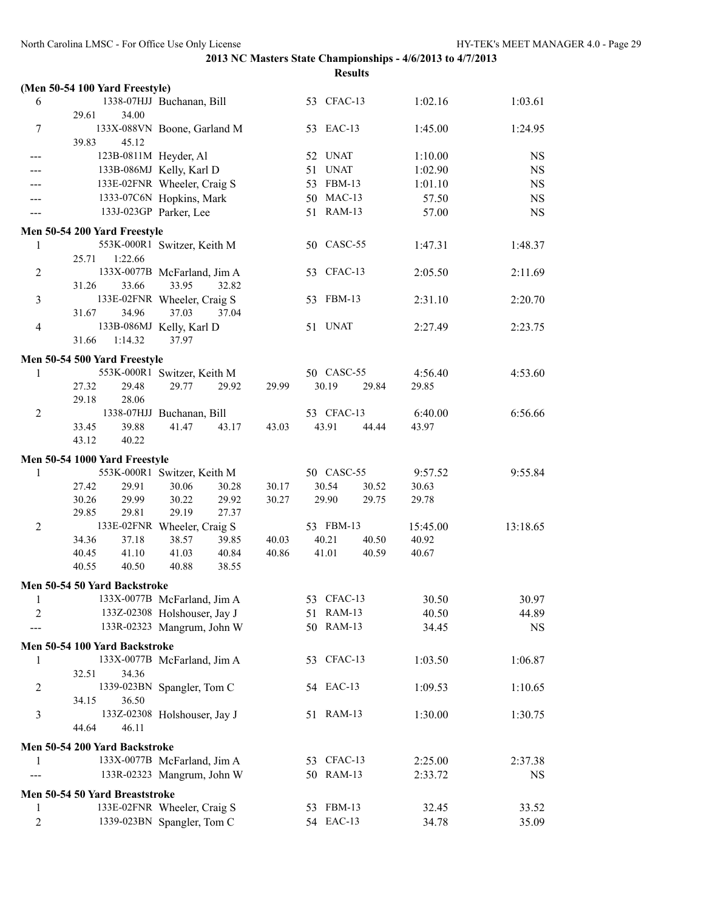**2013 NC Masters State Championships - 4/6/2013 to 4/7/2013**

**Results**

**(Men 50-54 100 Yard Freestyle)**

| Place | ID | Name | Age | Team | Seed Time | Finals Time |
|---|---|---|---|---|---|---|
| 6 | 1338-07HJJ | Buchanan, Bill | 53 | CFAC-13 | 1:02.16 | 1:03.61 |
| | 29.61 | 34.00 | | | | |
| 7 | 133X-088VN | Boone, Garland M | 53 | EAC-13 | 1:45.00 | 1:24.95 |
| | 39.83 | 45.12 | | | | |
| --- | 123B-0811M | Heyder, Al | 52 | UNAT | 1:10.00 | NS |
| --- | 133B-086MJ | Kelly, Karl D | 51 | UNAT | 1:02.90 | NS |
| --- | 133E-02FNR | Wheeler, Craig S | 53 | FBM-13 | 1:01.10 | NS |
| --- | 1333-07C6N | Hopkins, Mark | 50 | MAC-13 | 57.50 | NS |
| --- | 133J-023GP | Parker, Lee | 51 | RAM-13 | 57.00 | NS |

**Men 50-54 200 Yard Freestyle**

| Place | ID | Name | Age | Team | Seed Time | Finals Time |
|---|---|---|---|---|---|---|
| 1 | 553K-000R1 | Switzer, Keith M | 50 | CASC-55 | 1:47.31 | 1:48.37 |
| | 25.71 | 1:22.66 | | | | |
| 2 | 133X-0077B | McFarland, Jim A | 53 | CFAC-13 | 2:05.50 | 2:11.69 |
| | 31.26 | 33.66 | 33.95 | 32.82 | | |
| 3 | 133E-02FNR | Wheeler, Craig S | 53 | FBM-13 | 2:31.10 | 2:20.70 |
| | 31.67 | 34.96 | 37.03 | 37.04 | | |
| 4 | 133B-086MJ | Kelly, Karl D | 51 | UNAT | 2:27.49 | 2:23.75 |
| | 31.66 | 1:14.32 | 37.97 | | | |

**Men 50-54 500 Yard Freestyle**

| Place | ID | Name | Age | Team | Seed Time | Finals Time |
|---|---|---|---|---|---|---|
| 1 | 553K-000R1 | Switzer, Keith M | 50 | CASC-55 | 4:56.40 | 4:53.60 |
| | 27.32 29.48 29.77 29.92 29.99 30.19 29.84 29.85 | | | | | |
| | 29.18 28.06 | | | | | |
| 2 | 1338-07HJJ | Buchanan, Bill | 53 | CFAC-13 | 6:40.00 | 6:56.66 |
| | 33.45 39.88 41.47 43.17 43.03 43.91 44.44 43.97 | | | | | |
| | 43.12 40.22 | | | | | |

**Men 50-54 1000 Yard Freestyle**

| Place | ID | Name | Age | Team | Seed Time | Finals Time |
|---|---|---|---|---|---|---|
| 1 | 553K-000R1 | Switzer, Keith M | 50 | CASC-55 | 9:57.52 | 9:55.84 |
| | 27.42 29.91 30.06 30.28 30.17 30.54 30.52 30.63 | | | | | |
| | 30.26 29.99 30.22 29.92 30.27 29.90 29.75 29.78 | | | | | |
| | 29.85 29.81 29.19 27.37 | | | | | |
| 2 | 133E-02FNR | Wheeler, Craig S | 53 | FBM-13 | 15:45.00 | 13:18.65 |
| | 34.36 37.18 38.57 39.85 40.03 40.21 40.50 40.92 | | | | | |
| | 40.45 41.10 41.03 40.84 40.86 41.01 40.59 40.67 | | | | | |
| | 40.55 40.50 40.88 38.55 | | | | | |

**Men 50-54 50 Yard Backstroke**

| Place | ID | Name | Age | Team | Seed Time | Finals Time |
|---|---|---|---|---|---|---|
| 1 | 133X-0077B | McFarland, Jim A | 53 | CFAC-13 | 30.50 | 30.97 |
| 2 | 133Z-02308 | Holshouser, Jay J | 51 | RAM-13 | 40.50 | 44.89 |
| --- | 133R-02323 | Mangrum, John W | 50 | RAM-13 | 34.45 | NS |

**Men 50-54 100 Yard Backstroke**

| Place | ID | Name | Age | Team | Seed Time | Finals Time |
|---|---|---|---|---|---|---|
| 1 | 133X-0077B | McFarland, Jim A | 53 | CFAC-13 | 1:03.50 | 1:06.87 |
| | 32.51 | 34.36 | | | | |
| 2 | 1339-023BN | Spangler, Tom C | 54 | EAC-13 | 1:09.53 | 1:10.65 |
| | 34.15 | 36.50 | | | | |
| 3 | 133Z-02308 | Holshouser, Jay J | 51 | RAM-13 | 1:30.00 | 1:30.75 |
| | 44.64 | 46.11 | | | | |

**Men 50-54 200 Yard Backstroke**

| Place | ID | Name | Age | Team | Seed Time | Finals Time |
|---|---|---|---|---|---|---|
| 1 | 133X-0077B | McFarland, Jim A | 53 | CFAC-13 | 2:25.00 | 2:37.38 |
| --- | 133R-02323 | Mangrum, John W | 50 | RAM-13 | 2:33.72 | NS |

**Men 50-54 50 Yard Breaststroke**

| Place | ID | Name | Age | Team | Seed Time | Finals Time |
|---|---|---|---|---|---|---|
| 1 | 133E-02FNR | Wheeler, Craig S | 53 | FBM-13 | 32.45 | 33.52 |
| 2 | 1339-023BN | Spangler, Tom C | 54 | EAC-13 | 34.78 | 35.09 |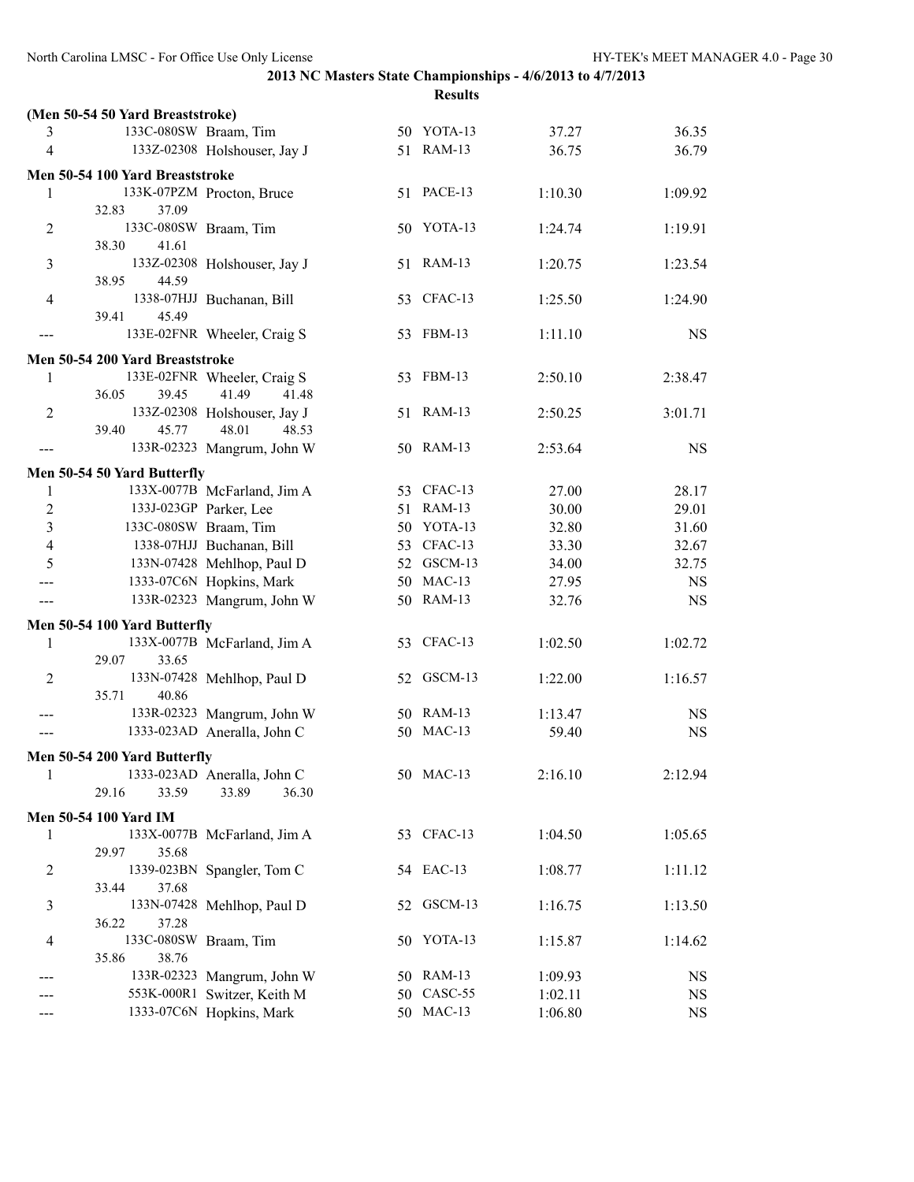**2013 NC Masters State Championships - 4/6/2013 to 4/7/2013**

**Results**

### (Men 50-54 50 Yard Breaststroke)

| Place | ID | Name | Age | Team | Seed Time | Finals Time |
|---|---|---|---|---|---|---|
| 3 | 133C-080SW | Braam, Tim | 50 | YOTA-13 | 37.27 | 36.35 |
| 4 | 133Z-02308 | Holshouser, Jay J | 51 | RAM-13 | 36.75 | 36.79 |

### Men 50-54 100 Yard Breaststroke

| Place | ID | Name | Age | Team | Seed Time | Finals Time |
|---|---|---|---|---|---|---|
| 1 | 133K-07PZM | Procton, Bruce | 51 | PACE-13 | 1:10.30 | 1:09.92 |
| | 32.83 | 37.09 | | | | |
| 2 | 133C-080SW | Braam, Tim | 50 | YOTA-13 | 1:24.74 | 1:19.91 |
| | 38.30 | 41.61 | | | | |
| 3 | 133Z-02308 | Holshouser, Jay J | 51 | RAM-13 | 1:20.75 | 1:23.54 |
| | 38.95 | 44.59 | | | | |
| 4 | 1338-07HJJ | Buchanan, Bill | 53 | CFAC-13 | 1:25.50 | 1:24.90 |
| | 39.41 | 45.49 | | | | |
| --- | 133E-02FNR | Wheeler, Craig S | 53 | FBM-13 | 1:11.10 | NS |

### Men 50-54 200 Yard Breaststroke

| Place | ID | Name | Age | Team | Seed Time | Finals Time |
|---|---|---|---|---|---|---|
| 1 | 133E-02FNR | Wheeler, Craig S | 53 | FBM-13 | 2:50.10 | 2:38.47 |
| | 36.05 39.45 | 41.49 41.48 | | | | |
| 2 | 133Z-02308 | Holshouser, Jay J | 51 | RAM-13 | 2:50.25 | 3:01.71 |
| | 39.40 45.77 | 48.01 48.53 | | | | |
| --- | 133R-02323 | Mangrum, John W | 50 | RAM-13 | 2:53.64 | NS |

### Men 50-54 50 Yard Butterfly

| Place | ID | Name | Age | Team | Seed Time | Finals Time |
|---|---|---|---|---|---|---|
| 1 | 133X-0077B | McFarland, Jim A | 53 | CFAC-13 | 27.00 | 28.17 |
| 2 | 133J-023GP | Parker, Lee | 51 | RAM-13 | 30.00 | 29.01 |
| 3 | 133C-080SW | Braam, Tim | 50 | YOTA-13 | 32.80 | 31.60 |
| 4 | 1338-07HJJ | Buchanan, Bill | 53 | CFAC-13 | 33.30 | 32.67 |
| 5 | 133N-07428 | Mehlhop, Paul D | 52 | GSCM-13 | 34.00 | 32.75 |
| --- | 1333-07C6N | Hopkins, Mark | 50 | MAC-13 | 27.95 | NS |
| --- | 133R-02323 | Mangrum, John W | 50 | RAM-13 | 32.76 | NS |

### Men 50-54 100 Yard Butterfly

| Place | ID | Name | Age | Team | Seed Time | Finals Time |
|---|---|---|---|---|---|---|
| 1 | 133X-0077B | McFarland, Jim A | 53 | CFAC-13 | 1:02.50 | 1:02.72 |
| | 29.07 | 33.65 | | | | |
| 2 | 133N-07428 | Mehlhop, Paul D | 52 | GSCM-13 | 1:22.00 | 1:16.57 |
| | 35.71 | 40.86 | | | | |
| --- | 133R-02323 | Mangrum, John W | 50 | RAM-13 | 1:13.47 | NS |
| --- | 1333-023AD | Aneralla, John C | 50 | MAC-13 | 59.40 | NS |

### Men 50-54 200 Yard Butterfly

| Place | ID | Name | Age | Team | Seed Time | Finals Time |
|---|---|---|---|---|---|---|
| 1 | 1333-023AD | Aneralla, John C | 50 | MAC-13 | 2:16.10 | 2:12.94 |
| | 29.16 33.59 | 33.89 36.30 | | | | |

### Men 50-54 100 Yard IM

| Place | ID | Name | Age | Team | Seed Time | Finals Time |
|---|---|---|---|---|---|---|
| 1 | 133X-0077B | McFarland, Jim A | 53 | CFAC-13 | 1:04.50 | 1:05.65 |
| | 29.97 | 35.68 | | | | |
| 2 | 1339-023BN | Spangler, Tom C | 54 | EAC-13 | 1:08.77 | 1:11.12 |
| | 33.44 | 37.68 | | | | |
| 3 | 133N-07428 | Mehlhop, Paul D | 52 | GSCM-13 | 1:16.75 | 1:13.50 |
| | 36.22 | 37.28 | | | | |
| 4 | 133C-080SW | Braam, Tim | 50 | YOTA-13 | 1:15.87 | 1:14.62 |
| | 35.86 | 38.76 | | | | |
| --- | 133R-02323 | Mangrum, John W | 50 | RAM-13 | 1:09.93 | NS |
| --- | 553K-000R1 | Switzer, Keith M | 50 | CASC-55 | 1:02.11 | NS |
| --- | 1333-07C6N | Hopkins, Mark | 50 | MAC-13 | 1:06.80 | NS |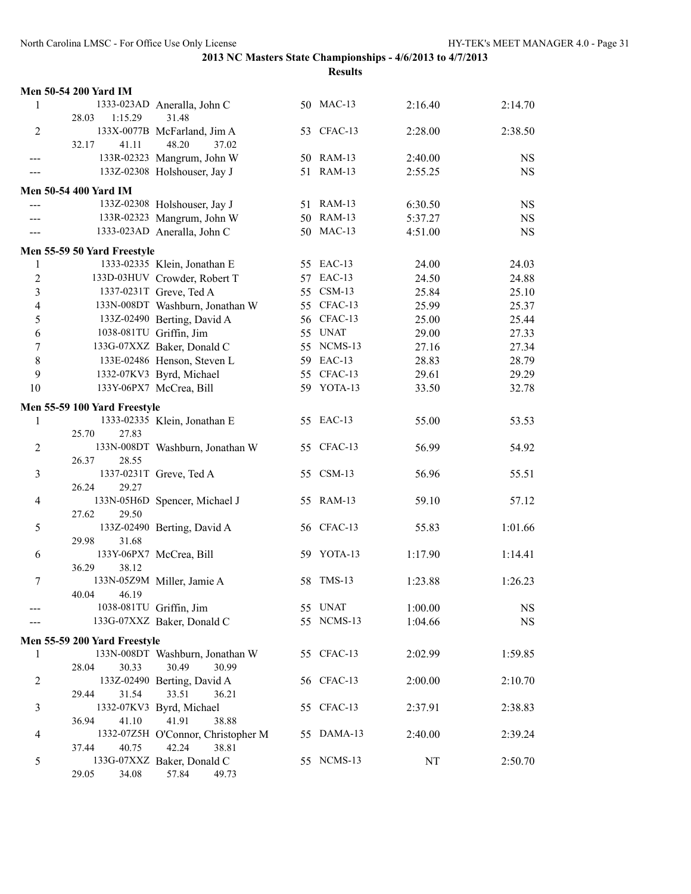**2013 NC Masters State Championships - 4/6/2013 to 4/7/2013**

**Results**

### Men 50-54 200 Yard IM

| Place | ID | Name | Age | Team | Seed Time | Finals Time |
|---|---|---|---|---|---|---|
| 1 | 1333-023AD | Aneralla, John C | 50 | MAC-13 | 2:16.40 | 2:14.70 |
| | 28.03 | 1:15.29 | 31.48 | | | |
| 2 | 133X-0077B | McFarland, Jim A | 53 | CFAC-13 | 2:28.00 | 2:38.50 |
| | 32.17 | 41.11 | 48.20 | 37.02 | | |
| --- | 133R-02323 | Mangrum, John W | 50 | RAM-13 | 2:40.00 | NS |
| --- | 133Z-02308 | Holshouser, Jay J | 51 | RAM-13 | 2:55.25 | NS |

### Men 50-54 400 Yard IM

| Place | ID | Name | Age | Team | Seed Time | Finals Time |
|---|---|---|---|---|---|---|
| --- | 133Z-02308 | Holshouser, Jay J | 51 | RAM-13 | 6:30.50 | NS |
| --- | 133R-02323 | Mangrum, John W | 50 | RAM-13 | 5:37.27 | NS |
| --- | 1333-023AD | Aneralla, John C | 50 | MAC-13 | 4:51.00 | NS |

### Men 55-59 50 Yard Freestyle

| Place | ID | Name | Age | Team | Seed Time | Finals Time |
|---|---|---|---|---|---|---|
| 1 | 1333-02335 | Klein, Jonathan E | 55 | EAC-13 | 24.00 | 24.03 |
| 2 | 133D-03HUV | Crowder, Robert T | 57 | EAC-13 | 24.50 | 24.88 |
| 3 | 1337-0231T | Greve, Ted A | 55 | CSM-13 | 25.84 | 25.10 |
| 4 | 133N-008DT | Washburn, Jonathan W | 55 | CFAC-13 | 25.99 | 25.37 |
| 5 | 133Z-02490 | Berting, David A | 56 | CFAC-13 | 25.00 | 25.44 |
| 6 | 1038-081TU | Griffin, Jim | 55 | UNAT | 29.00 | 27.33 |
| 7 | 133G-07XXZ | Baker, Donald C | 55 | NCMS-13 | 27.16 | 27.34 |
| 8 | 133E-02486 | Henson, Steven L | 59 | EAC-13 | 28.83 | 28.79 |
| 9 | 1332-07KV3 | Byrd, Michael | 55 | CFAC-13 | 29.61 | 29.29 |
| 10 | 133Y-06PX7 | McCrea, Bill | 59 | YOTA-13 | 33.50 | 32.78 |

### Men 55-59 100 Yard Freestyle

| Place | ID | Name | Age | Team | Seed Time | Finals Time |
|---|---|---|---|---|---|---|
| 1 | 1333-02335 | Klein, Jonathan E | 55 | EAC-13 | 55.00 | 53.53 |
| | 25.70 | 27.83 | | | | |
| 2 | 133N-008DT | Washburn, Jonathan W | 55 | CFAC-13 | 56.99 | 54.92 |
| | 26.37 | 28.55 | | | | |
| 3 | 1337-0231T | Greve, Ted A | 55 | CSM-13 | 56.96 | 55.51 |
| | 26.24 | 29.27 | | | | |
| 4 | 133N-05H6D | Spencer, Michael J | 55 | RAM-13 | 59.10 | 57.12 |
| | 27.62 | 29.50 | | | | |
| 5 | 133Z-02490 | Berting, David A | 56 | CFAC-13 | 55.83 | 1:01.66 |
| | 29.98 | 31.68 | | | | |
| 6 | 133Y-06PX7 | McCrea, Bill | 59 | YOTA-13 | 1:17.90 | 1:14.41 |
| | 36.29 | 38.12 | | | | |
| 7 | 133N-05Z9M | Miller, Jamie A | 58 | TMS-13 | 1:23.88 | 1:26.23 |
| | 40.04 | 46.19 | | | | |
| --- | 1038-081TU | Griffin, Jim | 55 | UNAT | 1:00.00 | NS |
| --- | 133G-07XXZ | Baker, Donald C | 55 | NCMS-13 | 1:04.66 | NS |

### Men 55-59 200 Yard Freestyle

| Place | ID | Name | Age | Team | Seed Time | Finals Time |
|---|---|---|---|---|---|---|
| 1 | 133N-008DT | Washburn, Jonathan W | 55 | CFAC-13 | 2:02.99 | 1:59.85 |
| | 28.04 | 30.33 | 30.49 | 30.99 | | |
| 2 | 133Z-02490 | Berting, David A | 56 | CFAC-13 | 2:00.00 | 2:10.70 |
| | 29.44 | 31.54 | 33.51 | 36.21 | | |
| 3 | 1332-07KV3 | Byrd, Michael | 55 | CFAC-13 | 2:37.91 | 2:38.83 |
| | 36.94 | 41.10 | 41.91 | 38.88 | | |
| 4 | 1332-07Z5H | O'Connor, Christopher M | 55 | DAMA-13 | 2:40.00 | 2:39.24 |
| | 37.44 | 40.75 | 42.24 | 38.81 | | |
| 5 | 133G-07XXZ | Baker, Donald C | 55 | NCMS-13 | NT | 2:50.70 |
| | 29.05 | 34.08 | 57.84 | 49.73 | | |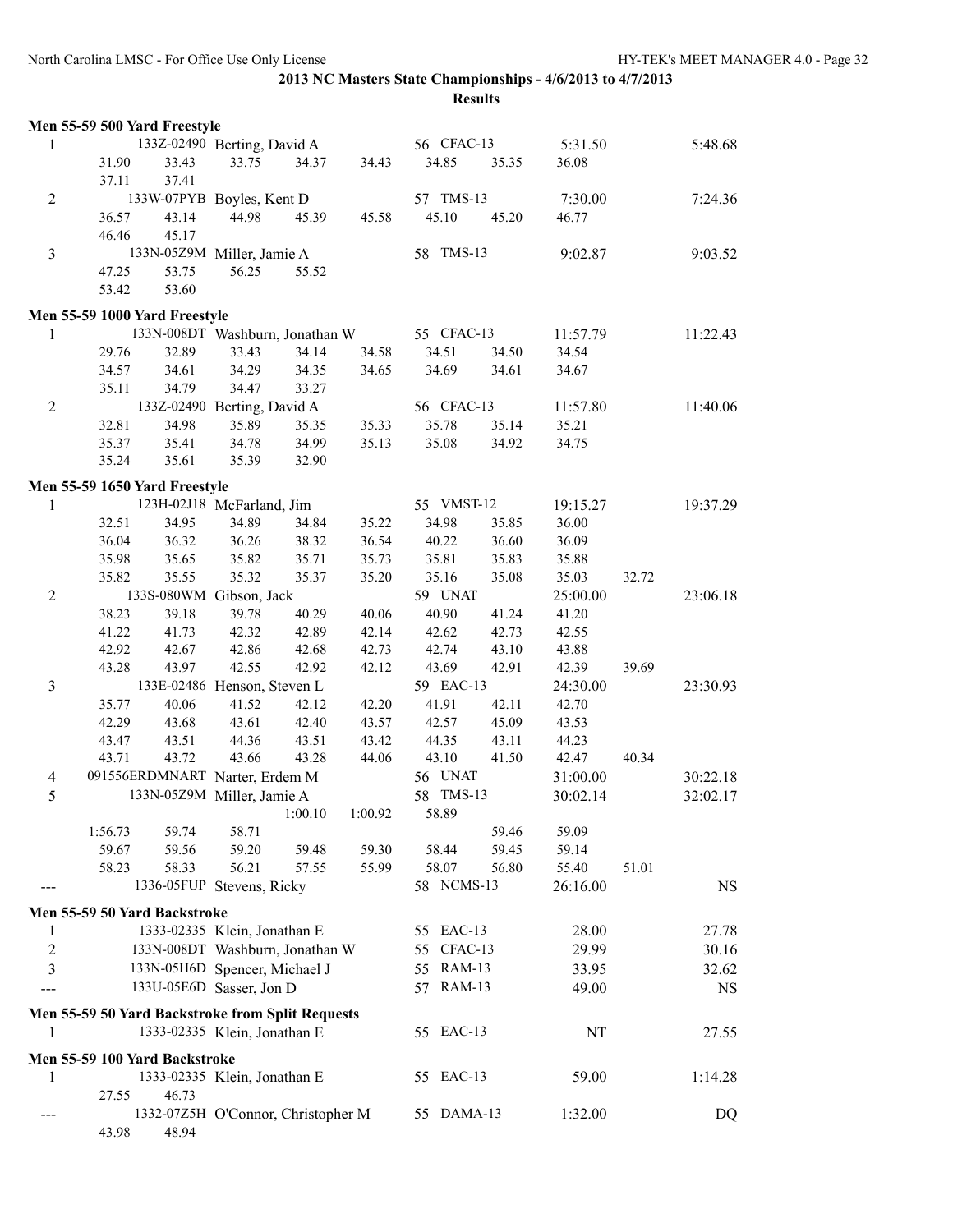**2013 NC Masters State Championships - 4/6/2013 to 4/7/2013**

**Results**

### Men 55-59 500 Yard Freestyle

| Place | ID | Name | Age | Team | Seed Time | Finals Time |
|---|---|---|---|---|---|---|
| 1 | 133Z-02490 | Berting, David A | 56 | CFAC-13 | 5:31.50 | 5:48.68 |
| | 31.90 33.43 33.75 34.37 34.43 34.85 35.35 36.08 37.11 37.41 | | | | | |
| 2 | 133W-07PYB | Boyles, Kent D | 57 | TMS-13 | 7:30.00 | 7:24.36 |
| | 36.57 43.14 44.98 45.39 45.58 45.10 45.20 46.77 46.46 45.17 | | | | | |
| 3 | 133N-05Z9M | Miller, Jamie A | 58 | TMS-13 | 9:02.87 | 9:03.52 |
| | 47.25 53.75 56.25 55.52 53.42 53.60 | | | | | |

### Men 55-59 1000 Yard Freestyle

| Place | ID | Name | Age | Team | Seed Time | Finals Time |
|---|---|---|---|---|---|---|
| 1 | 133N-008DT | Washburn, Jonathan W | 55 | CFAC-13 | 11:57.79 | 11:22.43 |
| | 29.76 32.89 33.43 34.14 34.58 34.51 34.50 34.54 34.57 34.61 34.29 34.35 34.65 34.69 34.61 34.67 35.11 34.79 34.47 33.27 | | | | | |
| 2 | 133Z-02490 | Berting, David A | 56 | CFAC-13 | 11:57.80 | 11:40.06 |
| | 32.81 34.98 35.89 35.35 35.33 35.78 35.14 35.21 35.37 35.41 34.78 34.99 35.13 35.08 34.92 34.75 35.24 35.61 35.39 32.90 | | | | | |

### Men 55-59 1650 Yard Freestyle

| Place | ID | Name | Age | Team | Seed Time | Finals Time |
|---|---|---|---|---|---|---|
| 1 | 123H-02J18 | McFarland, Jim | 55 | VMST-12 | 19:15.27 | 19:37.29 |
| | 32.51 34.95 34.89 34.84 35.22 34.98 35.85 36.00 36.04 36.32 36.26 38.32 36.54 40.22 36.60 36.09 35.98 35.65 35.82 35.71 35.73 35.81 35.83 35.88 35.82 35.55 35.32 35.37 35.20 35.16 35.08 35.03 32.72 | | | | | |
| 2 | 133S-080WM | Gibson, Jack | 59 | UNAT | 25:00.00 | 23:06.18 |
| | 38.23 39.18 39.78 40.29 40.06 40.90 41.24 41.20 41.22 41.73 42.32 42.89 42.14 42.62 42.73 42.55 42.92 42.67 42.86 42.68 42.73 42.74 43.10 43.88 43.28 43.97 42.55 42.92 42.12 43.69 42.91 42.39 39.69 | | | | | |
| 3 | 133E-02486 | Henson, Steven L | 59 | EAC-13 | 24:30.00 | 23:30.93 |
| | 35.77 40.06 41.52 42.12 42.20 41.91 42.11 42.70 42.29 43.68 43.61 42.40 43.57 42.57 45.09 43.53 43.47 43.51 44.36 43.51 43.42 44.35 43.11 44.23 43.71 43.72 43.66 43.28 44.06 43.10 41.50 42.47 40.34 | | | | | |
| 4 | 091556ERDMNART | Narter, Erdem M | 56 | UNAT | 31:00.00 | 30:22.18 |
| 5 | 133N-05Z9M | Miller, Jamie A | 58 | TMS-13 | 30:02.14 | 32:02.17 |
| | 1:00.10 1:00.92 58.89 1:56.73 59.74 58.71 59.46 59.09 59.67 59.56 59.20 59.48 59.30 58.44 59.45 59.14 58.23 58.33 56.21 57.55 55.99 58.07 56.80 55.40 51.01 | | | | | |
| --- | 1336-05FUP | Stevens, Ricky | 58 | NCMS-13 | 26:16.00 | NS |

### Men 55-59 50 Yard Backstroke

| Place | ID | Name | Age | Team | Seed Time | Finals Time |
|---|---|---|---|---|---|---|
| 1 | 1333-02335 | Klein, Jonathan E | 55 | EAC-13 | 28.00 | 27.78 |
| 2 | 133N-008DT | Washburn, Jonathan W | 55 | CFAC-13 | 29.99 | 30.16 |
| 3 | 133N-05H6D | Spencer, Michael J | 55 | RAM-13 | 33.95 | 32.62 |
| --- | 133U-05E6D | Sasser, Jon D | 57 | RAM-13 | 49.00 | NS |

### Men 55-59 50 Yard Backstroke from Split Requests

| Place | ID | Name | Age | Team | Seed Time | Finals Time |
|---|---|---|---|---|---|---|
| 1 | 1333-02335 | Klein, Jonathan E | 55 | EAC-13 | NT | 27.55 |

### Men 55-59 100 Yard Backstroke

| Place | ID | Name | Age | Team | Seed Time | Finals Time |
|---|---|---|---|---|---|---|
| 1 | 1333-02335 | Klein, Jonathan E | 55 | EAC-13 | 59.00 | 1:14.28 |
| | 27.55 46.73 | | | | | |
| --- | 1332-07Z5H | O'Connor, Christopher M | 55 | DAMA-13 | 1:32.00 | DQ |
| | 43.98 48.94 | | | | | |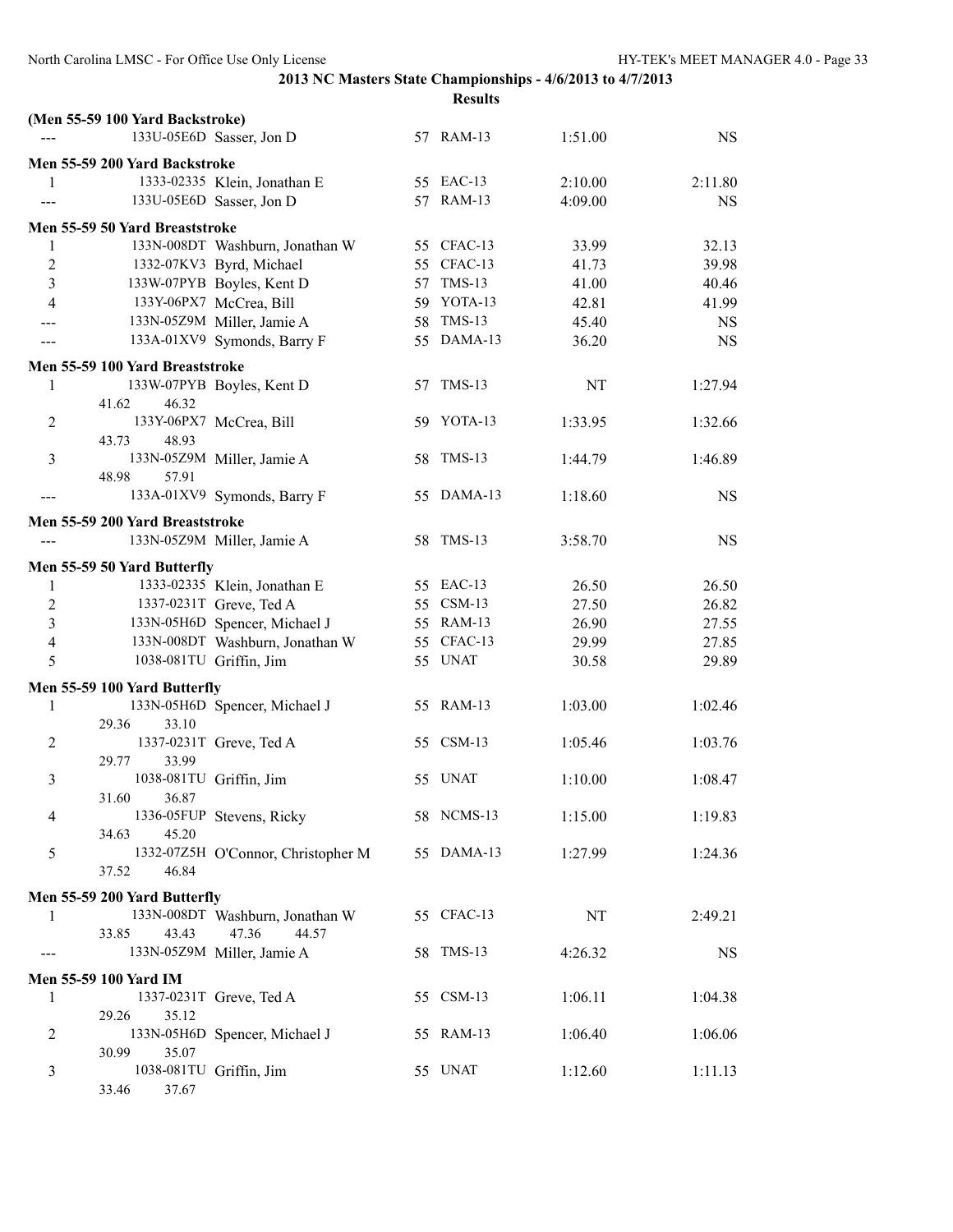**2013 NC Masters State Championships - 4/6/2013 to 4/7/2013**

**Results**

### (Men 55-59 100 Yard Backstroke)

| | | | | | | |
|---|---|---|---|---|---|---|
| --- | 133U-05E6D | Sasser, Jon D | 57 | RAM-13 | 1:51.00 | NS |

### Men 55-59 200 Yard Backstroke

| | | | | | | |
|---|---|---|---|---|---|---|
| 1 | 1333-02335 | Klein, Jonathan E | 55 | EAC-13 | 2:10.00 | 2:11.80 |
| --- | 133U-05E6D | Sasser, Jon D | 57 | RAM-13 | 4:09.00 | NS |

### Men 55-59 50 Yard Breaststroke

| | | | | | | |
|---|---|---|---|---|---|---|
| 1 | 133N-008DT | Washburn, Jonathan W | 55 | CFAC-13 | 33.99 | 32.13 |
| 2 | 1332-07KV3 | Byrd, Michael | 55 | CFAC-13 | 41.73 | 39.98 |
| 3 | 133W-07PYB | Boyles, Kent D | 57 | TMS-13 | 41.00 | 40.46 |
| 4 | 133Y-06PX7 | McCrea, Bill | 59 | YOTA-13 | 42.81 | 41.99 |
| --- | 133N-05Z9M | Miller, Jamie A | 58 | TMS-13 | 45.40 | NS |
| --- | 133A-01XV9 | Symonds, Barry F | 55 | DAMA-13 | 36.20 | NS |

### Men 55-59 100 Yard Breaststroke

| | | | | | | |
|---|---|---|---|---|---|---|
| 1 | 133W-07PYB | Boyles, Kent D | 57 | TMS-13 | NT | 1:27.94 |
| | 41.62 46.32 | | | | | |
| 2 | 133Y-06PX7 | McCrea, Bill | 59 | YOTA-13 | 1:33.95 | 1:32.66 |
| | 43.73 48.93 | | | | | |
| 3 | 133N-05Z9M | Miller, Jamie A | 58 | TMS-13 | 1:44.79 | 1:46.89 |
| | 48.98 57.91 | | | | | |
| --- | 133A-01XV9 | Symonds, Barry F | 55 | DAMA-13 | 1:18.60 | NS |

### Men 55-59 200 Yard Breaststroke

| | | | | | | |
|---|---|---|---|---|---|---|
| --- | 133N-05Z9M | Miller, Jamie A | 58 | TMS-13 | 3:58.70 | NS |

### Men 55-59 50 Yard Butterfly

| | | | | | | |
|---|---|---|---|---|---|---|
| 1 | 1333-02335 | Klein, Jonathan E | 55 | EAC-13 | 26.50 | 26.50 |
| 2 | 1337-0231T | Greve, Ted A | 55 | CSM-13 | 27.50 | 26.82 |
| 3 | 133N-05H6D | Spencer, Michael J | 55 | RAM-13 | 26.90 | 27.55 |
| 4 | 133N-008DT | Washburn, Jonathan W | 55 | CFAC-13 | 29.99 | 27.85 |
| 5 | 1038-081TU | Griffin, Jim | 55 | UNAT | 30.58 | 29.89 |

### Men 55-59 100 Yard Butterfly

| | | | | | | |
|---|---|---|---|---|---|---|
| 1 | 133N-05H6D | Spencer, Michael J | 55 | RAM-13 | 1:03.00 | 1:02.46 |
| | 29.36 33.10 | | | | | |
| 2 | 1337-0231T | Greve, Ted A | 55 | CSM-13 | 1:05.46 | 1:03.76 |
| | 29.77 33.99 | | | | | |
| 3 | 1038-081TU | Griffin, Jim | 55 | UNAT | 1:10.00 | 1:08.47 |
| | 31.60 36.87 | | | | | |
| 4 | 1336-05FUP | Stevens, Ricky | 58 | NCMS-13 | 1:15.00 | 1:19.83 |
| | 34.63 45.20 | | | | | |
| 5 | 1332-07Z5H | O'Connor, Christopher M | 55 | DAMA-13 | 1:27.99 | 1:24.36 |
| | 37.52 46.84 | | | | | |

### Men 55-59 200 Yard Butterfly

| | | | | | | |
|---|---|---|---|---|---|---|
| 1 | 133N-008DT | Washburn, Jonathan W | 55 | CFAC-13 | NT | 2:49.21 |
| | 33.85 43.43 47.36 44.57 | | | | | |
| --- | 133N-05Z9M | Miller, Jamie A | 58 | TMS-13 | 4:26.32 | NS |

### Men 55-59 100 Yard IM

| | | | | | | |
|---|---|---|---|---|---|---|
| 1 | 1337-0231T | Greve, Ted A | 55 | CSM-13 | 1:06.11 | 1:04.38 |
| | 29.26 35.12 | | | | | |
| 2 | 133N-05H6D | Spencer, Michael J | 55 | RAM-13 | 1:06.40 | 1:06.06 |
| | 30.99 35.07 | | | | | |
| 3 | 1038-081TU | Griffin, Jim | 55 | UNAT | 1:12.60 | 1:11.13 |
| | 33.46 37.67 | | | | | |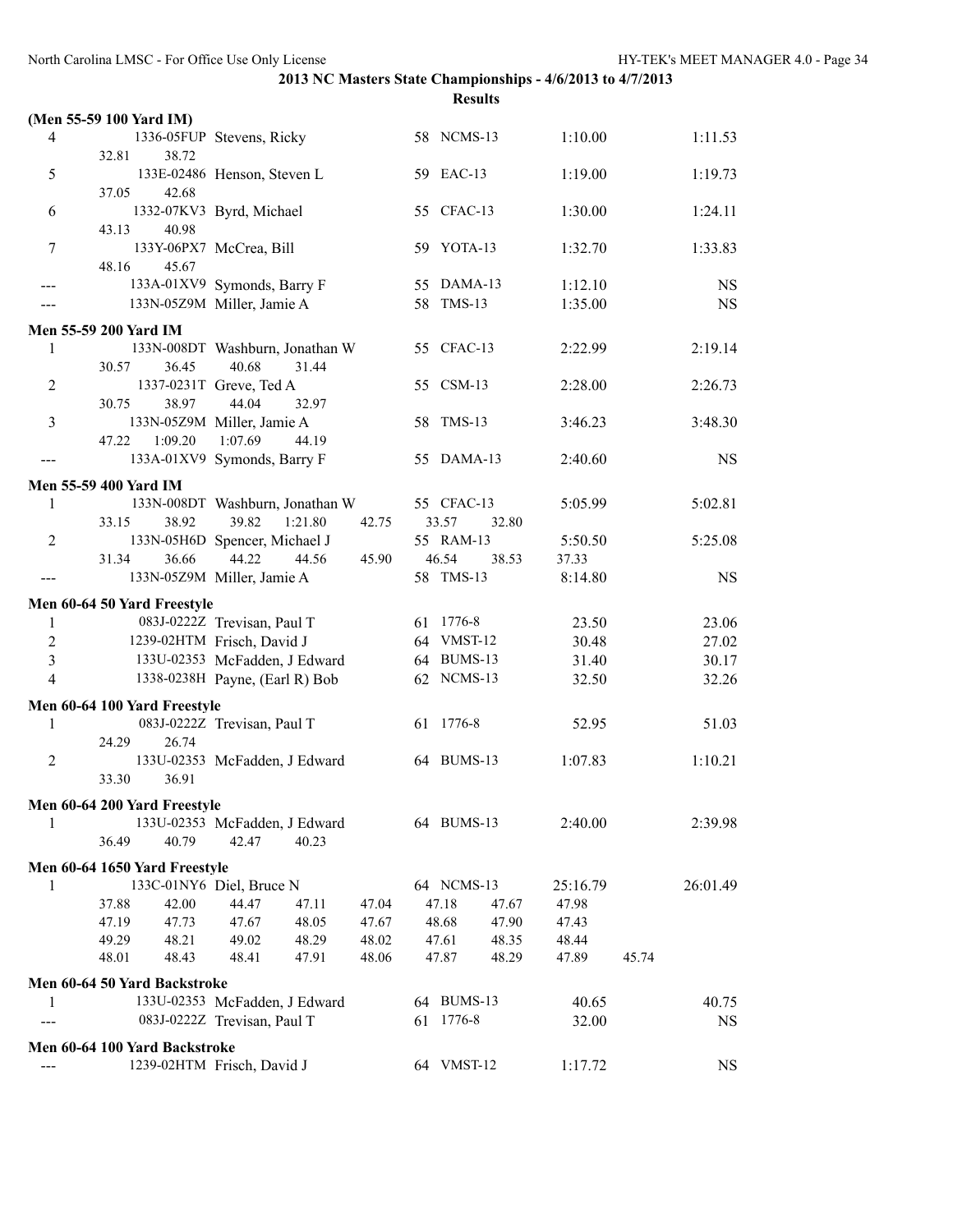**2013 NC Masters State Championships - 4/6/2013 to 4/7/2013**

**Results**

**(Men 55-59 100 Yard IM)**

```
  4          1336-05FUP  Stevens, Ricky              58  NCMS-13        1:10.00       1:11.53
        32.81    38.72
  5          133E-02486  Henson, Steven L            59  EAC-13         1:19.00       1:19.73
        37.05    42.68
  6          1332-07KV3  Byrd, Michael               55  CFAC-13        1:30.00       1:24.11
        43.13    40.98
  7          133Y-06PX7  McCrea, Bill                59  YOTA-13        1:32.70       1:33.83
        48.16    45.67
 ---         133A-01XV9  Symonds, Barry F            55  DAMA-13        1:12.10            NS
 ---         133N-05Z9M  Miller, Jamie A             58  TMS-13         1:35.00            NS
```

**Men 55-59 200 Yard IM**

```
  1          133N-008DT  Washburn, Jonathan W        55  CFAC-13        2:22.99       2:19.14
        30.57    36.45    40.68    31.44
  2          1337-0231T  Greve, Ted A                55  CSM-13         2:28.00       2:26.73
        30.75    38.97    44.04    32.97
  3          133N-05Z9M  Miller, Jamie A             58  TMS-13         3:46.23       3:48.30
        47.22  1:09.20  1:07.69    44.19
 ---         133A-01XV9  Symonds, Barry F            55  DAMA-13        2:40.60            NS
```

**Men 55-59 400 Yard IM**

```
  1          133N-008DT  Washburn, Jonathan W        55  CFAC-13        5:05.99       5:02.81
        33.15    38.92    39.82  1:21.80    42.75    33.57    32.80
  2          133N-05H6D  Spencer, Michael J          55  RAM-13         5:50.50       5:25.08
        31.34    36.66    44.22    44.56    45.90    46.54    38.53    37.33
 ---         133N-05Z9M  Miller, Jamie A             58  TMS-13         8:14.80            NS
```

**Men 60-64 50 Yard Freestyle**

```
  1          083J-0222Z  Trevisan, Paul T            61  1776-8           23.50         23.06
  2          1239-02HTM  Frisch, David J             64  VMST-12          30.48         27.02
  3          133U-02353  McFadden, J Edward          64  BUMS-13          31.40         30.17
  4          1338-0238H  Payne, (Earl R) Bob         62  NCMS-13          32.50         32.26
```

**Men 60-64 100 Yard Freestyle**

```
  1          083J-0222Z  Trevisan, Paul T            61  1776-8           52.95         51.03
        24.29    26.74
  2          133U-02353  McFadden, J Edward          64  BUMS-13        1:07.83       1:10.21
        33.30    36.91
```

**Men 60-64 200 Yard Freestyle**

```
  1          133U-02353  McFadden, J Edward          64  BUMS-13        2:40.00       2:39.98
        36.49    40.79    42.47    40.23
```

**Men 60-64 1650 Yard Freestyle**

```
  1          133C-01NY6  Diel, Bruce N               64  NCMS-13       25:16.79      26:01.49
        37.88    42.00    44.47    47.11    47.04    47.18    47.67    47.98
        47.19    47.73    47.67    48.05    47.67    48.68    47.90    47.43
        49.29    48.21    49.02    48.29    48.02    47.61    48.35    48.44
        48.01    48.43    48.41    47.91    48.06    47.87    48.29    47.89    45.74
```

**Men 60-64 50 Yard Backstroke**

```
  1          133U-02353  McFadden, J Edward          64  BUMS-13          40.65         40.75
 ---         083J-0222Z  Trevisan, Paul T            61  1776-8           32.00            NS
```

**Men 60-64 100 Yard Backstroke**

```
 ---         1239-02HTM  Frisch, David J             64  VMST-12        1:17.72            NS
```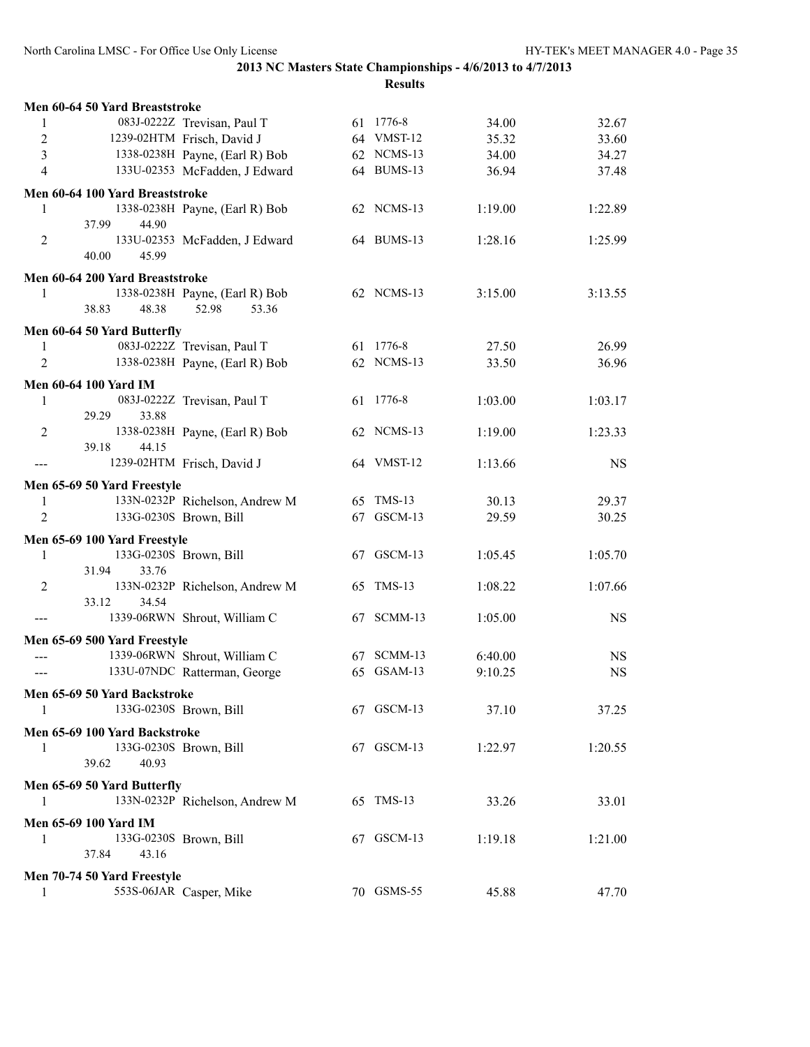**2013 NC Masters State Championships - 4/6/2013 to 4/7/2013**

**Results**

### Men 60-64 50 Yard Breaststroke

| Place | ID | Name | Age | Team | Seed | Finals |
|---|---|---|---|---|---|---|
| 1 | 083J-0222Z | Trevisan, Paul T | 61 | 1776-8 | 34.00 | 32.67 |
| 2 | 1239-02HTM | Frisch, David J | 64 | VMST-12 | 35.32 | 33.60 |
| 3 | 1338-0238H | Payne, (Earl R) Bob | 62 | NCMS-13 | 34.00 | 34.27 |
| 4 | 133U-02353 | McFadden, J Edward | 64 | BUMS-13 | 36.94 | 37.48 |

### Men 60-64 100 Yard Breaststroke

| Place | ID | Name | Age | Team | Seed | Finals |
|---|---|---|---|---|---|---|
| 1 | 1338-0238H | Payne, (Earl R) Bob | 62 | NCMS-13 | 1:19.00 | 1:22.89 |
| | 37.99 | 44.90 | | | | |
| 2 | 133U-02353 | McFadden, J Edward | 64 | BUMS-13 | 1:28.16 | 1:25.99 |
| | 40.00 | 45.99 | | | | |

### Men 60-64 200 Yard Breaststroke

| Place | ID | Name | Age | Team | Seed | Finals |
|---|---|---|---|---|---|---|
| 1 | 1338-0238H | Payne, (Earl R) Bob | 62 | NCMS-13 | 3:15.00 | 3:13.55 |
| | 38.83 | 48.38 | 52.98 | 53.36 | | |

### Men 60-64 50 Yard Butterfly

| Place | ID | Name | Age | Team | Seed | Finals |
|---|---|---|---|---|---|---|
| 1 | 083J-0222Z | Trevisan, Paul T | 61 | 1776-8 | 27.50 | 26.99 |
| 2 | 1338-0238H | Payne, (Earl R) Bob | 62 | NCMS-13 | 33.50 | 36.96 |

### Men 60-64 100 Yard IM

| Place | ID | Name | Age | Team | Seed | Finals |
|---|---|---|---|---|---|---|
| 1 | 083J-0222Z | Trevisan, Paul T | 61 | 1776-8 | 1:03.00 | 1:03.17 |
| | 29.29 | 33.88 | | | | |
| 2 | 1338-0238H | Payne, (Earl R) Bob | 62 | NCMS-13 | 1:19.00 | 1:23.33 |
| | 39.18 | 44.15 | | | | |
| --- | 1239-02HTM | Frisch, David J | 64 | VMST-12 | 1:13.66 | NS |

### Men 65-69 50 Yard Freestyle

| Place | ID | Name | Age | Team | Seed | Finals |
|---|---|---|---|---|---|---|
| 1 | 133N-0232P | Richelson, Andrew M | 65 | TMS-13 | 30.13 | 29.37 |
| 2 | 133G-0230S | Brown, Bill | 67 | GSCM-13 | 29.59 | 30.25 |

### Men 65-69 100 Yard Freestyle

| Place | ID | Name | Age | Team | Seed | Finals |
|---|---|---|---|---|---|---|
| 1 | 133G-0230S | Brown, Bill | 67 | GSCM-13 | 1:05.45 | 1:05.70 |
| | 31.94 | 33.76 | | | | |
| 2 | 133N-0232P | Richelson, Andrew M | 65 | TMS-13 | 1:08.22 | 1:07.66 |
| | 33.12 | 34.54 | | | | |
| --- | 1339-06RWN | Shrout, William C | 67 | SCMM-13 | 1:05.00 | NS |

### Men 65-69 500 Yard Freestyle

| Place | ID | Name | Age | Team | Seed | Finals |
|---|---|---|---|---|---|---|
| --- | 1339-06RWN | Shrout, William C | 67 | SCMM-13 | 6:40.00 | NS |
| --- | 133U-07NDC | Ratterman, George | 65 | GSAM-13 | 9:10.25 | NS |

### Men 65-69 50 Yard Backstroke

| Place | ID | Name | Age | Team | Seed | Finals |
|---|---|---|---|---|---|---|
| 1 | 133G-0230S | Brown, Bill | 67 | GSCM-13 | 37.10 | 37.25 |

### Men 65-69 100 Yard Backstroke

| Place | ID | Name | Age | Team | Seed | Finals |
|---|---|---|---|---|---|---|
| 1 | 133G-0230S | Brown, Bill | 67 | GSCM-13 | 1:22.97 | 1:20.55 |
| | 39.62 | 40.93 | | | | |

### Men 65-69 50 Yard Butterfly

| Place | ID | Name | Age | Team | Seed | Finals |
|---|---|---|---|---|---|---|
| 1 | 133N-0232P | Richelson, Andrew M | 65 | TMS-13 | 33.26 | 33.01 |

### Men 65-69 100 Yard IM

| Place | ID | Name | Age | Team | Seed | Finals |
|---|---|---|---|---|---|---|
| 1 | 133G-0230S | Brown, Bill | 67 | GSCM-13 | 1:19.18 | 1:21.00 |
| | 37.84 | 43.16 | | | | |

### Men 70-74 50 Yard Freestyle

| Place | ID | Name | Age | Team | Seed | Finals |
|---|---|---|---|---|---|---|
| 1 | 553S-06JAR | Casper, Mike | 70 | GSMS-55 | 45.88 | 47.70 |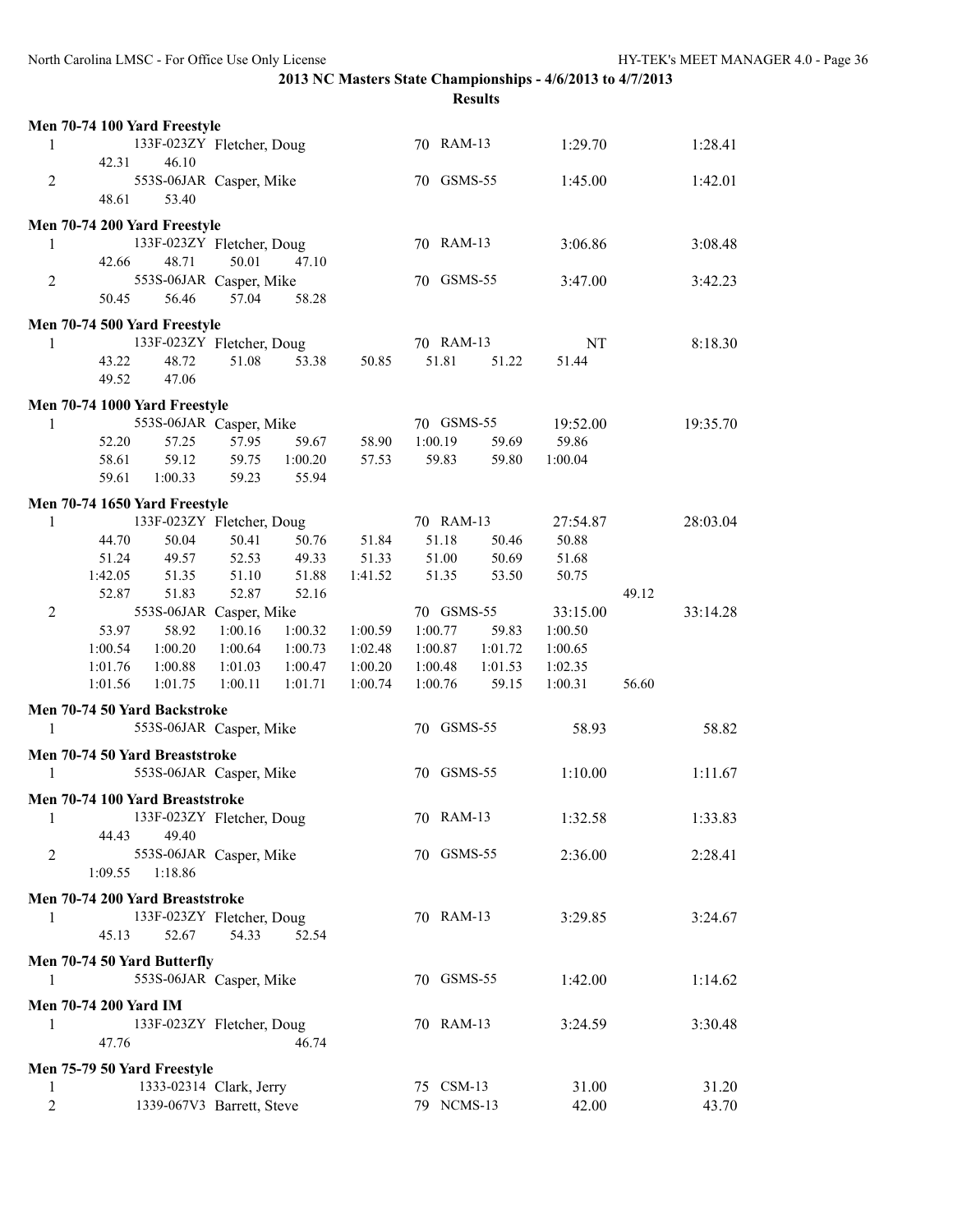**2013 NC Masters State Championships - 4/6/2013 to 4/7/2013**

**Results**

**Men 70-74 100 Yard Freestyle**

```
  1        133F-023ZY Fletcher, Doug         70  RAM-13          1:29.70      1:28.41
        42.31     46.10
  2        553S-06JAR Casper, Mike           70  GSMS-55         1:45.00      1:42.01
        48.61     53.40
```

**Men 70-74 200 Yard Freestyle**

```
  1        133F-023ZY Fletcher, Doug         70  RAM-13          3:06.86      3:08.48
        42.66     48.71     50.01     47.10
  2        553S-06JAR Casper, Mike           70  GSMS-55         3:47.00      3:42.23
        50.45     56.46     57.04     58.28
```

**Men 70-74 500 Yard Freestyle**

```
  1        133F-023ZY Fletcher, Doug         70  RAM-13               NT      8:18.30
        43.22     48.72     51.08     53.38     50.85     51.81     51.22     51.44
        49.52     47.06
```

**Men 70-74 1000 Yard Freestyle**

```
  1        553S-06JAR Casper, Mike           70  GSMS-55        19:52.00     19:35.70
        52.20     57.25     57.95     59.67     58.90   1:00.19     59.69     59.86
        58.61     59.12     59.75   1:00.20     57.53     59.83     59.80   1:00.04
        59.61   1:00.33     59.23     55.94
```

**Men 70-74 1650 Yard Freestyle**

```
  1        133F-023ZY Fletcher, Doug         70  RAM-13         27:54.87     28:03.04
        44.70     50.04     50.41     50.76     51.84     51.18     50.46     50.88
        51.24     49.57     52.53     49.33     51.33     51.00     50.69     51.68
      1:42.05     51.35     51.10     51.88   1:41.52     51.35     53.50     50.75
        52.87     51.83     52.87     52.16                                           49.12
  2        553S-06JAR Casper, Mike           70  GSMS-55        33:15.00     33:14.28
        53.97     58.92   1:00.16   1:00.32   1:00.59   1:00.77     59.83   1:00.50
      1:00.54   1:00.20   1:00.64   1:00.73   1:02.48   1:00.87   1:01.72   1:00.65
      1:01.76   1:00.88   1:01.03   1:00.47   1:00.20   1:00.48   1:01.53   1:02.35
      1:01.56   1:01.75   1:00.11   1:01.71   1:00.74   1:00.76     59.15   1:00.31   56.60
```

**Men 70-74 50 Yard Backstroke**

```
  1        553S-06JAR Casper, Mike           70  GSMS-55           58.93        58.82
```

**Men 70-74 50 Yard Breaststroke**

```
  1        553S-06JAR Casper, Mike           70  GSMS-55         1:10.00      1:11.67
```

**Men 70-74 100 Yard Breaststroke**

```
  1        133F-023ZY Fletcher, Doug         70  RAM-13          1:32.58      1:33.83
        44.43     49.40
  2        553S-06JAR Casper, Mike           70  GSMS-55         2:36.00      2:28.41
      1:09.55   1:18.86
```

**Men 70-74 200 Yard Breaststroke**

```
  1        133F-023ZY Fletcher, Doug         70  RAM-13          3:29.85      3:24.67
        45.13     52.67     54.33     52.54
```

**Men 70-74 50 Yard Butterfly**

```
  1        553S-06JAR Casper, Mike           70  GSMS-55         1:42.00      1:14.62
```

**Men 70-74 200 Yard IM**

```
  1        133F-023ZY Fletcher, Doug         70  RAM-13          3:24.59      3:30.48
        47.76                         46.74
```

**Men 75-79 50 Yard Freestyle**

```
  1        1333-02314 Clark, Jerry           75  CSM-13            31.00        31.20
  2        1339-067V3 Barrett, Steve         79  NCMS-13           42.00        43.70
```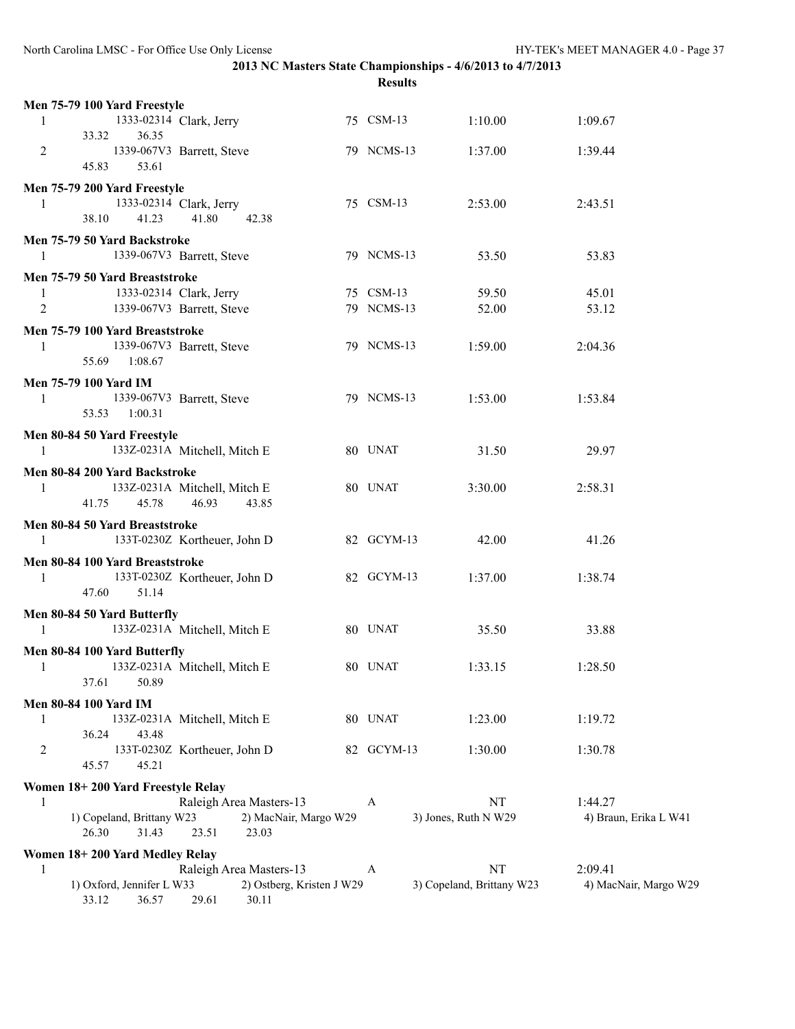## 2013 NC Masters State Championships - 4/6/2013 to 4/7/2013

### Results

**Men 75-79 100 Yard Freestyle**

| Place | ID | Name | Age | Team | Seed | Finals |
|---|---|---|---|---|---|---|
| 1 | 1333-02314 | Clark, Jerry | 75 | CSM-13 | 1:10.00 | 1:09.67 |
| | 33.32 | 36.35 | | | | |
| 2 | 1339-067V3 | Barrett, Steve | 79 | NCMS-13 | 1:37.00 | 1:39.44 |
| | 45.83 | 53.61 | | | | |

**Men 75-79 200 Yard Freestyle**

| Place | ID | Name | Age | Team | Seed | Finals |
|---|---|---|---|---|---|---|
| 1 | 1333-02314 | Clark, Jerry | 75 | CSM-13 | 2:53.00 | 2:43.51 |
| | 38.10 | 41.23 | 41.80 | 42.38 | | |

**Men 75-79 50 Yard Backstroke**

| Place | ID | Name | Age | Team | Seed | Finals |
|---|---|---|---|---|---|---|
| 1 | 1339-067V3 | Barrett, Steve | 79 | NCMS-13 | 53.50 | 53.83 |

**Men 75-79 50 Yard Breaststroke**

| Place | ID | Name | Age | Team | Seed | Finals |
|---|---|---|---|---|---|---|
| 1 | 1333-02314 | Clark, Jerry | 75 | CSM-13 | 59.50 | 45.01 |
| 2 | 1339-067V3 | Barrett, Steve | 79 | NCMS-13 | 52.00 | 53.12 |

**Men 75-79 100 Yard Breaststroke**

| Place | ID | Name | Age | Team | Seed | Finals |
|---|---|---|---|---|---|---|
| 1 | 1339-067V3 | Barrett, Steve | 79 | NCMS-13 | 1:59.00 | 2:04.36 |
| | 55.69 | 1:08.67 | | | | |

**Men 75-79 100 Yard IM**

| Place | ID | Name | Age | Team | Seed | Finals |
|---|---|---|---|---|---|---|
| 1 | 1339-067V3 | Barrett, Steve | 79 | NCMS-13 | 1:53.00 | 1:53.84 |
| | 53.53 | 1:00.31 | | | | |

**Men 80-84 50 Yard Freestyle**

| Place | ID | Name | Age | Team | Seed | Finals |
|---|---|---|---|---|---|---|
| 1 | 133Z-0231A | Mitchell, Mitch E | 80 | UNAT | 31.50 | 29.97 |

**Men 80-84 200 Yard Backstroke**

| Place | ID | Name | Age | Team | Seed | Finals |
|---|---|---|---|---|---|---|
| 1 | 133Z-0231A | Mitchell, Mitch E | 80 | UNAT | 3:30.00 | 2:58.31 |
| | 41.75 | 45.78 | 46.93 | 43.85 | | |

**Men 80-84 50 Yard Breaststroke**

| Place | ID | Name | Age | Team | Seed | Finals |
|---|---|---|---|---|---|---|
| 1 | 133T-0230Z | Kortheuer, John D | 82 | GCYM-13 | 42.00 | 41.26 |

**Men 80-84 100 Yard Breaststroke**

| Place | ID | Name | Age | Team | Seed | Finals |
|---|---|---|---|---|---|---|
| 1 | 133T-0230Z | Kortheuer, John D | 82 | GCYM-13 | 1:37.00 | 1:38.74 |
| | 47.60 | 51.14 | | | | |

**Men 80-84 50 Yard Butterfly**

| Place | ID | Name | Age | Team | Seed | Finals |
|---|---|---|---|---|---|---|
| 1 | 133Z-0231A | Mitchell, Mitch E | 80 | UNAT | 35.50 | 33.88 |

**Men 80-84 100 Yard Butterfly**

| Place | ID | Name | Age | Team | Seed | Finals |
|---|---|---|---|---|---|---|
| 1 | 133Z-0231A | Mitchell, Mitch E | 80 | UNAT | 1:33.15 | 1:28.50 |
| | 37.61 | 50.89 | | | | |

**Men 80-84 100 Yard IM**

| Place | ID | Name | Age | Team | Seed | Finals |
|---|---|---|---|---|---|---|
| 1 | 133Z-0231A | Mitchell, Mitch E | 80 | UNAT | 1:23.00 | 1:19.72 |
| | 36.24 | 43.48 | | | | |
| 2 | 133T-0230Z | Kortheuer, John D | 82 | GCYM-13 | 1:30.00 | 1:30.78 |
| | 45.57 | 45.21 | | | | |

**Women 18+ 200 Yard Freestyle Relay**

| Place | Team | Relay | Seed | Finals |
|---|---|---|---|---|
| 1 | Raleigh Area Masters-13 | A | NT | 1:44.27 |

1) Copeland, Brittany W23 2) MacNair, Margo W29 3) Jones, Ruth N W29 4) Braun, Erika L W41
26.30 31.43 23.51 23.03

**Women 18+ 200 Yard Medley Relay**

| Place | Team | Relay | Seed | Finals |
|---|---|---|---|---|
| 1 | Raleigh Area Masters-13 | A | NT | 2:09.41 |

1) Oxford, Jennifer L W33 2) Ostberg, Kristen J W29 3) Copeland, Brittany W23 4) MacNair, Margo W29
33.12 36.57 29.61 30.11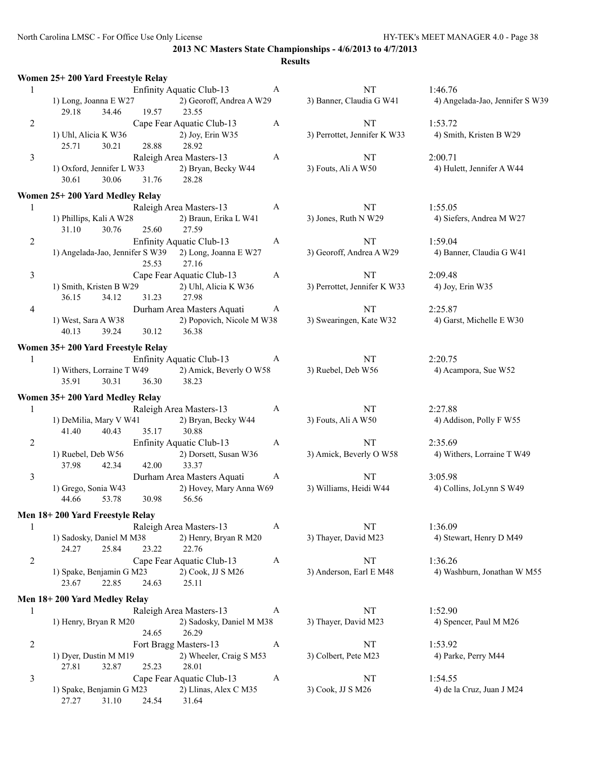## 2013 NC Masters State Championships - 4/6/2013 to 4/7/2013

### Results

#### Women 25+ 200 Yard Freestyle Relay

| | Team | Relay | Seed Time | Finals Time |
|---|---|---|---|---|
| 1 | Enfinity Aquatic Club-13 | A | NT | 1:46.76 |

1) Long, Joanna E W27 2) Georoff, Andrea A W29 3) Banner, Claudia G W41 4) Angelada-Jao, Jennifer S W39
29.18 34.46 19.57 23.55

| | Team | Relay | Seed Time | Finals Time |
|---|---|---|---|---|
| 2 | Cape Fear Aquatic Club-13 | A | NT | 1:53.72 |

1) Uhl, Alicia K W36 2) Joy, Erin W35 3) Perrottet, Jennifer K W33 4) Smith, Kristen B W29
25.71 30.21 28.88 28.92

| | Team | Relay | Seed Time | Finals Time |
|---|---|---|---|---|
| 3 | Raleigh Area Masters-13 | A | NT | 2:00.71 |

1) Oxford, Jennifer L W33 2) Bryan, Becky W44 3) Fouts, Ali A W50 4) Hulett, Jennifer A W44
30.61 30.06 31.76 28.28

#### Women 25+ 200 Yard Medley Relay

| | Team | Relay | Seed Time | Finals Time |
|---|---|---|---|---|
| 1 | Raleigh Area Masters-13 | A | NT | 1:55.05 |

1) Phillips, Kali A W28 2) Braun, Erika L W41 3) Jones, Ruth N W29 4) Siefers, Andrea M W27
31.10 30.76 25.60 27.59

| | Team | Relay | Seed Time | Finals Time |
|---|---|---|---|---|
| 2 | Enfinity Aquatic Club-13 | A | NT | 1:59.04 |

1) Angelada-Jao, Jennifer S W39 2) Long, Joanna E W27 3) Georoff, Andrea A W29 4) Banner, Claudia G W41
25.53 27.16

| | Team | Relay | Seed Time | Finals Time |
|---|---|---|---|---|
| 3 | Cape Fear Aquatic Club-13 | A | NT | 2:09.48 |

1) Smith, Kristen B W29 2) Uhl, Alicia K W36 3) Perrottet, Jennifer K W33 4) Joy, Erin W35
36.15 34.12 31.23 27.98

| | Team | Relay | Seed Time | Finals Time |
|---|---|---|---|---|
| 4 | Durham Area Masters Aquati | A | NT | 2:25.87 |

1) West, Sara A W38 2) Popovich, Nicole M W38 3) Swearingen, Kate W32 4) Garst, Michelle E W30
40.13 39.24 30.12 36.38

#### Women 35+ 200 Yard Freestyle Relay

| | Team | Relay | Seed Time | Finals Time |
|---|---|---|---|---|
| 1 | Enfinity Aquatic Club-13 | A | NT | 2:20.75 |

1) Withers, Lorraine T W49 2) Amick, Beverly O W58 3) Ruebel, Deb W56 4) Acampora, Sue W52
35.91 30.31 36.30 38.23

#### Women 35+ 200 Yard Medley Relay

| | Team | Relay | Seed Time | Finals Time |
|---|---|---|---|---|
| 1 | Raleigh Area Masters-13 | A | NT | 2:27.88 |

1) DeMilia, Mary V W41 2) Bryan, Becky W44 3) Fouts, Ali A W50 4) Addison, Polly F W55
41.40 40.43 35.17 30.88

| | Team | Relay | Seed Time | Finals Time |
|---|---|---|---|---|
| 2 | Enfinity Aquatic Club-13 | A | NT | 2:35.69 |

1) Ruebel, Deb W56 2) Dorsett, Susan W36 3) Amick, Beverly O W58 4) Withers, Lorraine T W49
37.98 42.34 42.00 33.37

| | Team | Relay | Seed Time | Finals Time |
|---|---|---|---|---|
| 3 | Durham Area Masters Aquati | A | NT | 3:05.98 |

1) Grego, Sonia W43 2) Hovey, Mary Anna W69 3) Williams, Heidi W44 4) Collins, JoLynn S W49
44.66 53.78 30.98 56.56

#### Men 18+ 200 Yard Freestyle Relay

| | Team | Relay | Seed Time | Finals Time |
|---|---|---|---|---|
| 1 | Raleigh Area Masters-13 | A | NT | 1:36.09 |

1) Sadosky, Daniel M M38 2) Henry, Bryan R M20 3) Thayer, David M23 4) Stewart, Henry D M49
24.27 25.84 23.22 22.76

| | Team | Relay | Seed Time | Finals Time |
|---|---|---|---|---|
| 2 | Cape Fear Aquatic Club-13 | A | NT | 1:36.26 |

1) Spake, Benjamin G M23 2) Cook, JJ S M26 3) Anderson, Earl E M48 4) Washburn, Jonathan W M55
23.67 22.85 24.63 25.11

#### Men 18+ 200 Yard Medley Relay

| | Team | Relay | Seed Time | Finals Time |
|---|---|---|---|---|
| 1 | Raleigh Area Masters-13 | A | NT | 1:52.90 |

1) Henry, Bryan R M20 2) Sadosky, Daniel M M38 3) Thayer, David M23 4) Spencer, Paul M M26
24.65 26.29

| | Team | Relay | Seed Time | Finals Time |
|---|---|---|---|---|
| 2 | Fort Bragg Masters-13 | A | NT | 1:53.92 |

1) Dyer, Dustin M M19 2) Wheeler, Craig S M53 3) Colbert, Pete M23 4) Parke, Perry M44
27.81 32.87 25.23 28.01

| | Team | Relay | Seed Time | Finals Time |
|---|---|---|---|---|
| 3 | Cape Fear Aquatic Club-13 | A | NT | 1:54.55 |

1) Spake, Benjamin G M23 2) Llinas, Alex C M35 3) Cook, JJ S M26 4) de la Cruz, Juan J M24
27.27 31.10 24.54 31.64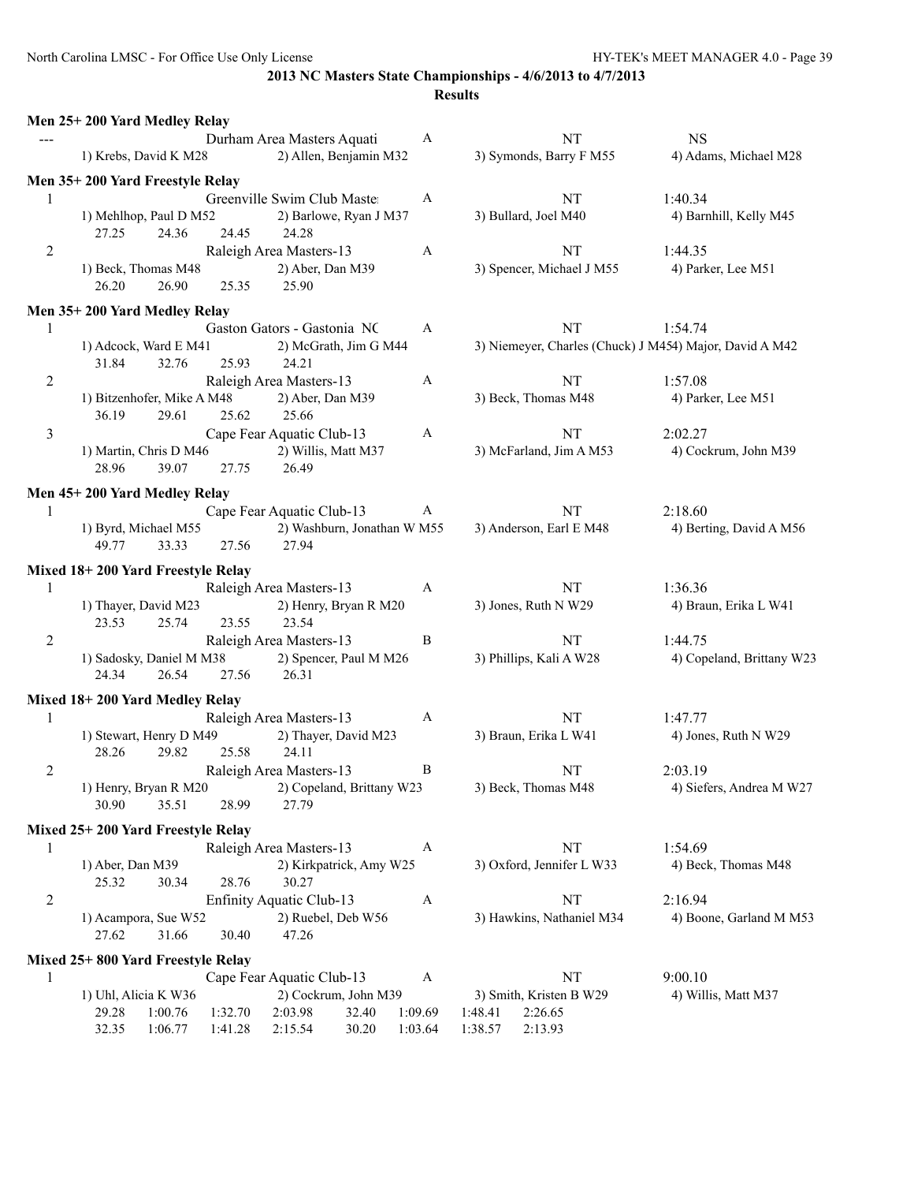## 2013 NC Masters State Championships - 4/6/2013 to 4/7/2013

### Results

**Men 25+ 200 Yard Medley Relay**

```
---                     Durham Area Masters Aquati      A           NT                      NS
    1) Krebs, David K M28       2) Allen, Benjamin M32        3) Symonds, Barry F M55      4) Adams, Michael M28
```

**Men 35+ 200 Yard Freestyle Relay**

```
1                       Greenville Swim Club Maste      A           NT                      1:40.34
    1) Mehlhop, Paul D M52      2) Barlowe, Ryan J M37        3) Bullard, Joel M40         4) Barnhill, Kelly M45
       27.25    24.36    24.45    24.28
2                       Raleigh Area Masters-13         A           NT                      1:44.35
    1) Beck, Thomas M48         2) Aber, Dan M39              3) Spencer, Michael J M55    4) Parker, Lee M51
       26.20    26.90    25.35    25.90
```

**Men 35+ 200 Yard Medley Relay**

```
1                       Gaston Gators - Gastonia NC     A           NT                      1:54.74
    1) Adcock, Ward E M41       2) McGrath, Jim G M44         3) Niemeyer, Charles (Chuck) J M454) Major, David A M42
       31.84    32.76    25.93    24.21
2                       Raleigh Area Masters-13         A           NT                      1:57.08
    1) Bitzenhofer, Mike A M48  2) Aber, Dan M39              3) Beck, Thomas M48          4) Parker, Lee M51
       36.19    29.61    25.62    25.66
3                       Cape Fear Aquatic Club-13       A           NT                      2:02.27
    1) Martin, Chris D M46      2) Willis, Matt M37           3) McFarland, Jim A M53      4) Cockrum, John M39
       28.96    39.07    27.75    26.49
```

**Men 45+ 200 Yard Medley Relay**

```
1                       Cape Fear Aquatic Club-13       A           NT                      2:18.60
    1) Byrd, Michael M55        2) Washburn, Jonathan W M55   3) Anderson, Earl E M48      4) Berting, David A M56
       49.77    33.33    27.56    27.94
```

**Mixed 18+ 200 Yard Freestyle Relay**

```
1                       Raleigh Area Masters-13         A           NT                      1:36.36
    1) Thayer, David M23        2) Henry, Bryan R M20         3) Jones, Ruth N W29         4) Braun, Erika L W41
       23.53    25.74    23.55    23.54
2                       Raleigh Area Masters-13         B           NT                      1:44.75
    1) Sadosky, Daniel M M38    2) Spencer, Paul M M26        3) Phillips, Kali A W28      4) Copeland, Brittany W23
       24.34    26.54    27.56    26.31
```

**Mixed 18+ 200 Yard Medley Relay**

```
1                       Raleigh Area Masters-13         A           NT                      1:47.77
    1) Stewart, Henry D M49     2) Thayer, David M23          3) Braun, Erika L W41        4) Jones, Ruth N W29
       28.26    29.82    25.58    24.11
2                       Raleigh Area Masters-13         B           NT                      2:03.19
    1) Henry, Bryan R M20       2) Copeland, Brittany W23     3) Beck, Thomas M48          4) Siefers, Andrea M W27
       30.90    35.51    28.99    27.79
```

**Mixed 25+ 200 Yard Freestyle Relay**

```
1                       Raleigh Area Masters-13         A           NT                      1:54.69
    1) Aber, Dan M39            2) Kirkpatrick, Amy W25       3) Oxford, Jennifer L W33    4) Beck, Thomas M48
       25.32    30.34    28.76    30.27
2                       Enfinity Aquatic Club-13        A           NT                      2:16.94
    1) Acampora, Sue W52        2) Ruebel, Deb W56            3) Hawkins, Nathaniel M34    4) Boone, Garland M M53
       27.62    31.66    30.40    47.26
```

**Mixed 25+ 800 Yard Freestyle Relay**

```
1                       Cape Fear Aquatic Club-13       A           NT                      9:00.10
    1) Uhl, Alicia K W36        2) Cockrum, John M39          3) Smith, Kristen B W29      4) Willis, Matt M37
       29.28    1:00.76  1:32.70  2:03.98   32.40   1:09.69  1:48.41  2:26.65
       32.35    1:06.77  1:41.28  2:15.54   30.20   1:03.64  1:38.57  2:13.93
```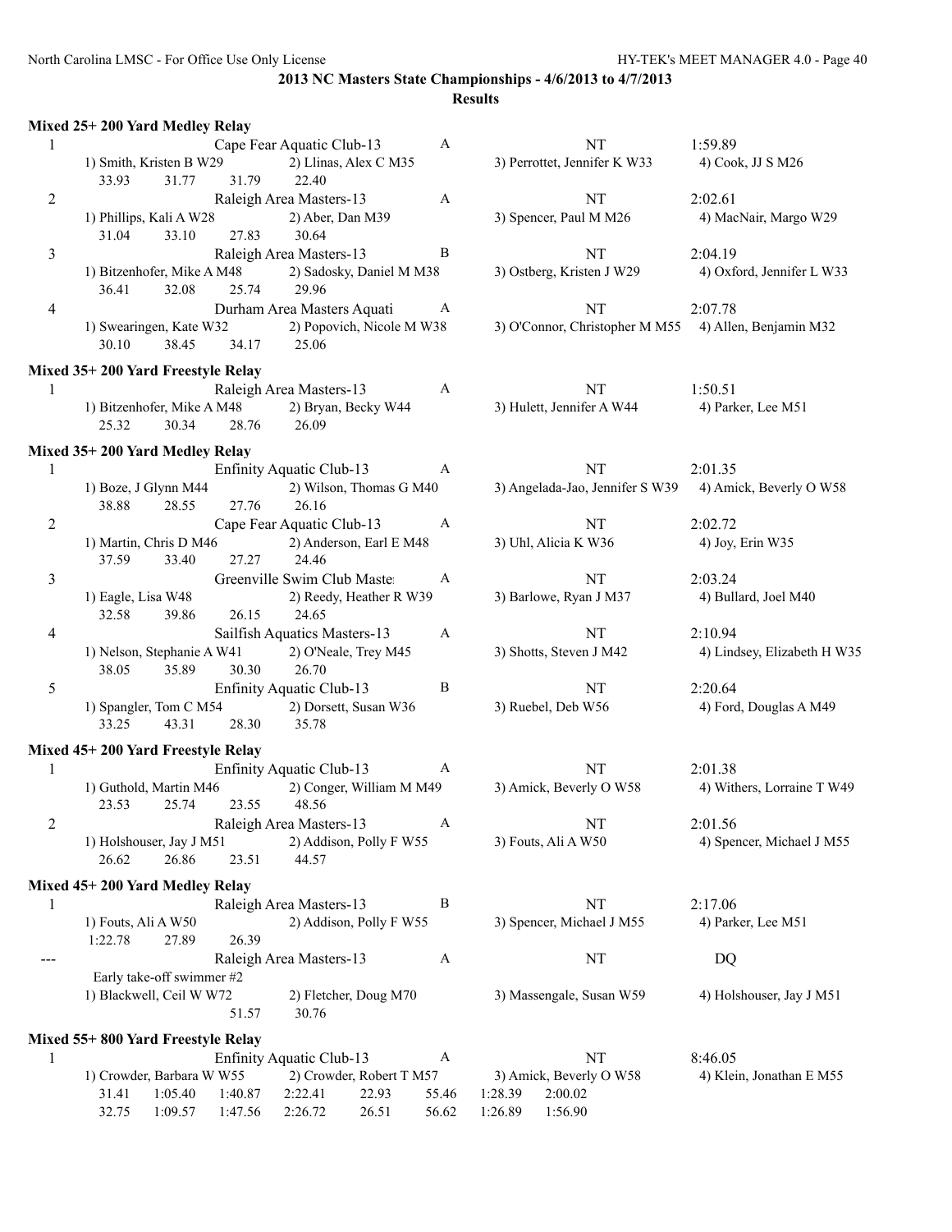## 2013 NC Masters State Championships - 4/6/2013 to 4/7/2013

### Results

**Mixed 25+ 200 Yard Medley Relay**

1 Cape Fear Aquatic Club-13 A NT 1:59.89
1) Smith, Kristen B W29 2) Llinas, Alex C M35 3) Perrottet, Jennifer K W33 4) Cook, JJ S M26
33.93 31.77 31.79 22.40

2 Raleigh Area Masters-13 A NT 2:02.61
1) Phillips, Kali A W28 2) Aber, Dan M39 3) Spencer, Paul M M26 4) MacNair, Margo W29
31.04 33.10 27.83 30.64

3 Raleigh Area Masters-13 B NT 2:04.19
1) Bitzenhofer, Mike A M48 2) Sadosky, Daniel M M38 3) Ostberg, Kristen J W29 4) Oxford, Jennifer L W33
36.41 32.08 25.74 29.96

4 Durham Area Masters Aquati A NT 2:07.78
1) Swearingen, Kate W32 2) Popovich, Nicole M W38 3) O'Connor, Christopher M M55 4) Allen, Benjamin M32
30.10 38.45 34.17 25.06

**Mixed 35+ 200 Yard Freestyle Relay**

1 Raleigh Area Masters-13 A NT 1:50.51
1) Bitzenhofer, Mike A M48 2) Bryan, Becky W44 3) Hulett, Jennifer A W44 4) Parker, Lee M51
25.32 30.34 28.76 26.09

**Mixed 35+ 200 Yard Medley Relay**

1 Enfinity Aquatic Club-13 A NT 2:01.35
1) Boze, J Glynn M44 2) Wilson, Thomas G M40 3) Angelada-Jao, Jennifer S W39 4) Amick, Beverly O W58
38.88 28.55 27.76 26.16

2 Cape Fear Aquatic Club-13 A NT 2:02.72
1) Martin, Chris D M46 2) Anderson, Earl E M48 3) Uhl, Alicia K W36 4) Joy, Erin W35
37.59 33.40 27.27 24.46

3 Greenville Swim Club Maste A NT 2:03.24
1) Eagle, Lisa W48 2) Reedy, Heather R W39 3) Barlowe, Ryan J M37 4) Bullard, Joel M40
32.58 39.86 26.15 24.65

4 Sailfish Aquatics Masters-13 A NT 2:10.94
1) Nelson, Stephanie A W41 2) O'Neale, Trey M45 3) Shotts, Steven J M42 4) Lindsey, Elizabeth H W35
38.05 35.89 30.30 26.70

5 Enfinity Aquatic Club-13 B NT 2:20.64
1) Spangler, Tom C M54 2) Dorsett, Susan W36 3) Ruebel, Deb W56 4) Ford, Douglas A M49
33.25 43.31 28.30 35.78

**Mixed 45+ 200 Yard Freestyle Relay**

1 Enfinity Aquatic Club-13 A NT 2:01.38
1) Guthold, Martin M46 2) Conger, William M M49 3) Amick, Beverly O W58 4) Withers, Lorraine T W49
23.53 25.74 23.55 48.56

2 Raleigh Area Masters-13 A NT 2:01.56
1) Holshouser, Jay J M51 2) Addison, Polly F W55 3) Fouts, Ali A W50 4) Spencer, Michael J M55
26.62 26.86 23.51 44.57

**Mixed 45+ 200 Yard Medley Relay**

1 Raleigh Area Masters-13 B NT 2:17.06
1) Fouts, Ali A W50 2) Addison, Polly F W55 3) Spencer, Michael J M55 4) Parker, Lee M51
1:22.78 27.89 26.39

--- Raleigh Area Masters-13 A NT DQ
Early take-off swimmer #2
1) Blackwell, Ceil W W72 2) Fletcher, Doug M70 3) Massengale, Susan W59 4) Holshouser, Jay J M51
51.57 30.76

**Mixed 55+ 800 Yard Freestyle Relay**

1 Enfinity Aquatic Club-13 A NT 8:46.05
1) Crowder, Barbara W W55 2) Crowder, Robert T M57 3) Amick, Beverly O W58 4) Klein, Jonathan E M55
31.41 1:05.40 1:40.87 2:22.41 22.93 55.46 1:28.39 2:00.02
32.75 1:09.57 1:47.56 2:26.72 26.51 56.62 1:26.89 1:56.90